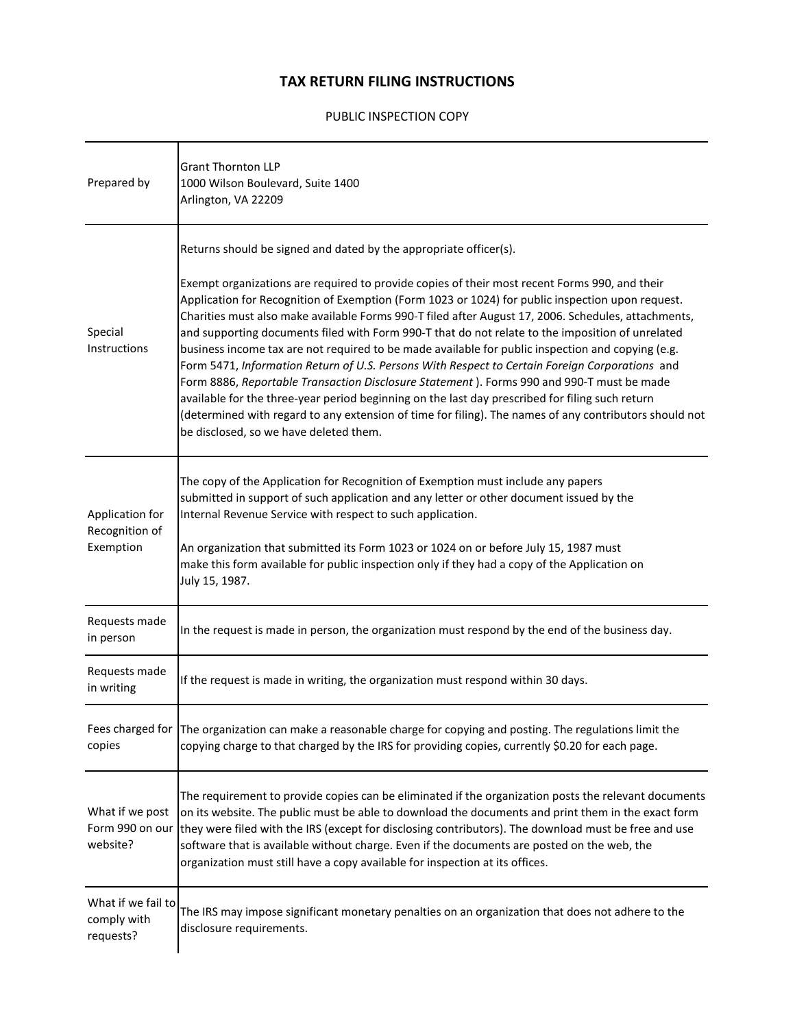# TAX RETURN FILING INSTRUCTIONS

PUBLIC INSPECTION COPY

| | |
|---|---|
| Prepared by | Grant Thornton LLP<br>1000 Wilson Boulevard, Suite 1400<br>Arlington, VA 22209 |
| Special Instructions | Returns should be signed and dated by the appropriate officer(s).<br><br>Exempt organizations are required to provide copies of their most recent Forms 990, and their Application for Recognition of Exemption (Form 1023 or 1024) for public inspection upon request. Charities must also make available Forms 990-T filed after August 17, 2006. Schedules, attachments, and supporting documents filed with Form 990-T that do not relate to the imposition of unrelated business income tax are not required to be made available for public inspection and copying (e.g. Form 5471, *Information Return of U.S. Persons With Respect to Certain Foreign Corporations* and Form 8886, *Reportable Transaction Disclosure Statement* ). Forms 990 and 990-T must be made available for the three-year period beginning on the last day prescribed for filing such return (determined with regard to any extension of time for filing). The names of any contributors should not be disclosed, so we have deleted them. |
| Application for Recognition of Exemption | The copy of the Application for Recognition of Exemption must include any papers submitted in support of such application and any letter or other document issued by the Internal Revenue Service with respect to such application.<br><br>An organization that submitted its Form 1023 or 1024 on or before July 15, 1987 must make this form available for public inspection only if they had a copy of the Application on July 15, 1987. |
| Requests made in person | In the request is made in person, the organization must respond by the end of the business day. |
| Requests made in writing | If the request is made in writing, the organization must respond within 30 days. |
| Fees charged for copies | The organization can make a reasonable charge for copying and posting. The regulations limit the copying charge to that charged by the IRS for providing copies, currently $0.20 for each page. |
| What if we post Form 990 on our website? | The requirement to provide copies can be eliminated if the organization posts the relevant documents on its website. The public must be able to download the documents and print them in the exact form they were filed with the IRS (except for disclosing contributors). The download must be free and use software that is available without charge. Even if the documents are posted on the web, the organization must still have a copy available for inspection at its offices. |
| What if we fail to comply with requests? | The IRS may impose significant monetary penalties on an organization that does not adhere to the disclosure requirements. |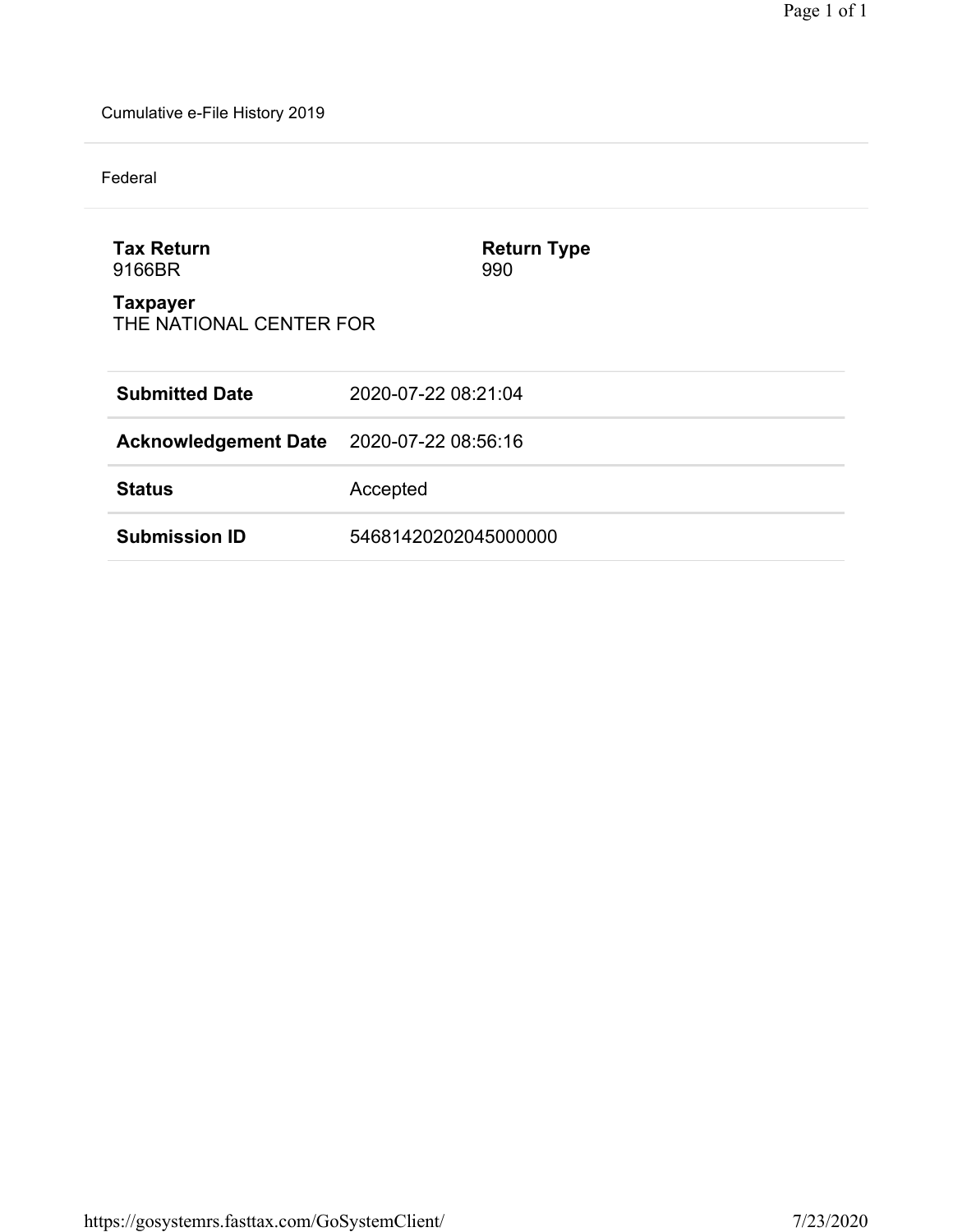Cumulative e-File History 2019

Federal

**Tax Return**
9166BR

**Return Type**
990

**Taxpayer**
THE NATIONAL CENTER FOR

| | |
|---|---|
| **Submitted Date** | 2020-07-22 08:21:04 |
| **Acknowledgement Date** | 2020-07-22 08:56:16 |
| **Status** | Accepted |
| **Submission ID** | 54681420202045000000 |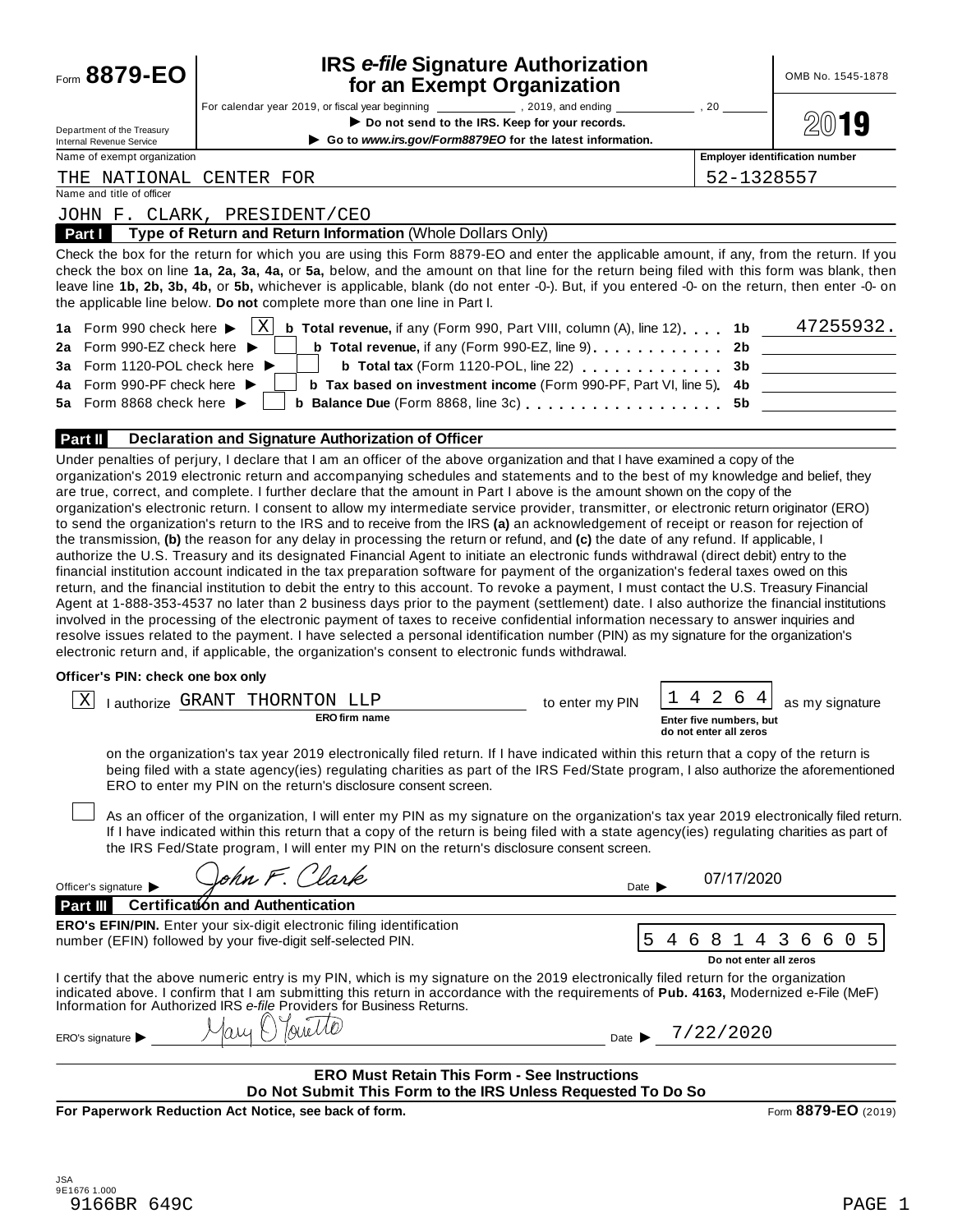Form **8879-EO**

# IRS *e-file* Signature Authorization for an Exempt Organization

OMB No. 1545-1878

For calendar year 2019, or fiscal year beginning ____________ , 2019, and ending ____________ , 20 ______

▶ **Do not send to the IRS. Keep for your records.**

▶ **Go to *www.irs.gov/Form8879EO* for the latest information.**

Department of the Treasury
Internal Revenue Service

**2019**

Name of exempt organization: THE NATIONAL CENTER FOR

**Employer identification number:** 52-1328557

Name and title of officer: JOHN F. CLARK, PRESIDENT/CEO

**Part I — Type of Return and Return Information** (Whole Dollars Only)

Check the box for the return for which you are using this Form 8879-EO and enter the applicable amount, if any, from the return. If you check the box on line **1a, 2a, 3a, 4a,** or **5a,** below, and the amount on that line for the return being filed with this form was blank, then leave line **1b, 2b, 3b, 4b,** or **5b,** whichever is applicable, blank (do not enter -0-). But, if you entered -0- on the return, then enter -0- on the applicable line below. **Do not** complete more than one line in Part I.

| | | | | |
|---|---|---|---|---|
| **1a** Form 990 check here ▶ | X | **b Total revenue,** if any (Form 990, Part VIII, column (A), line 12) | **1b** | 47255932. |
| **2a** Form 990-EZ check here ▶ | | **b Total revenue,** if any (Form 990-EZ, line 9) | **2b** | |
| **3a** Form 1120-POL check here ▶ | | **b Total tax** (Form 1120-POL, line 22) | **3b** | |
| **4a** Form 990-PF check here ▶ | | **b Tax based on investment income** (Form 990-PF, Part VI, line 5) | **4b** | |
| **5a** Form 8868 check here ▶ | | **b Balance Due** (Form 8868, line 3c) | **5b** | |

**Part II — Declaration and Signature Authorization of Officer**

Under penalties of perjury, I declare that I am an officer of the above organization and that I have examined a copy of the organization's 2019 electronic return and accompanying schedules and statements and to the best of my knowledge and belief, they are true, correct, and complete. I further declare that the amount in Part I above is the amount shown on the copy of the organization's electronic return. I consent to allow my intermediate service provider, transmitter, or electronic return originator (ERO) to send the organization's return to the IRS and to receive from the IRS **(a)** an acknowledgement of receipt or reason for rejection of the transmission, **(b)** the reason for any delay in processing the return or refund, and **(c)** the date of any refund. If applicable, I authorize the U.S. Treasury and its designated Financial Agent to initiate an electronic funds withdrawal (direct debit) entry to the financial institution account indicated in the tax preparation software for payment of the organization's federal taxes owed on this return, and the financial institution to debit the entry to this account. To revoke a payment, I must contact the U.S. Treasury Financial Agent at 1-888-353-4537 no later than 2 business days prior to the payment (settlement) date. I also authorize the financial institutions involved in the processing of the electronic payment of taxes to receive confidential information necessary to answer inquiries and resolve issues related to the payment. I have selected a personal identification number (PIN) as my signature for the organization's electronic return and, if applicable, the organization's consent to electronic funds withdrawal.

**Officer's PIN: check one box only**

[X] I authorize GRANT THORNTON LLP (**ERO firm name**) to enter my PIN 1 4 2 6 4 (**Enter five numbers, but do not enter all zeros**) as my signature on the organization's tax year 2019 electronically filed return. If I have indicated within this return that a copy of the return is being filed with a state agency(ies) regulating charities as part of the IRS Fed/State program, I also authorize the aforementioned ERO to enter my PIN on the return's disclosure consent screen.

[ ] As an officer of the organization, I will enter my PIN as my signature on the organization's tax year 2019 electronically filed return. If I have indicated within this return that a copy of the return is being filed with a state agency(ies) regulating charities as part of the IRS Fed/State program, I will enter my PIN on the return's disclosure consent screen.

Officer's signature ▶ John F. Clark    Date ▶ 07/17/2020

**Part III — Certification and Authentication**

**ERO's EFIN/PIN.** Enter your six-digit electronic filing identification number (EFIN) followed by your five-digit self-selected PIN. 5 4 6 8 1 4 3 6 6 0 5 (**Do not enter all zeros**)

I certify that the above numeric entry is my PIN, which is my signature on the 2019 electronically filed return for the organization indicated above. I confirm that I am submitting this return in accordance with the requirements of **Pub. 4163,** Modernized e-File (MeF) Information for Authorized IRS *e-file* Providers for Business Returns.

ERO's signature ▶ Mary O'Toole    Date ▶ 7/22/2020

**ERO Must Retain This Form - See Instructions**
**Do Not Submit This Form to the IRS Unless Requested To Do So**

**For Paperwork Reduction Act Notice, see back of form.**    Form **8879-EO** (2019)

JSA
9E1676 1.000
9166BR 649C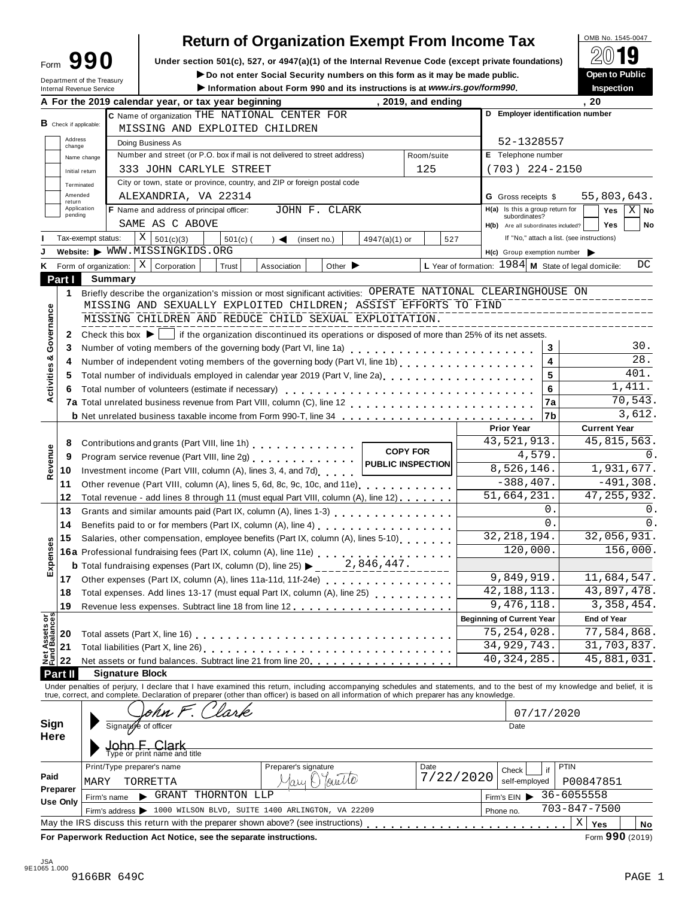Form **990** | **Return of Organization Exempt From Income Tax** | OMB No. 1545-0047

Under section 501(c), 527, or 4947(a)(1) of the Internal Revenue Code (except private foundations)

▶ Do not enter Social Security numbers on this form as it may be made public.

▶ Information about Form 990 and its instructions is at *www.irs.gov/form990*.

Department of the Treasury Internal Revenue Service

**2019** — **Open to Public Inspection**

**A** For the 2019 calendar year, or tax year beginning , 2019, and ending , 20

**B** Check if applicable: Address change / Name change / Initial return / Terminated / Amended return / Application pending

**C** Name of organization THE NATIONAL CENTER FOR MISSING AND EXPLOITED CHILDREN

Doing Business As

Number and street (or P.O. box if mail is not delivered to street address): 333 JOHN CARLYLE STREET — Room/suite: 125

City or town, state or province, country, and ZIP or foreign postal code: ALEXANDRIA, VA 22314

**D** Employer identification number: 52-1328557

**E** Telephone number: (703) 224-2150

**G** Gross receipts $ 55,803,643.

**F** Name and address of principal officer: JOHN F. CLARK, SAME AS C ABOVE

**H(a)** Is this a group return for subordinates? Yes [ ] No [X]

**H(b)** Are all subordinates included? Yes [ ] No [ ] If "No," attach a list. (see instructions)

**H(c)** Group exemption number ▶

**I** Tax-exempt status: [X] 501(c)(3) [ ] 501(c) ( ) ◀ (insert no.) [ ] 4947(a)(1) or [ ] 527

**J** Website: ▶ WWW.MISSINGKIDS.ORG

**K** Form of organization: [X] Corporation [ ] Trust [ ] Association [ ] Other ▶

**L** Year of formation: 1984 **M** State of legal domicile: DC

## Part I Summary

**Activities & Governance**

1 Briefly describe the organization's mission or most significant activities: OPERATE NATIONAL CLEARINGHOUSE ON MISSING AND SEXUALLY EXPLOITED CHILDREN; ASSIST EFFORTS TO FIND MISSING CHILDREN AND REDUCE CHILD SEXUAL EXPLOITATION.

2 Check this box ▶ [ ] if the organization discontinued its operations or disposed of more than 25% of its net assets.

| | | | |
|---|---|---|---|
| 3 | Number of voting members of the governing body (Part VI, line 1a) | 3 | 30. |
| 4 | Number of independent voting members of the governing body (Part VI, line 1b) | 4 | 28. |
| 5 | Total number of individuals employed in calendar year 2019 (Part V, line 2a) | 5 | 401. |
| 6 | Total number of volunteers (estimate if necessary) | 6 | 1,411. |
| 7a | Total unrelated business revenue from Part VIII, column (C), line 12 | 7a | 70,543. |
| b | Net unrelated business taxable income from Form 990-T, line 34 | 7b | 3,612. |

| | | Prior Year | Current Year |
|---|---|---|---|
| **Revenue** | | | |
| 8 | Contributions and grants (Part VIII, line 1h) | 43,521,913. | 45,815,563. |
| 9 | Program service revenue (Part VIII, line 2g) | 4,579. | 0. |
| 10 | Investment income (Part VIII, column (A), lines 3, 4, and 7d) | 8,526,146. | 1,931,677. |
| 11 | Other revenue (Part VIII, column (A), lines 5, 6d, 8c, 9c, 10c, and 11e) | -388,407. | -491,308. |
| 12 | Total revenue - add lines 8 through 11 (must equal Part VIII, column (A), line 12) | 51,664,231. | 47,255,932. |
| **Expenses** | | | |
| 13 | Grants and similar amounts paid (Part IX, column (A), lines 1-3) | 0. | 0. |
| 14 | Benefits paid to or for members (Part IX, column (A), line 4) | 0. | 0. |
| 15 | Salaries, other compensation, employee benefits (Part IX, column (A), lines 5-10) | 32,218,194. | 32,056,931. |
| 16a | Professional fundraising fees (Part IX, column (A), line 11e) | 120,000. | 156,000. |
| b | Total fundraising expenses (Part IX, column (D), line 25) ▶ 2,846,447. | | |
| 17 | Other expenses (Part IX, column (A), lines 11a-11d, 11f-24e) | 9,849,919. | 11,684,547. |
| 18 | Total expenses. Add lines 13-17 (must equal Part IX, column (A), line 25) | 42,188,113. | 43,897,478. |
| 19 | Revenue less expenses. Subtract line 18 from line 12 | 9,476,118. | 3,358,454. |
| **Net Assets or Fund Balances** | | **Beginning of Current Year** | **End of Year** |
| 20 | Total assets (Part X, line 16) | 75,254,028. | 77,584,868. |
| 21 | Total liabilities (Part X, line 26) | 34,929,743. | 31,703,837. |
| 22 | Net assets or fund balances. Subtract line 21 from line 20 | 40,324,285. | 45,881,031. |

COPY FOR PUBLIC INSPECTION

## Part II Signature Block

Under penalties of perjury, I declare that I have examined this return, including accompanying schedules and statements, and to the best of my knowledge and belief, it is true, correct, and complete. Declaration of preparer (other than officer) is based on all information of which preparer has any knowledge.

**Sign Here**

Signature of officer: John F. Clark — Date: 07/17/2020

Type or print name and title: John F. Clark

**Paid Preparer Use Only**

| Print/Type preparer's name | Preparer's signature | Date | Check [ ] if self-employed | PTIN |
|---|---|---|---|---|
| MARY TORRETTA | Mary O'Torretta | 7/22/2020 | | P00847851 |

Firm's name ▶ GRANT THORNTON LLP — Firm's EIN ▶ 36-6055558

Firm's address ▶ 1000 WILSON BLVD, SUITE 1400 ARLINGTON, VA 22209 — Phone no. 703-847-7500

May the IRS discuss this return with the preparer shown above? (see instructions) [X] Yes [ ] No

**For Paperwork Reduction Act Notice, see the separate instructions.** Form **990** (2019)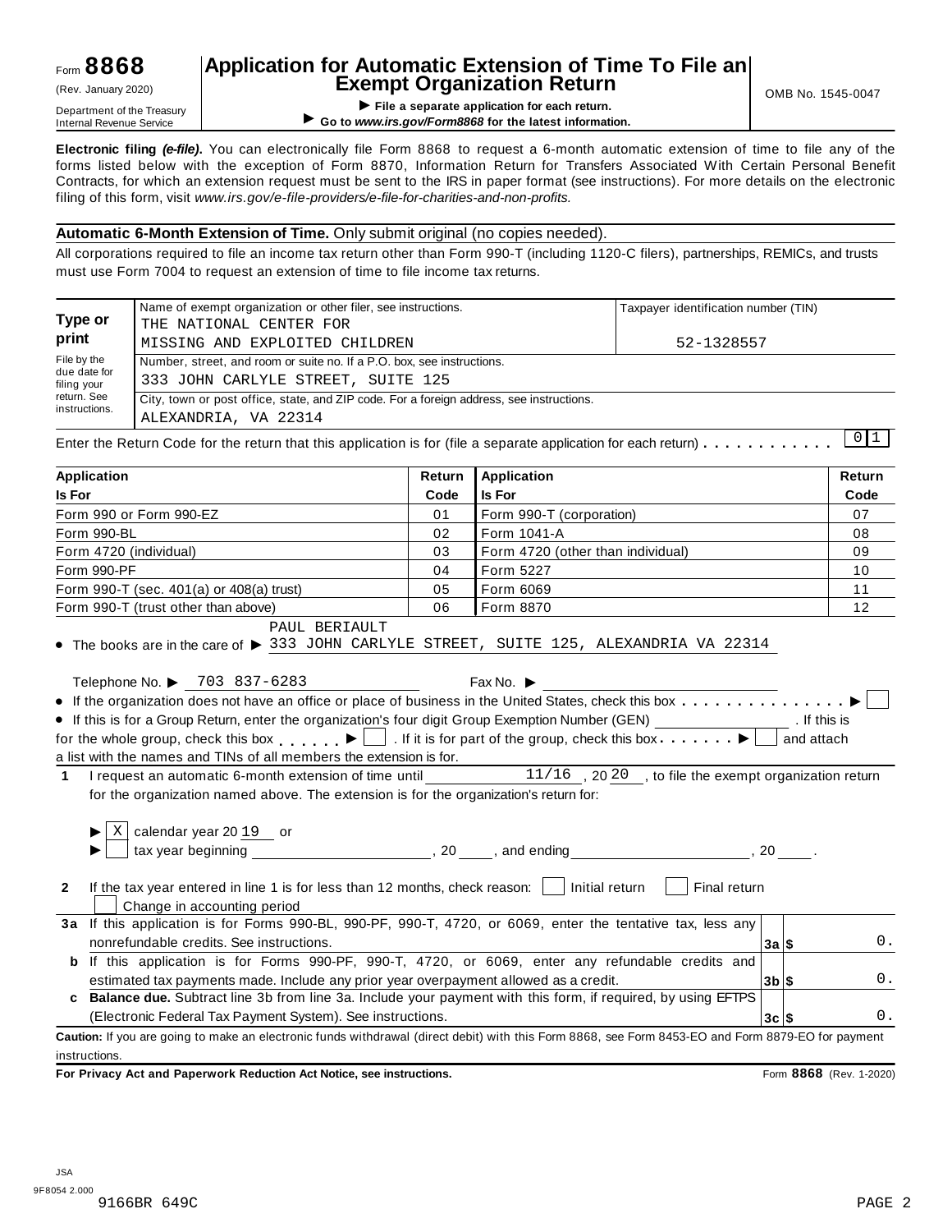Form **8868**

(Rev. January 2020)

Department of the Treasury
Internal Revenue Service

# Application for Automatic Extension of Time To File an Exempt Organization Return

▶ **File a separate application for each return.**

▶ **Go to *www.irs.gov/Form8868* for the latest information.**

OMB No. 1545-0047

**Electronic filing *(e-file)*.** You can electronically file Form 8868 to request a 6-month automatic extension of time to file any of the forms listed below with the exception of Form 8870, Information Return for Transfers Associated With Certain Personal Benefit Contracts, for which an extension request must be sent to the IRS in paper format (see instructions). For more details on the electronic filing of this form, visit *www.irs.gov/e-file-providers/e-file-for-charities-and-non-profits.*

**Automatic 6-Month Extension of Time.** Only submit original (no copies needed).

All corporations required to file an income tax return other than Form 990-T (including 1120-C filers), partnerships, REMICs, and trusts must use Form 7004 to request an extension of time to file income tax returns.

| **Type or print** | Name of exempt organization or other filer, see instructions. | Taxpayer identification number (TIN) |
|---|---|---|
| File by the due date for filing your return. See instructions. | THE NATIONAL CENTER FOR MISSING AND EXPLOITED CHILDREN | 52-1328557 |
| | Number, street, and room or suite no. If a P.O. box, see instructions. 333 JOHN CARLYLE STREET, SUITE 125 | |
| | City, town or post office, state, and ZIP code. For a foreign address, see instructions. ALEXANDRIA, VA 22314 | |

Enter the Return Code for the return that this application is for (file a separate application for each return) . . . . . . . . . . . 0 1

| **Application Is For** | **Return Code** | **Application Is For** | **Return Code** |
|---|---|---|---|
| Form 990 or Form 990-EZ | 01 | Form 990-T (corporation) | 07 |
| Form 990-BL | 02 | Form 1041-A | 08 |
| Form 4720 (individual) | 03 | Form 4720 (other than individual) | 09 |
| Form 990-PF | 04 | Form 5227 | 10 |
| Form 990-T (sec. 401(a) or 408(a) trust) | 05 | Form 6069 | 11 |
| Form 990-T (trust other than above) | 06 | Form 8870 | 12 |

- The books are in the care of ▶ PAUL BERIAULT 333 JOHN CARLYLE STREET, SUITE 125, ALEXANDRIA VA 22314

  Telephone No. ▶ 703 837-6283 Fax No. ▶
- If the organization does not have an office or place of business in the United States, check this box . . . . . . . . . . . . . . . ▶ ☐
- If this is for a Group Return, enter the organization's four digit Group Exemption Number (GEN) ________ . If this is for the whole group, check this box . . . . . . ▶ ☐ . If it is for part of the group, check this box . . . . . . . ▶ ☐ and attach a list with the names and TINs of all members the extension is for.

**1** I request an automatic 6-month extension of time until 11/16 , 20 20 , to file the exempt organization return for the organization named above. The extension is for the organization's return for:

▶ ☒ calendar year 20 19 or

▶ ☐ tax year beginning ________, 20 ____, and ending ________, 20 ____.

**2** If the tax year entered in line 1 is for less than 12 months, check reason: ☐ Initial return ☐ Final return ☐ Change in accounting period

| | | | |
|---|---|---|---|
| **3a** | If this application is for Forms 990-BL, 990-PF, 990-T, 4720, or 6069, enter the tentative tax, less any nonrefundable credits. See instructions. | **3a** $ | 0. |
| **b** | If this application is for Forms 990-PF, 990-T, 4720, or 6069, enter any refundable credits and estimated tax payments made. Include any prior year overpayment allowed as a credit. | **3b** $ | 0. |
| **c** | **Balance due.** Subtract line 3b from line 3a. Include your payment with this form, if required, by using EFTPS (Electronic Federal Tax Payment System). See instructions. | **3c** $ | 0. |

**Caution:** If you are going to make an electronic funds withdrawal (direct debit) with this Form 8868, see Form 8453-EO and Form 8879-EO for payment instructions.

**For Privacy Act and Paperwork Reduction Act Notice, see instructions.** Form **8868** (Rev. 1-2020)

JSA
9F8054 2.000
9166BR 649C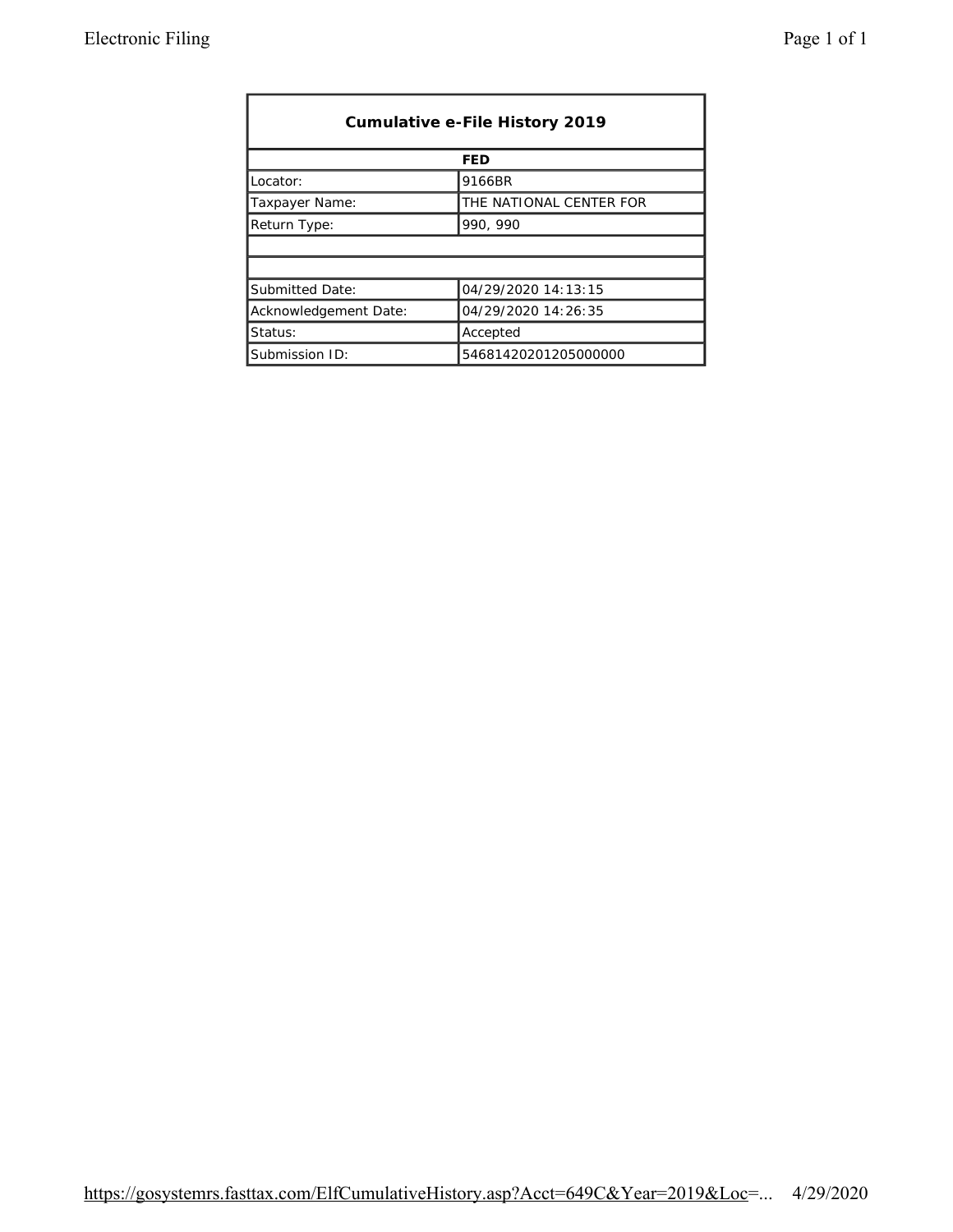| Cumulative e-File History 2019 | |
|---|---|
| **FED** | |
| Locator: | 9166BR |
| Taxpayer Name: | THE NATIONAL CENTER FOR |
| Return Type: | 990, 990 |
| | |
| | |
| Submitted Date: | 04/29/2020 14:13:15 |
| Acknowledgement Date: | 04/29/2020 14:26:35 |
| Status: | Accepted |
| Submission ID: | 54681420201205000000 |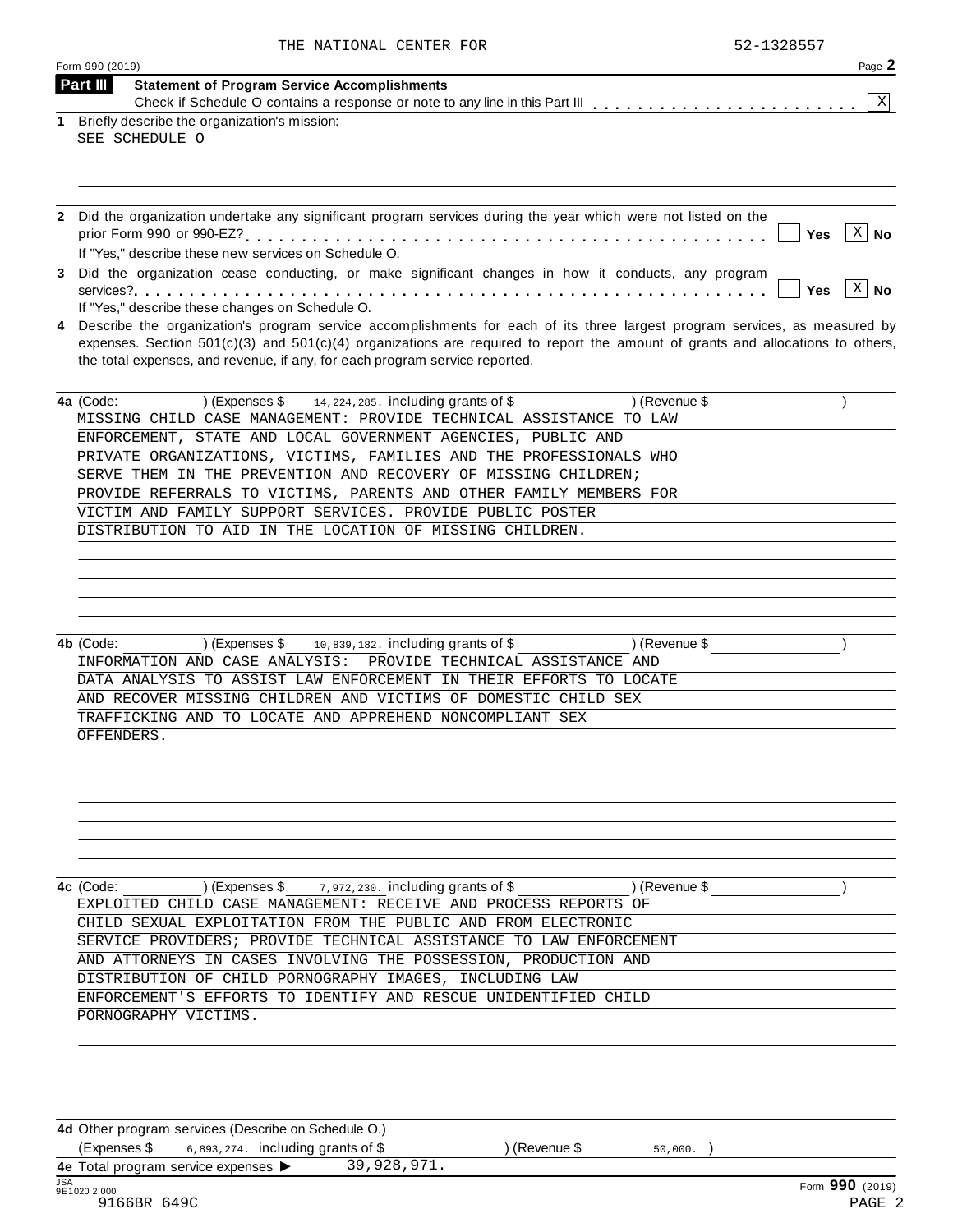THE NATIONAL CENTER FOR 52-1328557

Form 990 (2019) Page **2**

## Part III Statement of Program Service Accomplishments

Check if Schedule O contains a response or note to any line in this Part III . . . . . . . . . . . . . . . . . . . . . . . [X]

**1** Briefly describe the organization's mission:

SEE SCHEDULE O

**2** Did the organization undertake any significant program services during the year which were not listed on the prior Form 990 or 990-EZ? . . . . . . . . . . . . . . . . . . . . . . . . . . . . . . . . . . . . . . . . . . . [ ] Yes [X] No

If "Yes," describe these new services on Schedule O.

**3** Did the organization cease conducting, or make significant changes in how it conducts, any program services? . . . . . . . . . . . . . . . . . . . . . . . . . . . . . . . . . . . . . . . . . . . . . . . . . . . . [ ] Yes [X] No

If "Yes," describe these changes on Schedule O.

**4** Describe the organization's program service accomplishments for each of its three largest program services, as measured by expenses. Section 501(c)(3) and 501(c)(4) organizations are required to report the amount of grants and allocations to others, the total expenses, and revenue, if any, for each program service reported.

**4a** (Code: ) (Expenses $ 14,224,285. including grants of $ ) (Revenue $ )

MISSING CHILD CASE MANAGEMENT: PROVIDE TECHNICAL ASSISTANCE TO LAW ENFORCEMENT, STATE AND LOCAL GOVERNMENT AGENCIES, PUBLIC AND PRIVATE ORGANIZATIONS, VICTIMS, FAMILIES AND THE PROFESSIONALS WHO SERVE THEM IN THE PREVENTION AND RECOVERY OF MISSING CHILDREN; PROVIDE REFERRALS TO VICTIMS, PARENTS AND OTHER FAMILY MEMBERS FOR VICTIM AND FAMILY SUPPORT SERVICES. PROVIDE PUBLIC POSTER DISTRIBUTION TO AID IN THE LOCATION OF MISSING CHILDREN.

**4b** (Code: ) (Expenses $ 10,839,182. including grants of $ ) (Revenue $ )

INFORMATION AND CASE ANALYSIS: PROVIDE TECHNICAL ASSISTANCE AND DATA ANALYSIS TO ASSIST LAW ENFORCEMENT IN THEIR EFFORTS TO LOCATE AND RECOVER MISSING CHILDREN AND VICTIMS OF DOMESTIC CHILD SEX TRAFFICKING AND TO LOCATE AND APPREHEND NONCOMPLIANT SEX OFFENDERS.

**4c** (Code: ) (Expenses $ 7,972,230. including grants of $ ) (Revenue $ )

EXPLOITED CHILD CASE MANAGEMENT: RECEIVE AND PROCESS REPORTS OF CHILD SEXUAL EXPLOITATION FROM THE PUBLIC AND FROM ELECTRONIC SERVICE PROVIDERS; PROVIDE TECHNICAL ASSISTANCE TO LAW ENFORCEMENT AND ATTORNEYS IN CASES INVOLVING THE POSSESSION, PRODUCTION AND DISTRIBUTION OF CHILD PORNOGRAPHY IMAGES, INCLUDING LAW ENFORCEMENT'S EFFORTS TO IDENTIFY AND RESCUE UNIDENTIFIED CHILD PORNOGRAPHY VICTIMS.

**4d** Other program services (Describe on Schedule O.)

(Expenses $ 6,893,274. including grants of $ ) (Revenue $ 50,000. )

**4e** Total program service expenses ▶ 39,928,971.

JSA 9E1020 2.000

Form **990** (2019)

9166BR 649C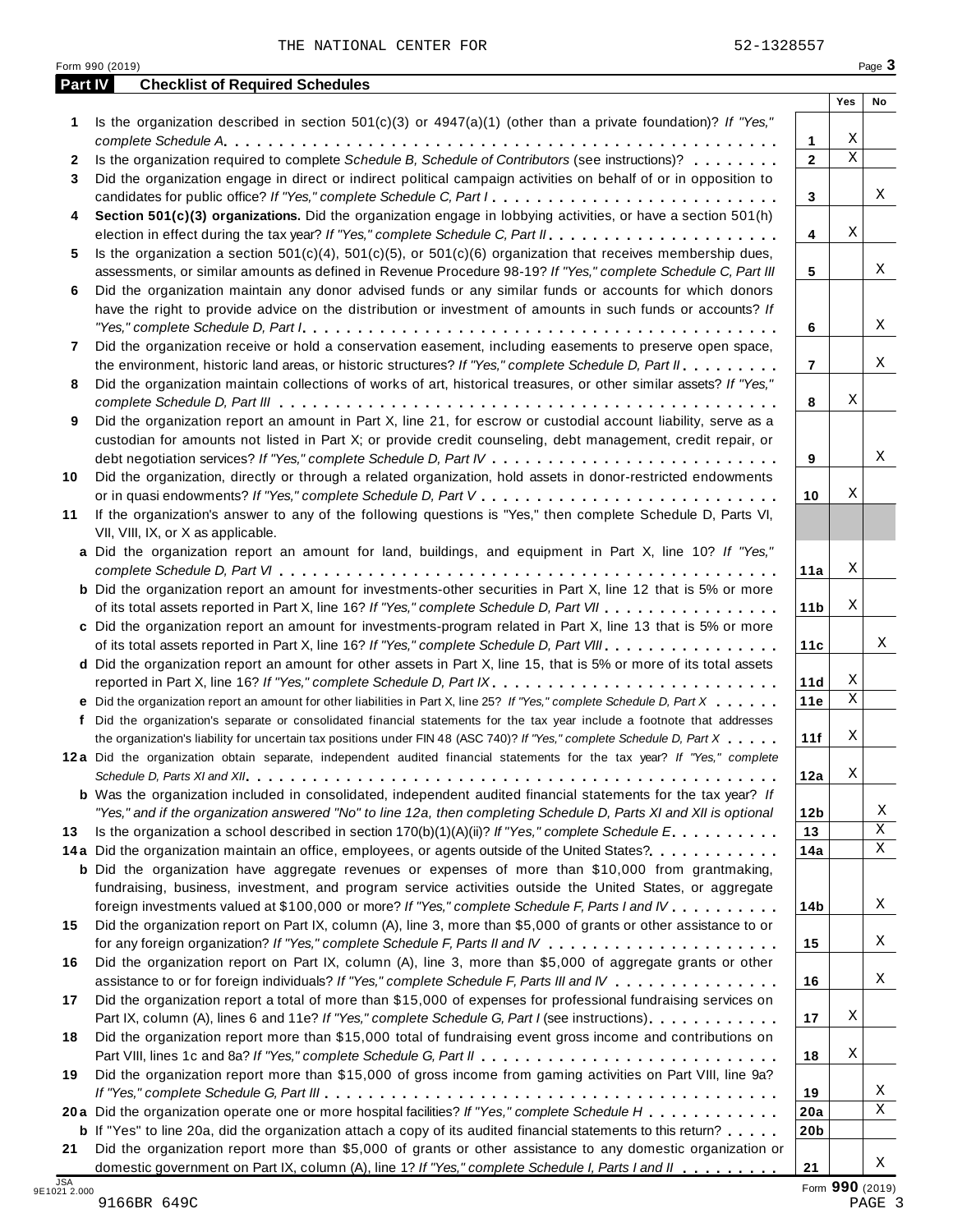THE NATIONAL CENTER FOR 52-1328557

Form 990 (2019) Page **3**

## Part IV Checklist of Required Schedules

| | | | Yes | No |
|---|---|---|---|---|
| **1** | Is the organization described in section 501(c)(3) or 4947(a)(1) (other than a private foundation)? *If "Yes," complete Schedule A* | **1** | X | |
| **2** | Is the organization required to complete *Schedule B, Schedule of Contributors* (see instructions)? | **2** | X | |
| **3** | Did the organization engage in direct or indirect political campaign activities on behalf of or in opposition to candidates for public office? *If "Yes," complete Schedule C, Part I* | **3** | | X |
| **4** | **Section 501(c)(3) organizations.** Did the organization engage in lobbying activities, or have a section 501(h) election in effect during the tax year? *If "Yes," complete Schedule C, Part II* | **4** | X | |
| **5** | Is the organization a section 501(c)(4), 501(c)(5), or 501(c)(6) organization that receives membership dues, assessments, or similar amounts as defined in Revenue Procedure 98-19? *If "Yes," complete Schedule C, Part III* | **5** | | X |
| **6** | Did the organization maintain any donor advised funds or any similar funds or accounts for which donors have the right to provide advice on the distribution or investment of amounts in such funds or accounts? *If "Yes," complete Schedule D, Part I* | **6** | | X |
| **7** | Did the organization receive or hold a conservation easement, including easements to preserve open space, the environment, historic land areas, or historic structures? *If "Yes," complete Schedule D, Part II* | **7** | | X |
| **8** | Did the organization maintain collections of works of art, historical treasures, or other similar assets? *If "Yes," complete Schedule D, Part III* | **8** | X | |
| **9** | Did the organization report an amount in Part X, line 21, for escrow or custodial account liability, serve as a custodian for amounts not listed in Part X; or provide credit counseling, debt management, credit repair, or debt negotiation services? *If "Yes," complete Schedule D, Part IV* | **9** | | X |
| **10** | Did the organization, directly or through a related organization, hold assets in donor-restricted endowments or in quasi endowments? *If "Yes," complete Schedule D, Part V* | **10** | X | |
| **11** | If the organization's answer to any of the following questions is "Yes," then complete Schedule D, Parts VI, VII, VIII, IX, or X as applicable. | | | |
| **a** | Did the organization report an amount for land, buildings, and equipment in Part X, line 10? *If "Yes," complete Schedule D, Part VI* | **11a** | X | |
| **b** | Did the organization report an amount for investments-other securities in Part X, line 12 that is 5% or more of its total assets reported in Part X, line 16? *If "Yes," complete Schedule D, Part VII* | **11b** | X | |
| **c** | Did the organization report an amount for investments-program related in Part X, line 13 that is 5% or more of its total assets reported in Part X, line 16? *If "Yes," complete Schedule D, Part VIII* | **11c** | | X |
| **d** | Did the organization report an amount for other assets in Part X, line 15, that is 5% or more of its total assets reported in Part X, line 16? *If "Yes," complete Schedule D, Part IX* | **11d** | X | |
| **e** | Did the organization report an amount for other liabilities in Part X, line 25? *If "Yes," complete Schedule D, Part X* | **11e** | X | |
| **f** | Did the organization's separate or consolidated financial statements for the tax year include a footnote that addresses the organization's liability for uncertain tax positions under FIN 48 (ASC 740)? *If "Yes," complete Schedule D, Part X* | **11f** | X | |
| **12a** | Did the organization obtain separate, independent audited financial statements for the tax year? *If "Yes," complete Schedule D, Parts XI and XII* | **12a** | X | |
| **b** | Was the organization included in consolidated, independent audited financial statements for the tax year? *If "Yes," and if the organization answered "No" to line 12a, then completing Schedule D, Parts XI and XII is optional* | **12b** | | X |
| **13** | Is the organization a school described in section 170(b)(1)(A)(ii)? *If "Yes," complete Schedule E* | **13** | | X |
| **14a** | Did the organization maintain an office, employees, or agents outside of the United States? | **14a** | | X |
| **b** | Did the organization have aggregate revenues or expenses of more than $10,000 from grantmaking, fundraising, business, investment, and program service activities outside the United States, or aggregate foreign investments valued at $100,000 or more? *If "Yes," complete Schedule F, Parts I and IV* | **14b** | | X |
| **15** | Did the organization report on Part IX, column (A), line 3, more than $5,000 of grants or other assistance to or for any foreign organization? *If "Yes," complete Schedule F, Parts II and IV* | **15** | | X |
| **16** | Did the organization report on Part IX, column (A), line 3, more than $5,000 of aggregate grants or other assistance to or for foreign individuals? *If "Yes," complete Schedule F, Parts III and IV* | **16** | | X |
| **17** | Did the organization report a total of more than $15,000 of expenses for professional fundraising services on Part IX, column (A), lines 6 and 11e? *If "Yes," complete Schedule G, Part I* (see instructions) | **17** | X | |
| **18** | Did the organization report more than $15,000 total of fundraising event gross income and contributions on Part VIII, lines 1c and 8a? *If "Yes," complete Schedule G, Part II* | **18** | X | |
| **19** | Did the organization report more than $15,000 of gross income from gaming activities on Part VIII, line 9a? *If "Yes," complete Schedule G, Part III* | **19** | | X |
| **20a** | Did the organization operate one or more hospital facilities? *If "Yes," complete Schedule H* | **20a** | | X |
| **b** | If "Yes" to line 20a, did the organization attach a copy of its audited financial statements to this return? | **20b** | | |
| **21** | Did the organization report more than $5,000 of grants or other assistance to any domestic organization or domestic government on Part IX, column (A), line 1? *If "Yes," complete Schedule I, Parts I and II* | **21** | | X |

JSA 9E1021 2.000

Form **990** (2019)

9166BR 649C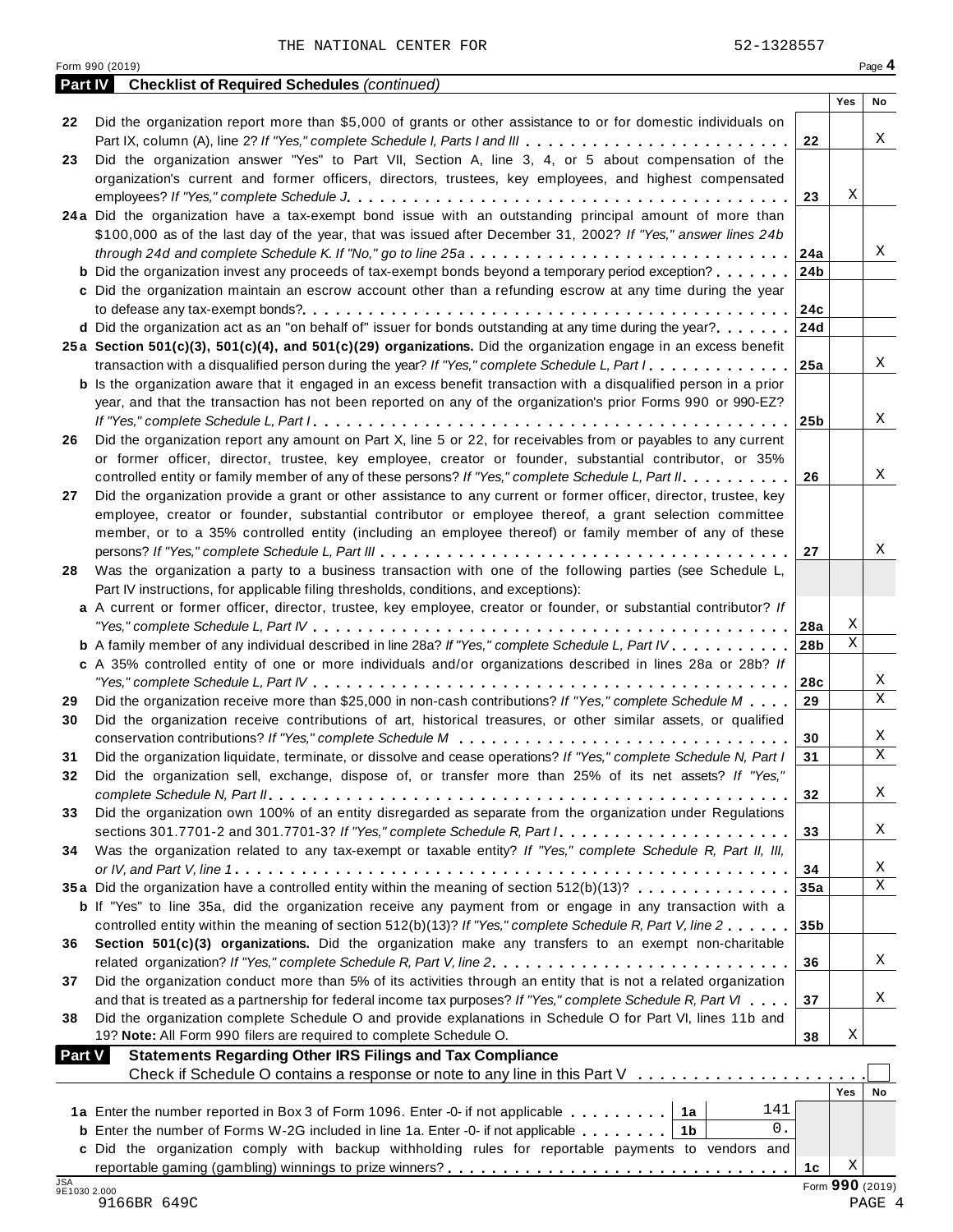THE NATIONAL CENTER FOR 52-1328557

Form 990 (2019) Page 4

## Part IV Checklist of Required Schedules *(continued)*

| | | | Yes | No |
|---|---|---|---|---|
| 22 | Did the organization report more than $5,000 of grants or other assistance to or for domestic individuals on Part IX, column (A), line 2? *If "Yes," complete Schedule I, Parts I and III* | 22 | | X |
| 23 | Did the organization answer "Yes" to Part VII, Section A, line 3, 4, or 5 about compensation of the organization's current and former officers, directors, trustees, key employees, and highest compensated employees? *If "Yes," complete Schedule J* | 23 | X | |
| 24a | Did the organization have a tax-exempt bond issue with an outstanding principal amount of more than $100,000 as of the last day of the year, that was issued after December 31, 2002? *If "Yes," answer lines 24b through 24d and complete Schedule K. If "No," go to line 25a* | 24a | | X |
| b | Did the organization invest any proceeds of tax-exempt bonds beyond a temporary period exception? | 24b | | |
| c | Did the organization maintain an escrow account other than a refunding escrow at any time during the year to defease any tax-exempt bonds? | 24c | | |
| d | Did the organization act as an "on behalf of" issuer for bonds outstanding at any time during the year? | 24d | | |
| 25a | **Section 501(c)(3), 501(c)(4), and 501(c)(29) organizations.** Did the organization engage in an excess benefit transaction with a disqualified person during the year? *If "Yes," complete Schedule L, Part I* | 25a | | X |
| b | Is the organization aware that it engaged in an excess benefit transaction with a disqualified person in a prior year, and that the transaction has not been reported on any of the organization's prior Forms 990 or 990-EZ? *If "Yes," complete Schedule L, Part I* | 25b | | X |
| 26 | Did the organization report any amount on Part X, line 5 or 22, for receivables from or payables to any current or former officer, director, trustee, key employee, creator or founder, substantial contributor, or 35% controlled entity or family member of any of these persons? *If "Yes," complete Schedule L, Part II* | 26 | | X |
| 27 | Did the organization provide a grant or other assistance to any current or former officer, director, trustee, key employee, creator or founder, substantial contributor or employee thereof, a grant selection committee member, or to a 35% controlled entity (including an employee thereof) or family member of any of these persons? *If "Yes," complete Schedule L, Part III* | 27 | | X |
| 28 | Was the organization a party to a business transaction with one of the following parties (see Schedule L, Part IV instructions, for applicable filing thresholds, conditions, and exceptions): | | | |
| a | A current or former officer, director, trustee, key employee, creator or founder, or substantial contributor? *If "Yes," complete Schedule L, Part IV* | 28a | X | |
| b | A family member of any individual described in line 28a? *If "Yes," complete Schedule L, Part IV* | 28b | X | |
| c | A 35% controlled entity of one or more individuals and/or organizations described in lines 28a or 28b? *If "Yes," complete Schedule L, Part IV* | 28c | | X |
| 29 | Did the organization receive more than $25,000 in non-cash contributions? *If "Yes," complete Schedule M* | 29 | | X |
| 30 | Did the organization receive contributions of art, historical treasures, or other similar assets, or qualified conservation contributions? *If "Yes," complete Schedule M* | 30 | | X |
| 31 | Did the organization liquidate, terminate, or dissolve and cease operations? *If "Yes," complete Schedule N, Part I* | 31 | | X |
| 32 | Did the organization sell, exchange, dispose of, or transfer more than 25% of its net assets? *If "Yes," complete Schedule N, Part II* | 32 | | X |
| 33 | Did the organization own 100% of an entity disregarded as separate from the organization under Regulations sections 301.7701-2 and 301.7701-3? *If "Yes," complete Schedule R, Part I* | 33 | | X |
| 34 | Was the organization related to any tax-exempt or taxable entity? *If "Yes," complete Schedule R, Part II, III, or IV, and Part V, line 1* | 34 | | X |
| 35a | Did the organization have a controlled entity within the meaning of section 512(b)(13)? | 35a | | X |
| b | If "Yes" to line 35a, did the organization receive any payment from or engage in any transaction with a controlled entity within the meaning of section 512(b)(13)? *If "Yes," complete Schedule R, Part V, line 2* | 35b | | |
| 36 | **Section 501(c)(3) organizations.** Did the organization make any transfers to an exempt non-charitable related organization? *If "Yes," complete Schedule R, Part V, line 2* | 36 | | X |
| 37 | Did the organization conduct more than 5% of its activities through an entity that is not a related organization and that is treated as a partnership for federal income tax purposes? *If "Yes," complete Schedule R, Part VI* | 37 | | X |
| 38 | Did the organization complete Schedule O and provide explanations in Schedule O for Part VI, lines 11b and 19? **Note:** All Form 990 filers are required to complete Schedule O. | 38 | X | |

## Part V Statements Regarding Other IRS Filings and Tax Compliance

Check if Schedule O contains a response or note to any line in this Part V . . . . ☐

| | | | | | Yes | No |
|---|---|---|---|---|---|---|
| 1a | Enter the number reported in Box 3 of Form 1096. Enter -0- if not applicable | 1a | 141 | | | |
| b | Enter the number of Forms W-2G included in line 1a. Enter -0- if not applicable | 1b | 0. | | | |
| c | Did the organization comply with backup withholding rules for reportable payments to vendors and reportable gaming (gambling) winnings to prize winners? | | | 1c | X | |

JSA 9E1030 2.000

9166BR 649C

Form **990** (2019)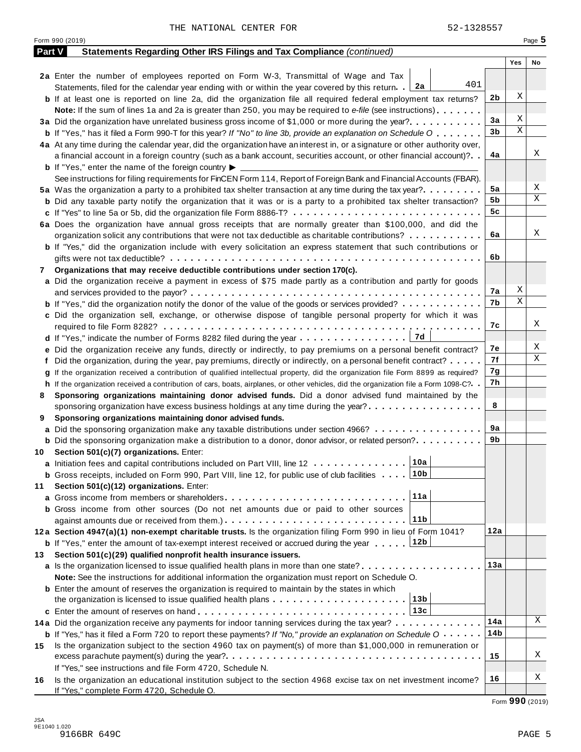THE NATIONAL CENTER FOR 52-1328557

Form 990 (2019) Page **5**

## Part V — Statements Regarding Other IRS Filings and Tax Compliance *(continued)*

| | | | | Yes | No |
|---|---|---|---|---|---|
| **2a** | Enter the number of employees reported on Form W-3, Transmittal of Wage and Tax Statements, filed for the calendar year ending with or within the year covered by this return | **2a** 401 | | | |
| **b** | If at least one is reported on line 2a, did the organization file all required federal employment tax returns? | | **2b** | X | |
| | **Note:** If the sum of lines 1a and 2a is greater than 250, you may be required to *e-file* (see instructions) | | | | |
| **3a** | Did the organization have unrelated business gross income of $1,000 or more during the year? | | **3a** | X | |
| **b** | If "Yes," has it filed a Form 990-T for this year? *If "No" to line 3b, provide an explanation on Schedule O* | | **3b** | X | |
| **4a** | At any time during the calendar year, did the organization have an interest in, or a signature or other authority over, a financial account in a foreign country (such as a bank account, securities account, or other financial account)? | | **4a** | | X |
| **b** | If "Yes," enter the name of the foreign country ▶ | | | | |
| | See instructions for filing requirements for FinCEN Form 114, Report of Foreign Bank and Financial Accounts (FBAR). | | | | |
| **5a** | Was the organization a party to a prohibited tax shelter transaction at any time during the tax year? | | **5a** | | X |
| **b** | Did any taxable party notify the organization that it was or is a party to a prohibited tax shelter transaction? | | **5b** | | X |
| **c** | If "Yes" to line 5a or 5b, did the organization file Form 8886-T? | | **5c** | | |
| **6a** | Does the organization have annual gross receipts that are normally greater than $100,000, and did the organization solicit any contributions that were not tax deductible as charitable contributions? | | **6a** | | X |
| **b** | If "Yes," did the organization include with every solicitation an express statement that such contributions or gifts were not tax deductible? | | **6b** | | |
| **7** | **Organizations that may receive deductible contributions under section 170(c).** | | | | |
| **a** | Did the organization receive a payment in excess of $75 made partly as a contribution and partly for goods and services provided to the payor? | | **7a** | X | |
| **b** | If "Yes," did the organization notify the donor of the value of the goods or services provided? | | **7b** | X | |
| **c** | Did the organization sell, exchange, or otherwise dispose of tangible personal property for which it was required to file Form 8282? | | **7c** | | X |
| **d** | If "Yes," indicate the number of Forms 8282 filed during the year | **7d** | | | |
| **e** | Did the organization receive any funds, directly or indirectly, to pay premiums on a personal benefit contract? | | **7e** | | X |
| **f** | Did the organization, during the year, pay premiums, directly or indirectly, on a personal benefit contract? | | **7f** | | X |
| **g** | If the organization received a contribution of qualified intellectual property, did the organization file Form 8899 as required? | | **7g** | | |
| **h** | If the organization received a contribution of cars, boats, airplanes, or other vehicles, did the organization file a Form 1098-C? | | **7h** | | |
| **8** | **Sponsoring organizations maintaining donor advised funds.** Did a donor advised fund maintained by the sponsoring organization have excess business holdings at any time during the year? | | **8** | | |
| **9** | **Sponsoring organizations maintaining donor advised funds.** | | | | |
| **a** | Did the sponsoring organization make any taxable distributions under section 4966? | | **9a** | | |
| **b** | Did the sponsoring organization make a distribution to a donor, donor advisor, or related person? | | **9b** | | |
| **10** | **Section 501(c)(7) organizations.** Enter: | | | | |
| **a** | Initiation fees and capital contributions included on Part VIII, line 12 | **10a** | | | |
| **b** | Gross receipts, included on Form 990, Part VIII, line 12, for public use of club facilities | **10b** | | | |
| **11** | **Section 501(c)(12) organizations.** Enter: | | | | |
| **a** | Gross income from members or shareholders | **11a** | | | |
| **b** | Gross income from other sources (Do not net amounts due or paid to other sources against amounts due or received from them.) | **11b** | | | |
| **12a** | **Section 4947(a)(1) non-exempt charitable trusts.** Is the organization filing Form 990 in lieu of Form 1041? | | **12a** | | |
| **b** | If "Yes," enter the amount of tax-exempt interest received or accrued during the year | **12b** | | | |
| **13** | **Section 501(c)(29) qualified nonprofit health insurance issuers.** | | | | |
| **a** | Is the organization licensed to issue qualified health plans in more than one state? | | **13a** | | |
| | **Note:** See the instructions for additional information the organization must report on Schedule O. | | | | |
| **b** | Enter the amount of reserves the organization is required to maintain by the states in which the organization is licensed to issue qualified health plans | **13b** | | | |
| **c** | Enter the amount of reserves on hand | **13c** | | | |
| **14a** | Did the organization receive any payments for indoor tanning services during the tax year? | | **14a** | | X |
| **b** | If "Yes," has it filed a Form 720 to report these payments? *If "No," provide an explanation on Schedule O* | | **14b** | | |
| **15** | Is the organization subject to the section 4960 tax on payment(s) of more than $1,000,000 in remuneration or excess parachute payment(s) during the year? If "Yes," see instructions and file Form 4720, Schedule N. | | **15** | | X |
| **16** | Is the organization an educational institution subject to the section 4968 excise tax on net investment income? If "Yes," complete Form 4720, Schedule O. | | **16** | | X |

Form **990** (2019)

JSA
9E1040 1.020
9166BR 649C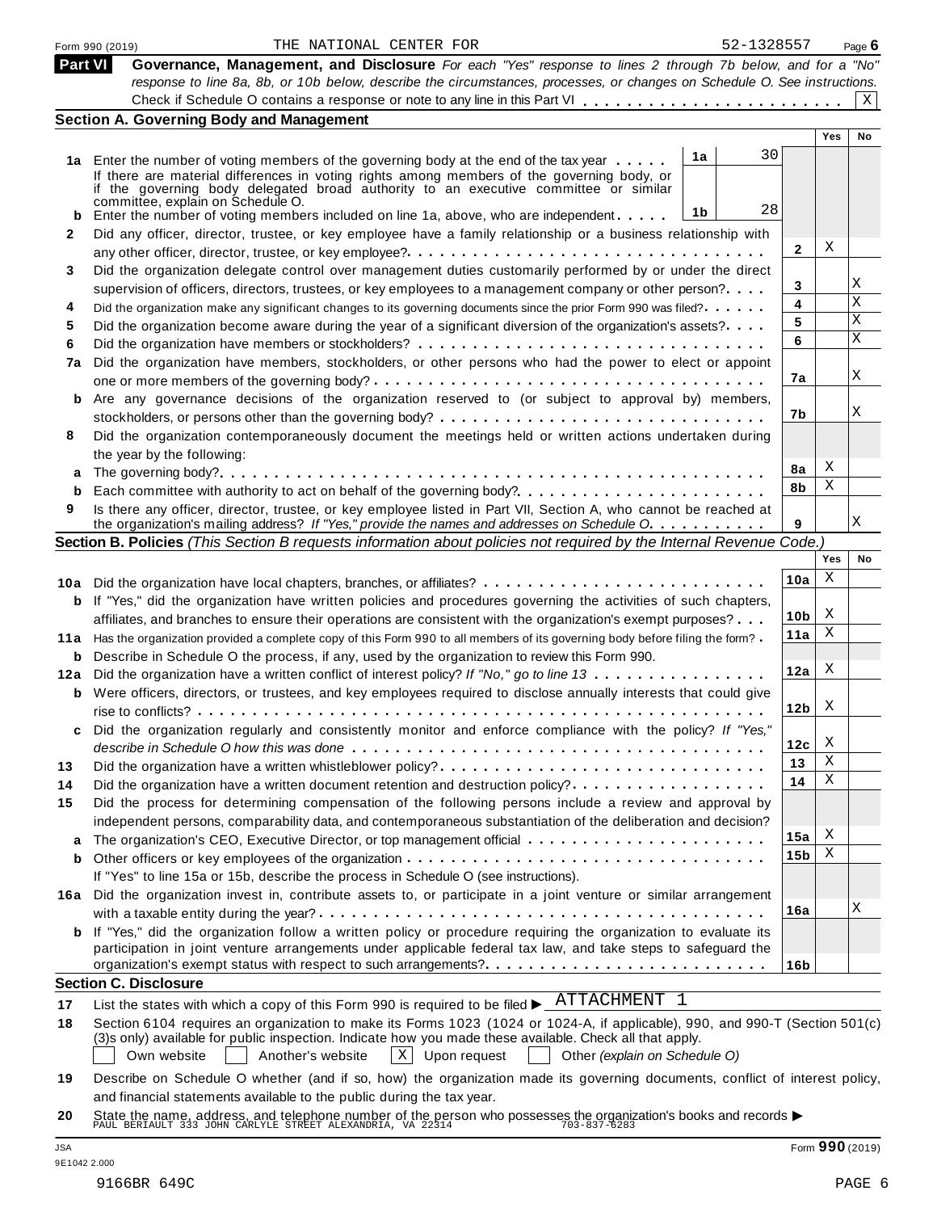Form 990 (2019) THE NATIONAL CENTER FOR 52-1328557 Page 6

## Part VI Governance, Management, and Disclosure

*For each "Yes" response to lines 2 through 7b below, and for a "No" response to line 8a, 8b, or 10b below, describe the circumstances, processes, or changes on Schedule O. See instructions.*

Check if Schedule O contains a response or note to any line in this Part VI . . . . . . . . . . . . . . . . . . . . . . . . [X]

### Section A. Governing Body and Management

| | | | | Yes | No |
|---|---|---|---|---|---|
| **1a** | Enter the number of voting members of the governing body at the end of the tax year . . . . . If there are material differences in voting rights among members of the governing body, or if the governing body delegated broad authority to an executive committee or similar committee, explain on Schedule O. | 1a: 30 | | | |
| **b** | Enter the number of voting members included on line 1a, above, who are independent . . . . . | 1b: 28 | | | |
| **2** | Did any officer, director, trustee, or key employee have a family relationship or a business relationship with any other officer, director, trustee, or key employee? . . . . . | | 2 | X | |
| **3** | Did the organization delegate control over management duties customarily performed by or under the direct supervision of officers, directors, trustees, or key employees to a management company or other person? . . . . | | 3 | | X |
| **4** | Did the organization make any significant changes to its governing documents since the prior Form 990 was filed? . . . . . | | 4 | | X |
| **5** | Did the organization become aware during the year of a significant diversion of the organization's assets? . . . . | | 5 | | X |
| **6** | Did the organization have members or stockholders? . . . . . | | 6 | | X |
| **7a** | Did the organization have members, stockholders, or other persons who had the power to elect or appoint one or more members of the governing body? . . . . . | | 7a | | X |
| **b** | Are any governance decisions of the organization reserved to (or subject to approval by) members, stockholders, or persons other than the governing body? . . . . . | | 7b | | X |
| **8** | Did the organization contemporaneously document the meetings held or written actions undertaken during the year by the following: | | | | |
| **a** | The governing body? . . . . . | | 8a | X | |
| **b** | Each committee with authority to act on behalf of the governing body? . . . . . | | 8b | X | |
| **9** | Is there any officer, director, trustee, or key employee listed in Part VII, Section A, who cannot be reached at the organization's mailing address? *If "Yes," provide the names and addresses on Schedule O.* . . . . . | | 9 | | X |

### Section B. Policies *(This Section B requests information about policies not required by the Internal Revenue Code.)*

| | | | Yes | No |
|---|---|---|---|---|
| **10a** | Did the organization have local chapters, branches, or affiliates? . . . . . | 10a | X | |
| **b** | If "Yes," did the organization have written policies and procedures governing the activities of such chapters, affiliates, and branches to ensure their operations are consistent with the organization's exempt purposes? . . . | 10b | X | |
| **11a** | Has the organization provided a complete copy of this Form 990 to all members of its governing body before filing the form? . | 11a | X | |
| **b** | Describe in Schedule O the process, if any, used by the organization to review this Form 990. | | | |
| **12a** | Did the organization have a written conflict of interest policy? *If "No," go to line 13* . . . . . | 12a | X | |
| **b** | Were officers, directors, or trustees, and key employees required to disclose annually interests that could give rise to conflicts? . . . . . | 12b | X | |
| **c** | Did the organization regularly and consistently monitor and enforce compliance with the policy? *If "Yes," describe in Schedule O how this was done* . . . . . | 12c | X | |
| **13** | Did the organization have a written whistleblower policy? . . . . . | 13 | X | |
| **14** | Did the organization have a written document retention and destruction policy? . . . . . | 14 | X | |
| **15** | Did the process for determining compensation of the following persons include a review and approval by independent persons, comparability data, and contemporaneous substantiation of the deliberation and decision? | | | |
| **a** | The organization's CEO, Executive Director, or top management official . . . . . | 15a | X | |
| **b** | Other officers or key employees of the organization . . . . . If "Yes" to line 15a or 15b, describe the process in Schedule O (see instructions). | 15b | X | |
| **16a** | Did the organization invest in, contribute assets to, or participate in a joint venture or similar arrangement with a taxable entity during the year? . . . . . | 16a | | X |
| **b** | If "Yes," did the organization follow a written policy or procedure requiring the organization to evaluate its participation in joint venture arrangements under applicable federal tax law, and take steps to safeguard the organization's exempt status with respect to such arrangements? . . . . . | 16b | | |

### Section C. Disclosure

**17** List the states with which a copy of this Form 990 is required to be filed ▶ ATTACHMENT 1

**18** Section 6104 requires an organization to make its Forms 1023 (1024 or 1024-A, if applicable), 990, and 990-T (Section 501(c)(3)s only) available for public inspection. Indicate how you made these available. Check all that apply.

[ ] Own website [ ] Another's website [X] Upon request [ ] Other *(explain on Schedule O)*

**19** Describe on Schedule O whether (and if so, how) the organization made its governing documents, conflict of interest policy, and financial statements available to the public during the tax year.

**20** State the name, address, and telephone number of the person who possesses the organization's books and records ▶
PAUL BERIAULT 333 JOHN CARLYLE STREET ALEXANDRIA, VA 22314 703-837-6283

JSA 9E1042 2.000 Form **990** (2019)

9166BR 649C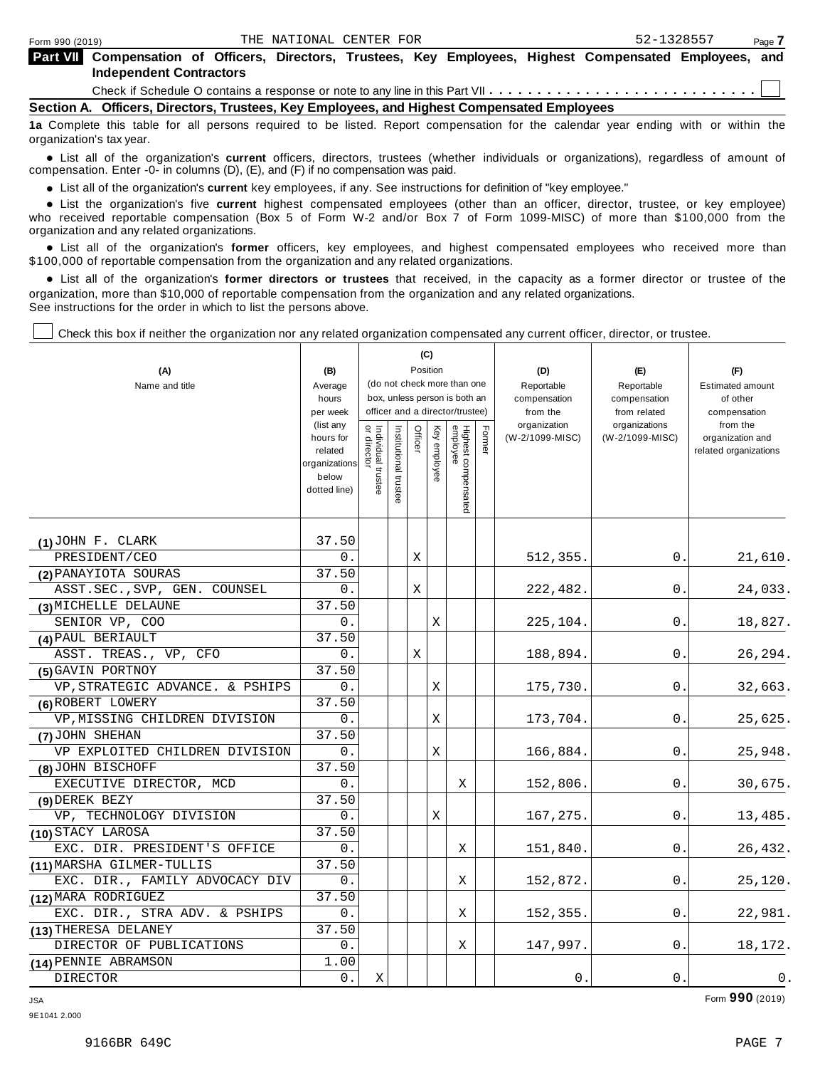## Part VII Compensation of Officers, Directors, Trustees, Key Employees, Highest Compensated Employees, and Independent Contractors

Check if Schedule O contains a response or note to any line in this Part VII . . . . . . . . . . . . . . . . . . . . . . . . . . . . ☐

### Section A. Officers, Directors, Trustees, Key Employees, and Highest Compensated Employees

**1a** Complete this table for all persons required to be listed. Report compensation for the calendar year ending with or within the organization's tax year.

- List all of the organization's **current** officers, directors, trustees (whether individuals or organizations), regardless of amount of compensation. Enter -0- in columns (D), (E), and (F) if no compensation was paid.
- List all of the organization's **current** key employees, if any. See instructions for definition of "key employee."
- List the organization's five **current** highest compensated employees (other than an officer, director, trustee, or key employee) who received reportable compensation (Box 5 of Form W-2 and/or Box 7 of Form 1099-MISC) of more than $100,000 from the organization and any related organizations.
- List all of the organization's **former** officers, key employees, and highest compensated employees who received more than $100,000 of reportable compensation from the organization and any related organizations.
- List all of the organization's **former directors or trustees** that received, in the capacity as a former director or trustee of the organization, more than $10,000 of reportable compensation from the organization and any related organizations.

See instructions for the order in which to list the persons above.

☐ Check this box if neither the organization nor any related organization compensated any current officer, director, or trustee.

| (A) Name and title | (B) Average hours per week (list any hours for related organizations below dotted line) | (C) Position: Individual trustee or director | Institutional trustee | Officer | Key employee | Highest compensated employee | Former | (D) Reportable compensation from the organization (W-2/1099-MISC) | (E) Reportable compensation from related organizations (W-2/1099-MISC) | (F) Estimated amount of other compensation from the organization and related organizations |
|---|---|---|---|---|---|---|---|---|---|---|
| (1) JOHN F. CLARK<br>PRESIDENT/CEO | 37.50<br>0. | | | X | | | | 512,355. | 0. | 21,610. |
| (2) PANAYIOTA SOURAS<br>ASST.SEC.,SVP, GEN. COUNSEL | 37.50<br>0. | | | X | | | | 222,482. | 0. | 24,033. |
| (3) MICHELLE DELAUNE<br>SENIOR VP, COO | 37.50<br>0. | | | | X | | | 225,104. | 0. | 18,827. |
| (4) PAUL BERIAULT<br>ASST. TREAS., VP, CFO | 37.50<br>0. | | | X | | | | 188,894. | 0. | 26,294. |
| (5) GAVIN PORTNOY<br>VP,STRATEGIC ADVANCE. & PSHIPS | 37.50<br>0. | | | | X | | | 175,730. | 0. | 32,663. |
| (6) ROBERT LOWERY<br>VP,MISSING CHILDREN DIVISION | 37.50<br>0. | | | | X | | | 173,704. | 0. | 25,625. |
| (7) JOHN SHEHAN<br>VP EXPLOITED CHILDREN DIVISION | 37.50<br>0. | | | | X | | | 166,884. | 0. | 25,948. |
| (8) JOHN BISCHOFF<br>EXECUTIVE DIRECTOR, MCD | 37.50<br>0. | | | | | X | | 152,806. | 0. | 30,675. |
| (9) DEREK BEZY<br>VP, TECHNOLOGY DIVISION | 37.50<br>0. | | | | X | | | 167,275. | 0. | 13,485. |
| (10) STACY LAROSA<br>EXC. DIR. PRESIDENT'S OFFICE | 37.50<br>0. | | | | | X | | 151,840. | 0. | 26,432. |
| (11) MARSHA GILMER-TULLIS<br>EXC. DIR., FAMILY ADVOCACY DIV | 37.50<br>0. | | | | | X | | 152,872. | 0. | 25,120. |
| (12) MARA RODRIGUEZ<br>EXC. DIR., STRA ADV. & PSHIPS | 37.50<br>0. | | | | | X | | 152,355. | 0. | 22,981. |
| (13) THERESA DELANEY<br>DIRECTOR OF PUBLICATIONS | 37.50<br>0. | | | | | X | | 147,997. | 0. | 18,172. |
| (14) PENNIE ABRAMSON<br>DIRECTOR | 1.00<br>0. | X | | | | | | 0. | 0. | 0. |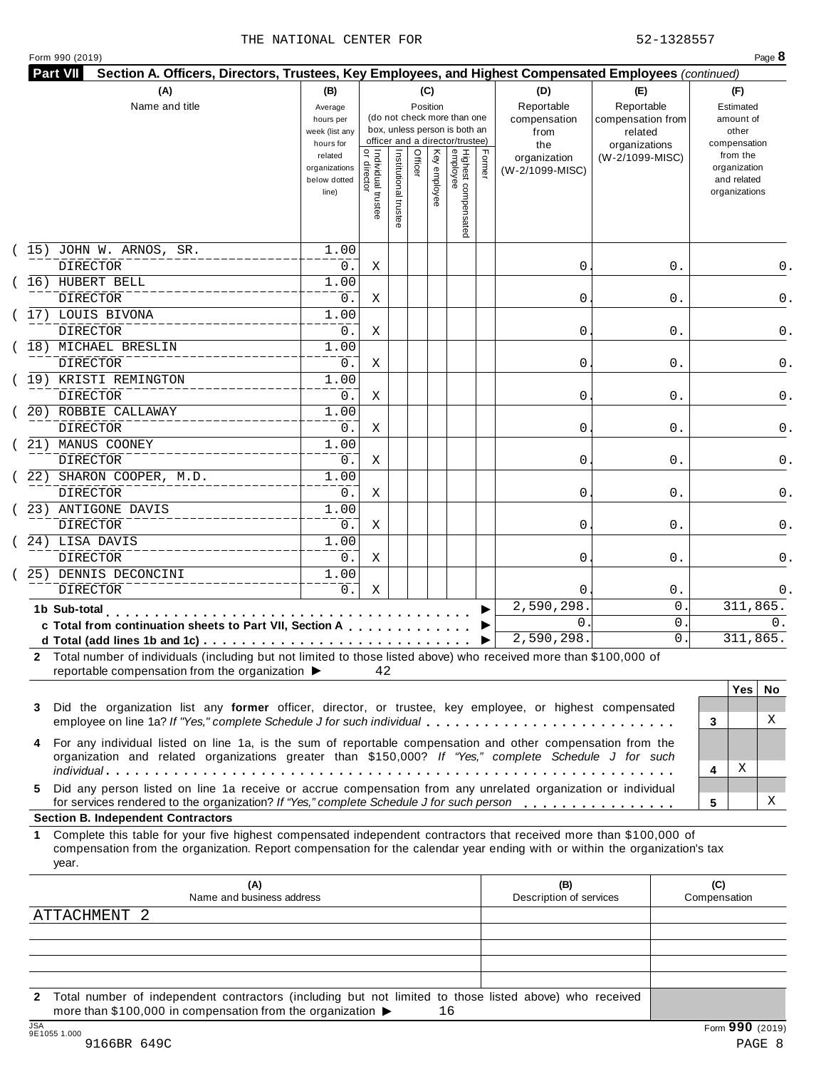THE NATIONAL CENTER FOR 52-1328557

Form 990 (2019) Page **8**

**Part VII Section A. Officers, Directors, Trustees, Key Employees, and Highest Compensated Employees** *(continued)*

| (A) Name and title | (B) Average hours per week (list any hours for related organizations below dotted line) | (C) Position: Individual trustee or director | Institutional trustee | Officer | Key employee | Highest compensated employee | Former | (D) Reportable compensation from the organization (W-2/1099-MISC) | (E) Reportable compensation from related organizations (W-2/1099-MISC) | (F) Estimated amount of other compensation from the organization and related organizations |
|---|---|---|---|---|---|---|---|---|---|---|
| (15) JOHN W. ARNOS, SR. DIRECTOR | 1.00 / 0. | X | | | | | | 0. | 0. | 0. |
| (16) HUBERT BELL DIRECTOR | 1.00 / 0. | X | | | | | | 0. | 0. | 0. |
| (17) LOUIS BIVONA DIRECTOR | 1.00 / 0. | X | | | | | | 0. | 0. | 0. |
| (18) MICHAEL BRESLIN DIRECTOR | 1.00 / 0. | X | | | | | | 0. | 0. | 0. |
| (19) KRISTI REMINGTON DIRECTOR | 1.00 / 0. | X | | | | | | 0. | 0. | 0. |
| (20) ROBBIE CALLAWAY DIRECTOR | 1.00 / 0. | X | | | | | | 0. | 0. | 0. |
| (21) MANUS COONEY DIRECTOR | 1.00 / 0. | X | | | | | | 0. | 0. | 0. |
| (22) SHARON COOPER, M.D. DIRECTOR | 1.00 / 0. | X | | | | | | 0. | 0. | 0. |
| (23) ANTIGONE DAVIS DIRECTOR | 1.00 / 0. | X | | | | | | 0. | 0. | 0. |
| (24) LISA DAVIS DIRECTOR | 1.00 / 0. | X | | | | | | 0. | 0. | 0. |
| (25) DENNIS DECONCINI DIRECTOR | 1.00 / 0. | X | | | | | | 0. | 0. | 0. |
| **1b Sub-total** | | | | | | | | 2,590,298. | 0. | 311,865. |
| **c Total from continuation sheets to Part VII, Section A** | | | | | | | | 0. | 0. | 0. |
| **d Total (add lines 1b and 1c)** | | | | | | | | 2,590,298. | 0. | 311,865. |

**2** Total number of individuals (including but not limited to those listed above) who received more than $100,000 of reportable compensation from the organization ▶ 42

| | | Yes | No |
|---|---|---|---|
| **3** Did the organization list any **former** officer, director, or trustee, key employee, or highest compensated employee on line 1a? *If "Yes," complete Schedule J for such individual* | 3 | | X |
| **4** For any individual listed on line 1a, is the sum of reportable compensation and other compensation from the organization and related organizations greater than $150,000? *If "Yes," complete Schedule J for such individual* | 4 | X | |
| **5** Did any person listed on line 1a receive or accrue compensation from any unrelated organization or individual for services rendered to the organization? *If "Yes," complete Schedule J for such person* | 5 | | X |

**Section B. Independent Contractors**

**1** Complete this table for your five highest compensated independent contractors that received more than $100,000 of compensation from the organization. Report compensation for the calendar year ending with or within the organization's tax year.

| (A) Name and business address | (B) Description of services | (C) Compensation |
|---|---|---|
| ATTACHMENT 2 | | |
| | | |
| | | |
| | | |
| | | |

**2** Total number of independent contractors (including but not limited to those listed above) who received more than $100,000 in compensation from the organization ▶ 16

Form **990** (2019)

9166BR 649C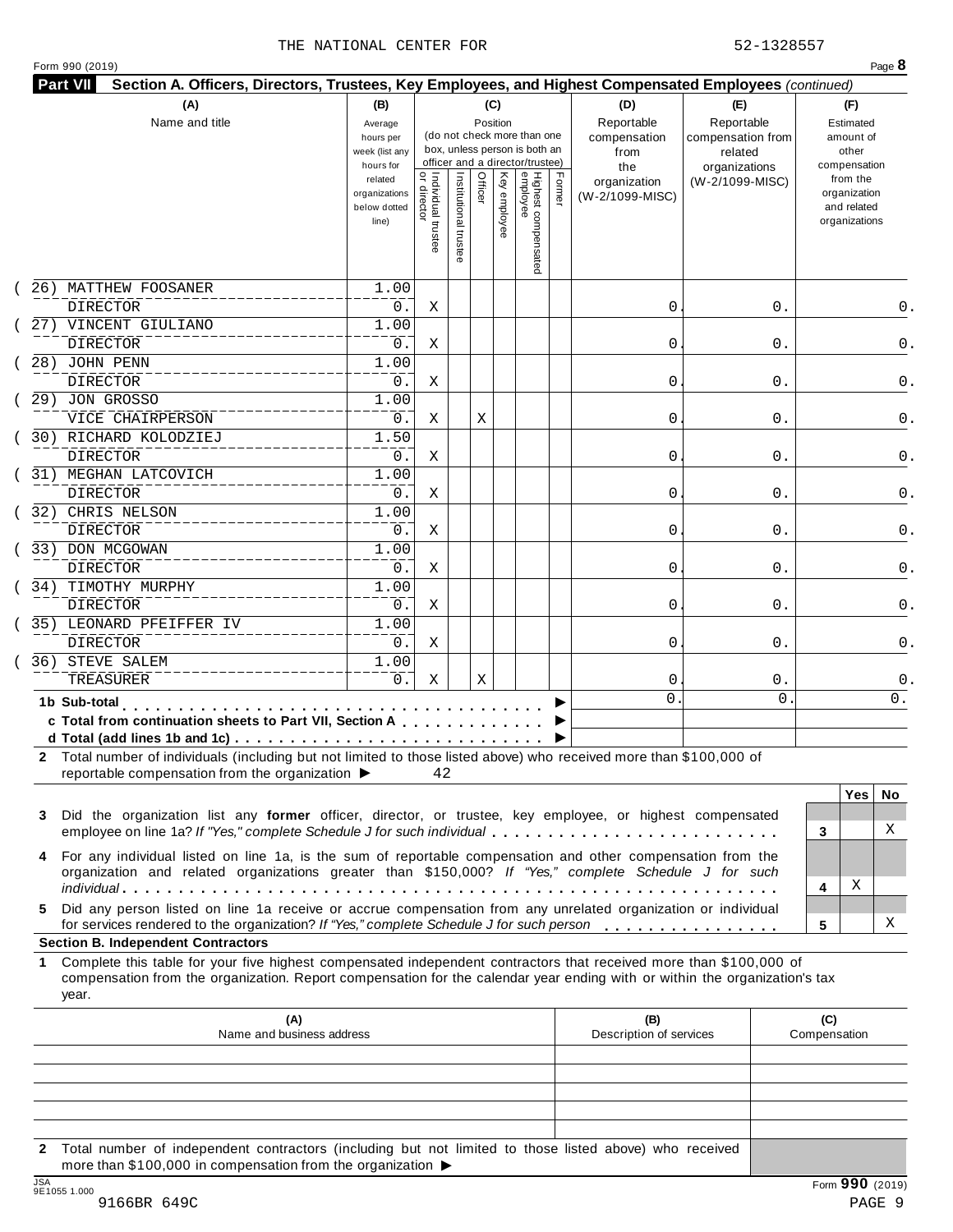THE NATIONAL CENTER FOR 52-1328557

Form 990 (2019) Page **8**

**Part VII Section A. Officers, Directors, Trustees, Key Employees, and Highest Compensated Employees** *(continued)*

| (A) Name and title | (B) Average hours per week (list any hours for related organizations below dotted line) | (C) Position: Individual trustee or director | Institutional trustee | Officer | Key employee | Highest compensated employee | Former | (D) Reportable compensation from the organization (W-2/1099-MISC) | (E) Reportable compensation from related organizations (W-2/1099-MISC) | (F) Estimated amount of other compensation from the organization and related organizations |
|---|---|---|---|---|---|---|---|---|---|---|
| (26) MATTHEW FOOSANER<br>DIRECTOR | 1.00<br>0. | X | | | | | | 0. | 0. | 0. |
| (27) VINCENT GIULIANO<br>DIRECTOR | 1.00<br>0. | X | | | | | | 0. | 0. | 0. |
| (28) JOHN PENN<br>DIRECTOR | 1.00<br>0. | X | | | | | | 0. | 0. | 0. |
| (29) JON GROSSO<br>VICE CHAIRPERSON | 1.00<br>0. | X | | X | | | | 0. | 0. | 0. |
| (30) RICHARD KOLODZIEJ<br>DIRECTOR | 1.50<br>0. | X | | | | | | 0. | 0. | 0. |
| (31) MEGHAN LATCOVICH<br>DIRECTOR | 1.00<br>0. | X | | | | | | 0. | 0. | 0. |
| (32) CHRIS NELSON<br>DIRECTOR | 1.00<br>0. | X | | | | | | 0. | 0. | 0. |
| (33) DON MCGOWAN<br>DIRECTOR | 1.00<br>0. | X | | | | | | 0. | 0. | 0. |
| (34) TIMOTHY MURPHY<br>DIRECTOR | 1.00<br>0. | X | | | | | | 0. | 0. | 0. |
| (35) LEONARD PFEIFFER IV<br>DIRECTOR | 1.00<br>0. | X | | | | | | 0. | 0. | 0. |
| (36) STEVE SALEM<br>TREASURER | 1.00<br>0. | X | | X | | | | 0. | 0. | 0. |
| **1b Sub-total** ▶ | | | | | | | | 0. | 0. | 0. |
| **c Total from continuation sheets to Part VII, Section A** ▶ | | | | | | | | | | |
| **d Total (add lines 1b and 1c)** ▶ | | | | | | | | | | |

**2** Total number of individuals (including but not limited to those listed above) who received more than $100,000 of reportable compensation from the organization ▶ 42

| | | Yes | No |
|---|---|---|---|
| **3** Did the organization list any **former** officer, director, or trustee, key employee, or highest compensated employee on line 1a? *If "Yes," complete Schedule J for such individual* | 3 | | X |
| **4** For any individual listed on line 1a, is the sum of reportable compensation and other compensation from the organization and related organizations greater than $150,000? *If "Yes," complete Schedule J for such individual* | 4 | X | |
| **5** Did any person listed on line 1a receive or accrue compensation from any unrelated organization or individual for services rendered to the organization? *If "Yes," complete Schedule J for such person* | 5 | | X |

**Section B. Independent Contractors**

**1** Complete this table for your five highest compensated independent contractors that received more than $100,000 of compensation from the organization. Report compensation for the calendar year ending with or within the organization's tax year.

| (A) Name and business address | (B) Description of services | (C) Compensation |
|---|---|---|
| | | |
| | | |
| | | |
| | | |
| | | |

**2** Total number of independent contractors (including but not limited to those listed above) who received more than $100,000 in compensation from the organization ▶

JSA 9E1055 1.000

Form **990** (2019)

9166BR 649C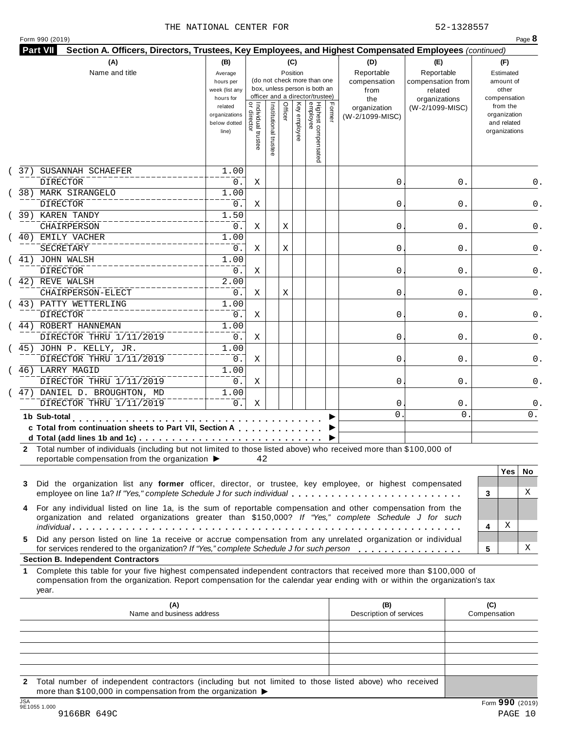THE NATIONAL CENTER FOR 52-1328557

Form 990 (2019) Page **8**

**Part VII Section A. Officers, Directors, Trustees, Key Employees, and Highest Compensated Employees** *(continued)*

| (A) Name and title | (B) Average hours per week (list any hours for related organizations below dotted line) | (C) Position: Individual trustee or director | Institutional trustee | Officer | Key employee | Highest compensated employee | Former | (D) Reportable compensation from the organization (W-2/1099-MISC) | (E) Reportable compensation from related organizations (W-2/1099-MISC) | (F) Estimated amount of other compensation from the organization and related organizations |
|---|---|---|---|---|---|---|---|---|---|---|
| (37) SUSANNAH SCHAEFER<br>DIRECTOR | 1.00<br>0. | X | | | | | | 0. | 0. | 0. |
| (38) MARK SIRANGELO<br>DIRECTOR | 1.00<br>0. | X | | | | | | 0. | 0. | 0. |
| (39) KAREN TANDY<br>CHAIRPERSON | 1.50<br>0. | X | | X | | | | 0. | 0. | 0. |
| (40) EMILY VACHER<br>SECRETARY | 1.00<br>0. | X | | X | | | | 0. | 0. | 0. |
| (41) JOHN WALSH<br>DIRECTOR | 1.00<br>0. | X | | | | | | 0. | 0. | 0. |
| (42) REVE WALSH<br>CHAIRPERSON-ELECT | 2.00<br>0. | X | | X | | | | 0. | 0. | 0. |
| (43) PATTY WETTERLING<br>DIRECTOR | 1.00<br>0. | X | | | | | | 0. | 0. | 0. |
| (44) ROBERT HANNEMAN<br>DIRECTOR THRU 1/11/2019 | 1.00<br>0. | X | | | | | | 0. | 0. | 0. |
| (45) JOHN P. KELLY, JR.<br>DIRECTOR THRU 1/11/2019 | 1.00<br>0. | X | | | | | | 0. | 0. | 0. |
| (46) LARRY MAGID<br>DIRECTOR THRU 1/11/2019 | 1.00<br>0. | X | | | | | | 0. | 0. | 0. |
| (47) DANIEL D. BROUGHTON, MD<br>DIRECTOR THRU 1/11/2019 | 1.00<br>0. | X | | | | | | 0. | 0. | 0. |
| **1b Sub-total** | | | | | | | | 0. | 0. | 0. |
| **c Total from continuation sheets to Part VII, Section A** | | | | | | | | | | |
| **d Total (add lines 1b and 1c)** | | | | | | | | | | |

**2** Total number of individuals (including but not limited to those listed above) who received more than $100,000 of reportable compensation from the organization ▶ 42

| | | Yes | No |
|---|---|---|---|
| **3** Did the organization list any **former** officer, director, or trustee, key employee, or highest compensated employee on line 1a? *If "Yes," complete Schedule J for such individual* | 3 | | X |
| **4** For any individual listed on line 1a, is the sum of reportable compensation and other compensation from the organization and related organizations greater than $150,000? *If "Yes," complete Schedule J for such individual* | 4 | X | |
| **5** Did any person listed on line 1a receive or accrue compensation from any unrelated organization or individual for services rendered to the organization? *If "Yes," complete Schedule J for such person* | 5 | | X |

**Section B. Independent Contractors**

**1** Complete this table for your five highest compensated independent contractors that received more than $100,000 of compensation from the organization. Report compensation for the calendar year ending with or within the organization's tax year.

| (A) Name and business address | (B) Description of services | (C) Compensation |
|---|---|---|
| | | |
| | | |
| | | |
| | | |
| | | |

**2** Total number of independent contractors (including but not limited to those listed above) who received more than $100,000 in compensation from the organization ▶

JSA 9E1055 1.000 Form **990** (2019)

9166BR 649C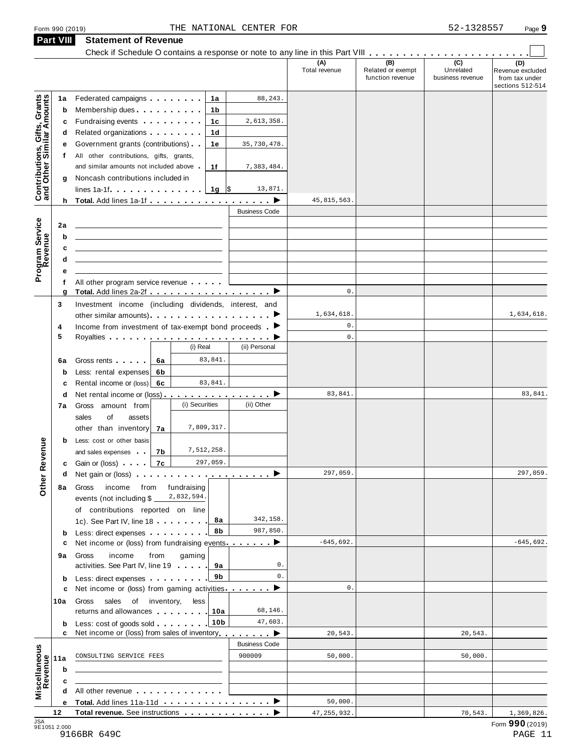Form 990 (2019) THE NATIONAL CENTER FOR 52-1328557 Page 9

## Part VIII Statement of Revenue

Check if Schedule O contains a response or note to any line in this Part VIII . . . . . . . . . . . . . . . . . . . . . . . ☐

| | | | | (A) Total revenue | (B) Related or exempt function revenue | (C) Unrelated business revenue | (D) Revenue excluded from tax under sections 512-514 |
|---|---|---|---|---|---|---|---|
| **Contributions, Gifts, Grants and Other Similar Amounts** | 1a Federated campaigns | 1a | 88,243. | | | | |
| | b Membership dues | 1b | | | | | |
| | c Fundraising events | 1c | 2,613,358. | | | | |
| | d Related organizations | 1d | | | | | |
| | e Government grants (contributions) | 1e | 35,730,478. | | | | |
| | f All other contributions, gifts, grants, and similar amounts not included above | 1f | 7,383,484. | | | | |
| | g Noncash contributions included in lines 1a-1f | 1g | $ 13,871. | | | | |
| | h **Total.** Add lines 1a-1f | | ▶ | 45,815,563. | | | |
| **Program Service Revenue** | | | Business Code | | | | |
| | 2a | | | | | | |
| | b | | | | | | |
| | c | | | | | | |
| | d | | | | | | |
| | e | | | | | | |
| | f All other program service revenue | | | | | | |
| | g **Total.** Add lines 2a-2f | | ▶ | 0. | | | |
| **Other Revenue** | 3 Investment income (including dividends, interest, and other similar amounts) | | ▶ | 1,634,618. | | | 1,634,618. |
| | 4 Income from investment of tax-exempt bond proceeds | | ▶ | 0. | | | |
| | 5 Royalties | | ▶ | 0. | | | |
| | | (i) Real | (ii) Personal | | | | |
| | 6a Gross rents | 6a 83,841. | | | | | |
| | b Less: rental expenses | 6b | | | | | |
| | c Rental income or (loss) | 6c 83,841. | | | | | |
| | d Net rental income or (loss) | | ▶ | 83,841. | | | 83,841. |
| | | (i) Securities | (ii) Other | | | | |
| | 7a Gross amount from sales of assets other than inventory | 7a 7,809,317. | | | | | |
| | b Less: cost or other basis and sales expenses | 7b 7,512,258. | | | | | |
| | c Gain or (loss) | 7c 297,059. | | | | | |
| | d Net gain or (loss) | | ▶ | 297,059. | | | 297,059. |
| | 8a Gross income from fundraising events (not including $ 2,832,594. of contributions reported on line 1c). See Part IV, line 18 | 8a | 342,158. | | | | |
| | b Less: direct expenses | 8b | 987,850. | | | | |
| | c Net income or (loss) from fundraising events | | ▶ | -645,692. | | | -645,692. |
| | 9a Gross income from gaming activities. See Part IV, line 19 | 9a | 0. | | | | |
| | b Less: direct expenses | 9b | 0. | | | | |
| | c Net income or (loss) from gaming activities | | ▶ | 0. | | | |
| | 10a Gross sales of inventory, less returns and allowances | 10a | 68,146. | | | | |
| | b Less: cost of goods sold | 10b | 47,603. | | | | |
| | c Net income or (loss) from sales of inventory | | ▶ | 20,543. | | 20,543. | |
| **Miscellaneous Revenue** | | | Business Code | | | | |
| | 11a CONSULTING SERVICE FEES | | 900009 | 50,000. | | 50,000. | |
| | b | | | | | | |
| | c | | | | | | |
| | d All other revenue | | | | | | |
| | e **Total.** Add lines 11a-11d | | ▶ | 50,000. | | | |
| | 12 **Total revenue.** See instructions | | ▶ | 47,255,932. | | 70,543. | 1,369,826. |

JSA 9E1051 2.000 Form **990** (2019)

9166BR 649C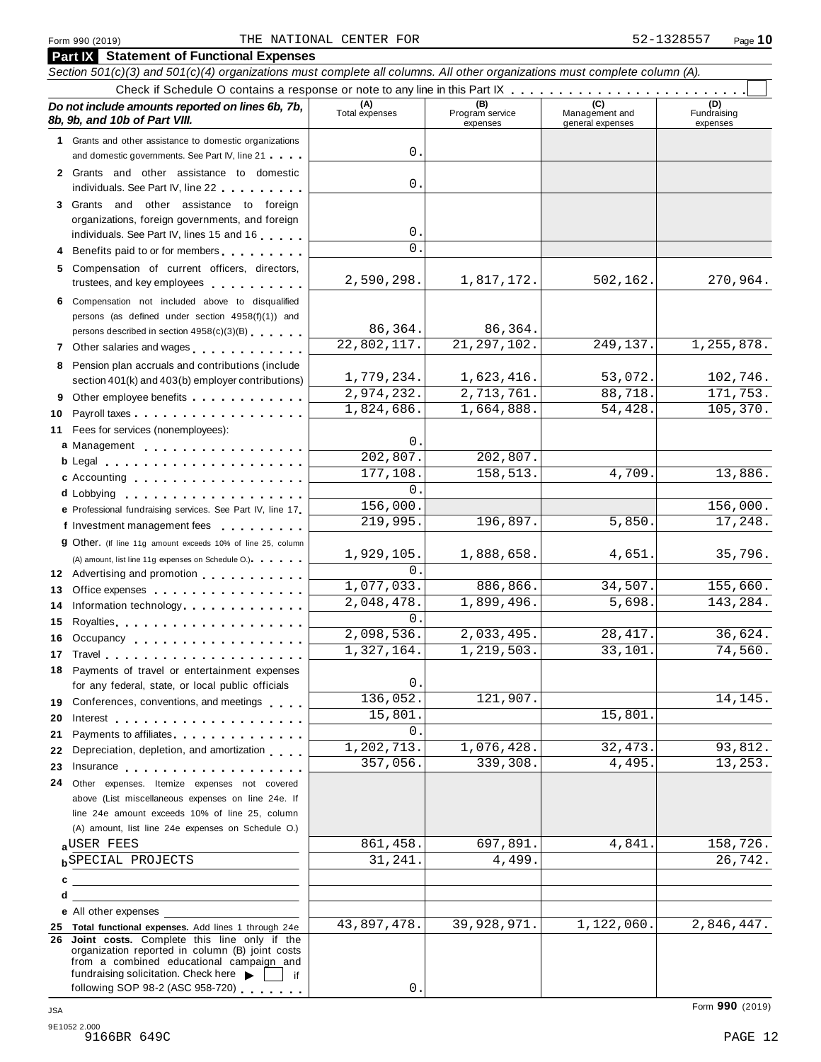Form 990 (2019) THE NATIONAL CENTER FOR 52-1328557

## Part IX Statement of Functional Expenses

*Section 501(c)(3) and 501(c)(4) organizations must complete all columns. All other organizations must complete column (A).*

Check if Schedule O contains a response or note to any line in this Part IX

| *Do not include amounts reported on lines 6b, 7b, 8b, 9b, and 10b of Part VIII.* | (A) Total expenses | (B) Program service expenses | (C) Management and general expenses | (D) Fundraising expenses |
|---|---|---|---|---|
| **1** Grants and other assistance to domestic organizations and domestic governments. See Part IV, line 21 | 0. | | | |
| **2** Grants and other assistance to domestic individuals. See Part IV, line 22 | 0. | | | |
| **3** Grants and other assistance to foreign organizations, foreign governments, and foreign individuals. See Part IV, lines 15 and 16 | 0. | | | |
| **4** Benefits paid to or for members | 0. | | | |
| **5** Compensation of current officers, directors, trustees, and key employees | 2,590,298. | 1,817,172. | 502,162. | 270,964. |
| **6** Compensation not included above to disqualified persons (as defined under section 4958(f)(1)) and persons described in section 4958(c)(3)(B) | 86,364. | 86,364. | | |
| **7** Other salaries and wages | 22,802,117. | 21,297,102. | 249,137. | 1,255,878. |
| **8** Pension plan accruals and contributions (include section 401(k) and 403(b) employer contributions) | 1,779,234. | 1,623,416. | 53,072. | 102,746. |
| **9** Other employee benefits | 2,974,232. | 2,713,761. | 88,718. | 171,753. |
| **10** Payroll taxes | 1,824,686. | 1,664,888. | 54,428. | 105,370. |
| **11** Fees for services (nonemployees): | | | | |
| **a** Management | 0. | | | |
| **b** Legal | 202,807. | 202,807. | | |
| **c** Accounting | 177,108. | 158,513. | 4,709. | 13,886. |
| **d** Lobbying | 0. | | | |
| **e** Professional fundraising services. See Part IV, line 17 | 156,000. | | | 156,000. |
| **f** Investment management fees | 219,995. | 196,897. | 5,850. | 17,248. |
| **g** Other. (If line 11g amount exceeds 10% of line 25, column (A) amount, list line 11g expenses on Schedule O.) | 1,929,105. | 1,888,658. | 4,651. | 35,796. |
| **12** Advertising and promotion | 0. | | | |
| **13** Office expenses | 1,077,033. | 886,866. | 34,507. | 155,660. |
| **14** Information technology | 2,048,478. | 1,899,496. | 5,698. | 143,284. |
| **15** Royalties | 0. | | | |
| **16** Occupancy | 2,098,536. | 2,033,495. | 28,417. | 36,624. |
| **17** Travel | 1,327,164. | 1,219,503. | 33,101. | 74,560. |
| **18** Payments of travel or entertainment expenses for any federal, state, or local public officials | 0. | | | |
| **19** Conferences, conventions, and meetings | 136,052. | 121,907. | | 14,145. |
| **20** Interest | 15,801. | | 15,801. | |
| **21** Payments to affiliates | 0. | | | |
| **22** Depreciation, depletion, and amortization | 1,202,713. | 1,076,428. | 32,473. | 93,812. |
| **23** Insurance | 357,056. | 339,308. | 4,495. | 13,253. |
| **24** Other expenses. Itemize expenses not covered above (List miscellaneous expenses on line 24e. If line 24e amount exceeds 10% of line 25, column (A) amount, list line 24e expenses on Schedule O.) | | | | |
| **a** USER FEES | 861,458. | 697,891. | 4,841. | 158,726. |
| **b** SPECIAL PROJECTS | 31,241. | 4,499. | | 26,742. |
| **c** | | | | |
| **d** | | | | |
| **e** All other expenses | | | | |
| **25 Total functional expenses.** Add lines 1 through 24e | 43,897,478. | 39,928,971. | 1,122,060. | 2,846,447. |
| **26 Joint costs.** Complete this line only if the organization reported in column (B) joint costs from a combined educational campaign and fundraising solicitation. Check here ▶ ☐ if following SOP 98-2 (ASC 958-720) | 0. | | | |

Form **990** (2019)

JSA
9E1052 2.000
9166BR 649C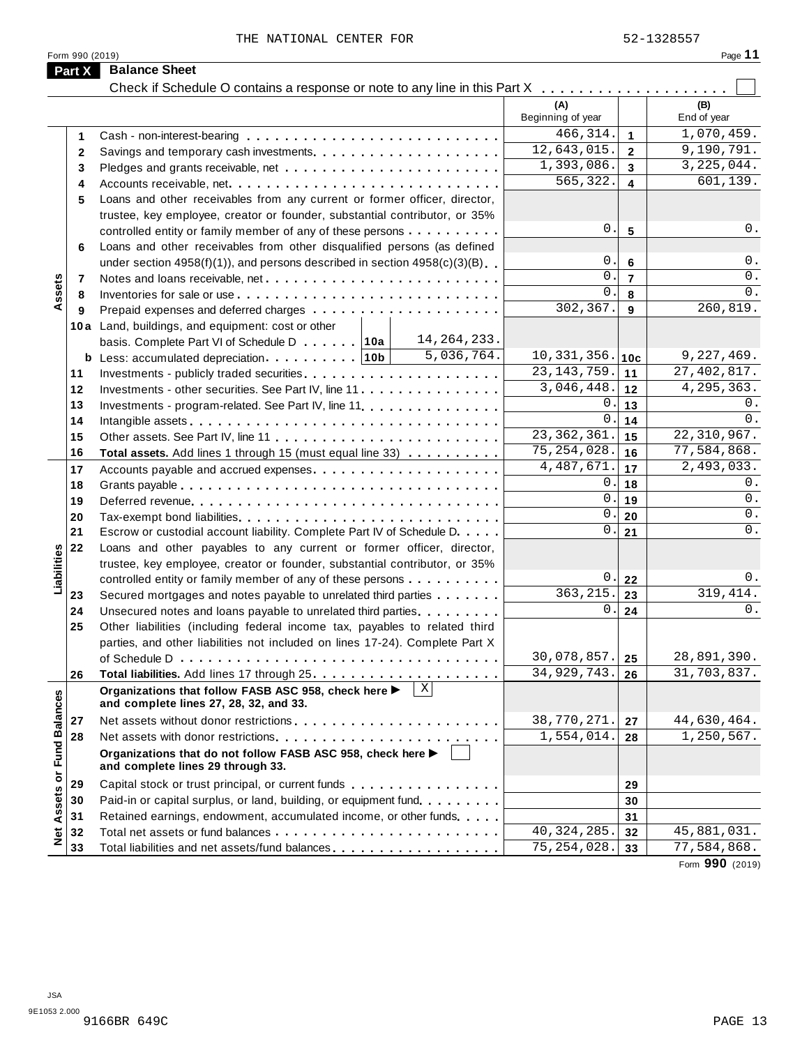THE NATIONAL CENTER FOR 52-1328557

Form 990 (2019)

## Part X Balance Sheet

Check if Schedule O contains a response or note to any line in this Part X . . . . . . . . . . . . . . . . . . . ☐

| | | | | (A) Beginning of year | | (B) End of year |
|---|---|---|---|---|---|---|
| Assets | 1 | Cash - non-interest-bearing | | 466,314. | 1 | 1,070,459. |
| | 2 | Savings and temporary cash investments | | 12,643,015. | 2 | 9,190,791. |
| | 3 | Pledges and grants receivable, net | | 1,393,086. | 3 | 3,225,044. |
| | 4 | Accounts receivable, net | | 565,322. | 4 | 601,139. |
| | 5 | Loans and other receivables from any current or former officer, director, trustee, key employee, creator or founder, substantial contributor, or 35% controlled entity or family member of any of these persons | | 0. | 5 | 0. |
| | 6 | Loans and other receivables from other disqualified persons (as defined under section 4958(f)(1)), and persons described in section 4958(c)(3)(B) | | 0. | 6 | 0. |
| | 7 | Notes and loans receivable, net | | 0. | 7 | 0. |
| | 8 | Inventories for sale or use | | 0. | 8 | 0. |
| | 9 | Prepaid expenses and deferred charges | | 302,367. | 9 | 260,819. |
| | 10a | Land, buildings, and equipment: cost or other basis. Complete Part VI of Schedule D . . . 10a | 14,264,233. | | | |
| | b | Less: accumulated depreciation . . . 10b | 5,036,764. | 10,331,356. | 10c | 9,227,469. |
| | 11 | Investments - publicly traded securities | | 23,143,759. | 11 | 27,402,817. |
| | 12 | Investments - other securities. See Part IV, line 11 | | 3,046,448. | 12 | 4,295,363. |
| | 13 | Investments - program-related. See Part IV, line 11 | | 0. | 13 | 0. |
| | 14 | Intangible assets | | 0. | 14 | 0. |
| | 15 | Other assets. See Part IV, line 11 | | 23,362,361. | 15 | 22,310,967. |
| | 16 | **Total assets.** Add lines 1 through 15 (must equal line 33) | | 75,254,028. | 16 | 77,584,868. |
| Liabilities | 17 | Accounts payable and accrued expenses | | 4,487,671. | 17 | 2,493,033. |
| | 18 | Grants payable | | 0. | 18 | 0. |
| | 19 | Deferred revenue | | 0. | 19 | 0. |
| | 20 | Tax-exempt bond liabilities | | 0. | 20 | 0. |
| | 21 | Escrow or custodial account liability. Complete Part IV of Schedule D | | 0. | 21 | 0. |
| | 22 | Loans and other payables to any current or former officer, director, trustee, key employee, creator or founder, substantial contributor, or 35% controlled entity or family member of any of these persons | | 0. | 22 | 0. |
| | 23 | Secured mortgages and notes payable to unrelated third parties | | 363,215. | 23 | 319,414. |
| | 24 | Unsecured notes and loans payable to unrelated third parties | | 0. | 24 | 0. |
| | 25 | Other liabilities (including federal income tax, payables to related third parties, and other liabilities not included on lines 17-24). Complete Part X of Schedule D | | 30,078,857. | 25 | 28,891,390. |
| | 26 | **Total liabilities.** Add lines 17 through 25 | | 34,929,743. | 26 | 31,703,837. |
| Net Assets or Fund Balances | | **Organizations that follow FASB ASC 958, check here ▶ ☒ and complete lines 27, 28, 32, and 33.** | | | | |
| | 27 | Net assets without donor restrictions | | 38,770,271. | 27 | 44,630,464. |
| | 28 | Net assets with donor restrictions | | 1,554,014. | 28 | 1,250,567. |
| | | **Organizations that do not follow FASB ASC 958, check here ▶ ☐ and complete lines 29 through 33.** | | | | |
| | 29 | Capital stock or trust principal, or current funds | | | 29 | |
| | 30 | Paid-in or capital surplus, or land, building, or equipment fund | | | 30 | |
| | 31 | Retained earnings, endowment, accumulated income, or other funds | | | 31 | |
| | 32 | Total net assets or fund balances | | 40,324,285. | 32 | 45,881,031. |
| | 33 | Total liabilities and net assets/fund balances | | 75,254,028. | 33 | 77,584,868. |

Form **990** (2019)

JSA
9E1053 2.000
9166BR 649C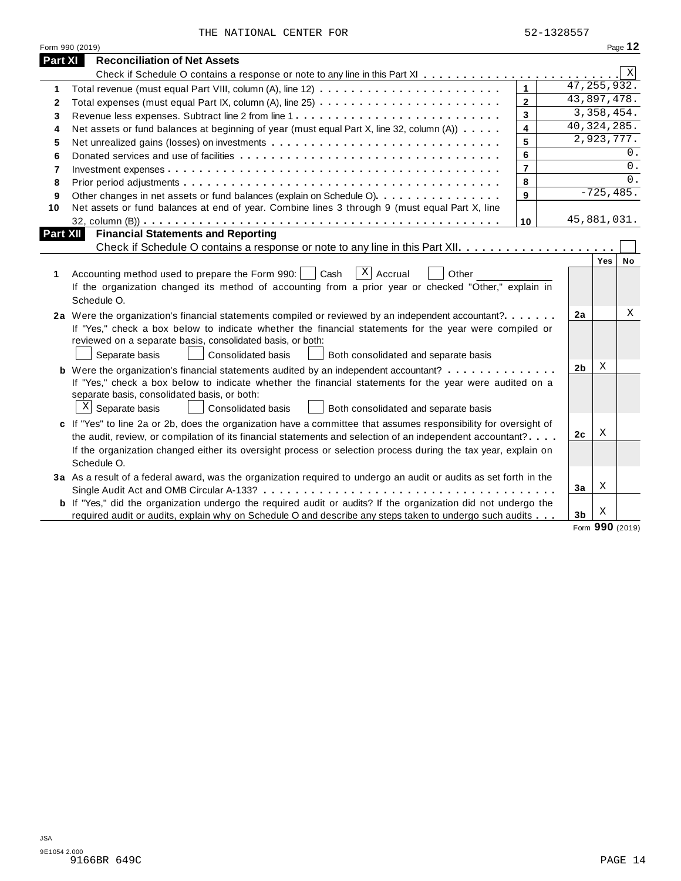THE NATIONAL CENTER FOR 52-1328557

Form 990 (2019)

## Part XI Reconciliation of Net Assets

Check if Schedule O contains a response or note to any line in this Part XI . . . . . . . . . . . . . . . . . . . . . . . . [X]

| | | | |
|---|---|---|---|
| 1 | Total revenue (must equal Part VIII, column (A), line 12) | 1 | 47,255,932. |
| 2 | Total expenses (must equal Part IX, column (A), line 25) | 2 | 43,897,478. |
| 3 | Revenue less expenses. Subtract line 2 from line 1 | 3 | 3,358,454. |
| 4 | Net assets or fund balances at beginning of year (must equal Part X, line 32, column (A)) | 4 | 40,324,285. |
| 5 | Net unrealized gains (losses) on investments | 5 | 2,923,777. |
| 6 | Donated services and use of facilities | 6 | 0. |
| 7 | Investment expenses | 7 | 0. |
| 8 | Prior period adjustments | 8 | 0. |
| 9 | Other changes in net assets or fund balances (explain on Schedule O) | 9 | -725,485. |
| 10 | Net assets or fund balances at end of year. Combine lines 3 through 9 (must equal Part X, line 32, column (B)) | 10 | 45,881,031. |

## Part XII Financial Statements and Reporting

Check if Schedule O contains a response or note to any line in this Part XII . . . . . . . . . . . . . . . . . . . . [ ]

| | | | Yes | No |
|---|---|---|---|---|
| 1 | Accounting method used to prepare the Form 990: [ ] Cash [X] Accrual [ ] Other ____________ <br> If the organization changed its method of accounting from a prior year or checked "Other," explain in Schedule O. | | | |
| 2a | Were the organization's financial statements compiled or reviewed by an independent accountant? <br> If "Yes," check a box below to indicate whether the financial statements for the year were compiled or reviewed on a separate basis, consolidated basis, or both: <br> [ ] Separate basis [ ] Consolidated basis [ ] Both consolidated and separate basis | 2a | | X |
| b | Were the organization's financial statements audited by an independent accountant? <br> If "Yes," check a box below to indicate whether the financial statements for the year were audited on a separate basis, consolidated basis, or both: <br> [X] Separate basis [ ] Consolidated basis [ ] Both consolidated and separate basis | 2b | X | |
| c | If "Yes" to line 2a or 2b, does the organization have a committee that assumes responsibility for oversight of the audit, review, or compilation of its financial statements and selection of an independent accountant? <br> If the organization changed either its oversight process or selection process during the tax year, explain on Schedule O. | 2c | X | |
| 3a | As a result of a federal award, was the organization required to undergo an audit or audits as set forth in the Single Audit Act and OMB Circular A-133? | 3a | X | |
| b | If "Yes," did the organization undergo the required audit or audits? If the organization did not undergo the required audit or audits, explain why on Schedule O and describe any steps taken to undergo such audits | 3b | X | |

Form **990** (2019)

JSA
9E1054 2.000
9166BR 649C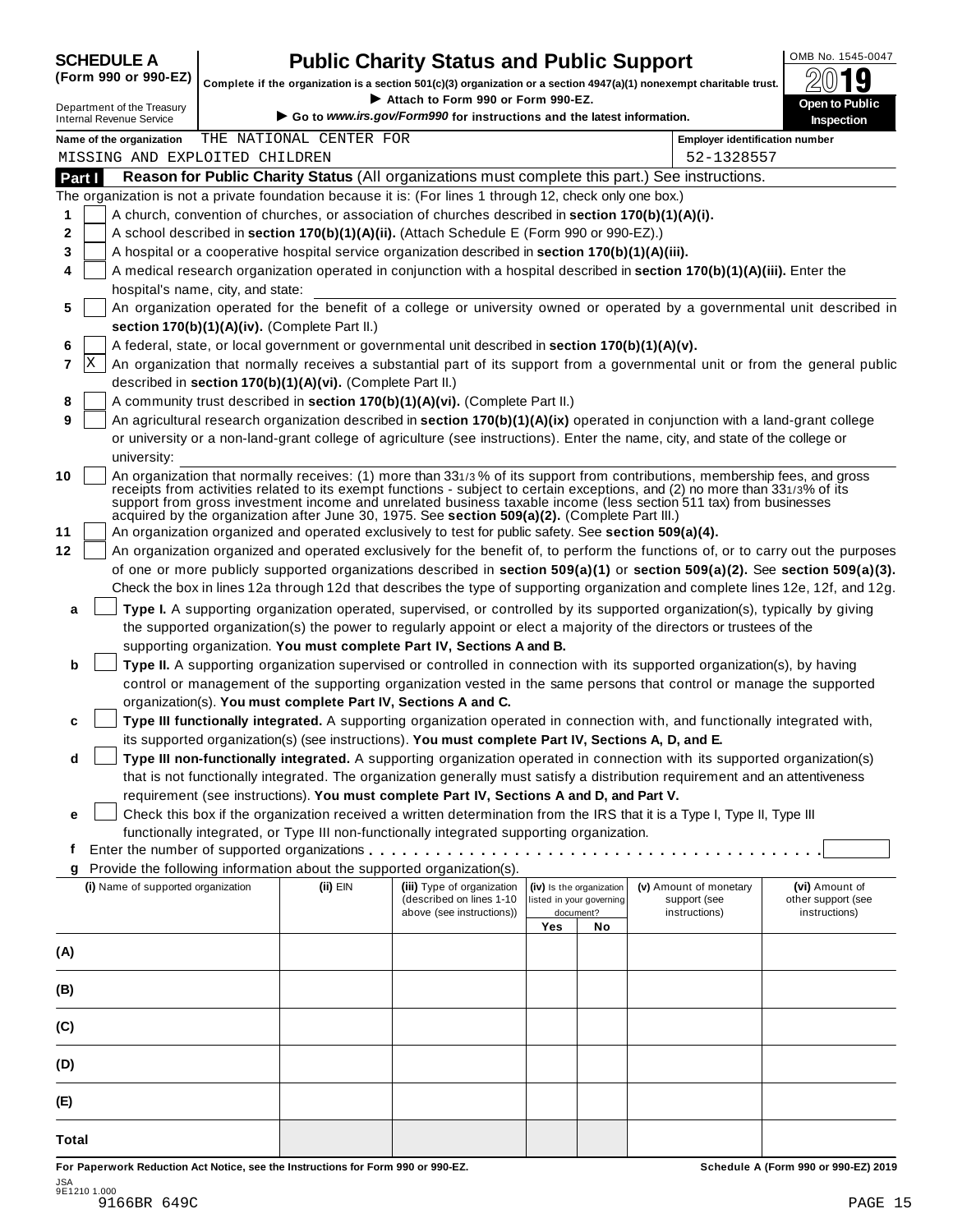**SCHEDULE A**
**(Form 990 or 990-EZ)**

Department of the Treasury
Internal Revenue Service

# Public Charity Status and Public Support

**Complete if the organization is a section 501(c)(3) organization or a section 4947(a)(1) nonexempt charitable trust.**
▶ **Attach to Form 990 or Form 990-EZ.**
▶ **Go to *www.irs.gov/Form990* for instructions and the latest information.**

OMB No. 1545-0047
**2019**
**Open to Public Inspection**

**Name of the organization** THE NATIONAL CENTER FOR MISSING AND EXPLOITED CHILDREN

**Employer identification number** 52-1328557

## Part I Reason for Public Charity Status (All organizations must complete this part.) See instructions.

The organization is not a private foundation because it is: (For lines 1 through 12, check only one box.)

1 [ ] A church, convention of churches, or association of churches described in **section 170(b)(1)(A)(i).**
2 [ ] A school described in **section 170(b)(1)(A)(ii).** (Attach Schedule E (Form 990 or 990-EZ).)
3 [ ] A hospital or a cooperative hospital service organization described in **section 170(b)(1)(A)(iii).**
4 [ ] A medical research organization operated in conjunction with a hospital described in **section 170(b)(1)(A)(iii).** Enter the hospital's name, city, and state:
5 [ ] An organization operated for the benefit of a college or university owned or operated by a governmental unit described in **section 170(b)(1)(A)(iv).** (Complete Part II.)
6 [ ] A federal, state, or local government or governmental unit described in **section 170(b)(1)(A)(v).**
7 [X] An organization that normally receives a substantial part of its support from a governmental unit or from the general public described in **section 170(b)(1)(A)(vi).** (Complete Part II.)
8 [ ] A community trust described in **section 170(b)(1)(A)(vi).** (Complete Part II.)
9 [ ] An agricultural research organization described in **section 170(b)(1)(A)(ix)** operated in conjunction with a land-grant college or university or a non-land-grant college of agriculture (see instructions). Enter the name, city, and state of the college or university:
10 [ ] An organization that normally receives: (1) more than 33 1/3 % of its support from contributions, membership fees, and gross receipts from activities related to its exempt functions - subject to certain exceptions, and (2) no more than 33 1/3% of its support from gross investment income and unrelated business taxable income (less section 511 tax) from businesses acquired by the organization after June 30, 1975. See **section 509(a)(2).** (Complete Part III.)
11 [ ] An organization organized and operated exclusively to test for public safety. See **section 509(a)(4).**
12 [ ] An organization organized and operated exclusively for the benefit of, to perform the functions of, or to carry out the purposes of one or more publicly supported organizations described in **section 509(a)(1)** or **section 509(a)(2).** See **section 509(a)(3).** Check the box in lines 12a through 12d that describes the type of supporting organization and complete lines 12e, 12f, and 12g.

a [ ] **Type I.** A supporting organization operated, supervised, or controlled by its supported organization(s), typically by giving the supported organization(s) the power to regularly appoint or elect a majority of the directors or trustees of the supporting organization. **You must complete Part IV, Sections A and B.**

b [ ] **Type II.** A supporting organization supervised or controlled in connection with its supported organization(s), by having control or management of the supporting organization vested in the same persons that control or manage the supported organization(s). **You must complete Part IV, Sections A and C.**

c [ ] **Type III functionally integrated.** A supporting organization operated in connection with, and functionally integrated with, its supported organization(s) (see instructions). **You must complete Part IV, Sections A, D, and E.**

d [ ] **Type III non-functionally integrated.** A supporting organization operated in connection with its supported organization(s) that is not functionally integrated. The organization generally must satisfy a distribution requirement and an attentiveness requirement (see instructions). **You must complete Part IV, Sections A and D, and Part V.**

e [ ] Check this box if the organization received a written determination from the IRS that it is a Type I, Type II, Type III functionally integrated, or Type III non-functionally integrated supporting organization.

f Enter the number of supported organizations . . . . . . . . . . . . . . . . . . . . . . . . . . . . . . . . . . . . .

g Provide the following information about the supported organization(s).

| (i) Name of supported organization | (ii) EIN | (iii) Type of organization (described on lines 1-10 above (see instructions)) | (iv) Is the organization listed in your governing document? | | (v) Amount of monetary support (see instructions) | (vi) Amount of other support (see instructions) |
|---|---|---|---|---|---|---|
| | | | Yes | No | | |
| (A) | | | | | | |
| (B) | | | | | | |
| (C) | | | | | | |
| (D) | | | | | | |
| (E) | | | | | | |
| Total | | | | | | |

**For Paperwork Reduction Act Notice, see the Instructions for Form 990 or 990-EZ.** **Schedule A (Form 990 or 990-EZ) 2019**

JSA
9E1210 1.000
9166BR 649C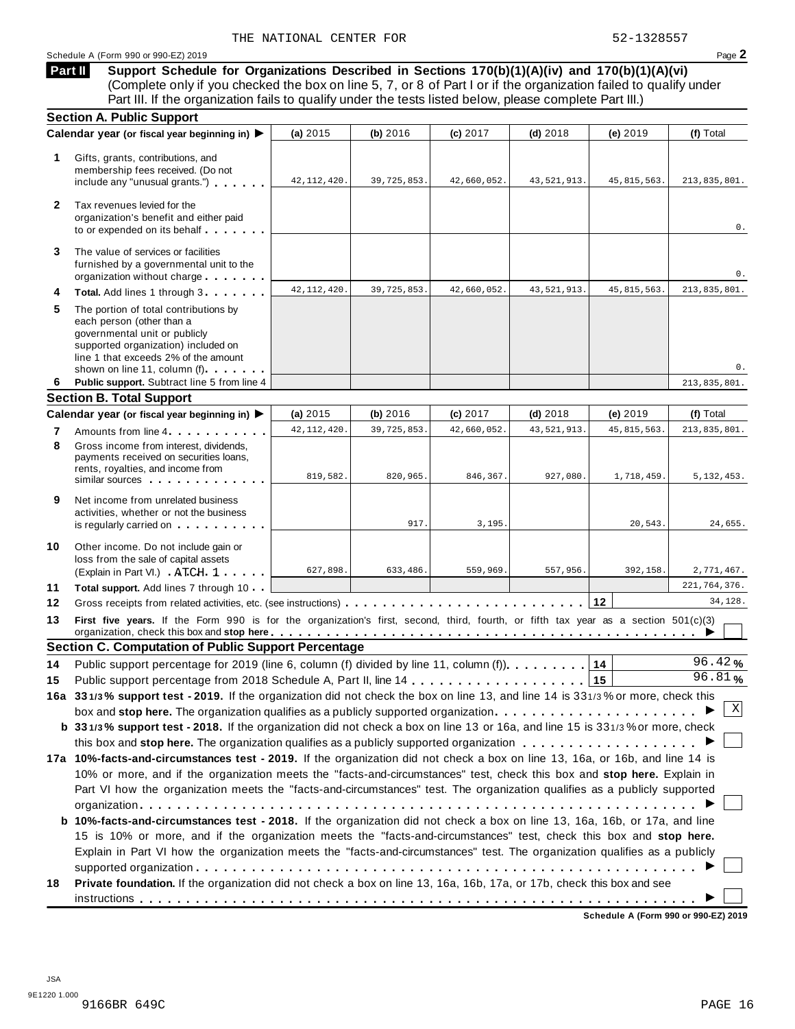THE NATIONAL CENTER FOR 52-1328557

Schedule A (Form 990 or 990-EZ) 2019

## Part II Support Schedule for Organizations Described in Sections 170(b)(1)(A)(iv) and 170(b)(1)(A)(vi)

(Complete only if you checked the box on line 5, 7, or 8 of Part I or if the organization failed to qualify under Part III. If the organization fails to qualify under the tests listed below, please complete Part III.)

### Section A. Public Support

| Calendar year (or fiscal year beginning in) ▶ | (a) 2015 | (b) 2016 | (c) 2017 | (d) 2018 | (e) 2019 | (f) Total |
|---|---|---|---|---|---|---|
| **1** Gifts, grants, contributions, and membership fees received. (Do not include any "unusual grants.") | 42,112,420. | 39,725,853. | 42,660,052. | 43,521,913. | 45,815,563. | 213,835,801. |
| **2** Tax revenues levied for the organization's benefit and either paid to or expended on its behalf | | | | | | 0. |
| **3** The value of services or facilities furnished by a governmental unit to the organization without charge | | | | | | 0. |
| **4** **Total.** Add lines 1 through 3 | 42,112,420. | 39,725,853. | 42,660,052. | 43,521,913. | 45,815,563. | 213,835,801. |
| **5** The portion of total contributions by each person (other than a governmental unit or publicly supported organization) included on line 1 that exceeds 2% of the amount shown on line 11, column (f) | | | | | | 0. |
| **6** **Public support.** Subtract line 5 from line 4 | | | | | | 213,835,801. |

### Section B. Total Support

| Calendar year (or fiscal year beginning in) ▶ | (a) 2015 | (b) 2016 | (c) 2017 | (d) 2018 | (e) 2019 | (f) Total |
|---|---|---|---|---|---|---|
| **7** Amounts from line 4 | 42,112,420. | 39,725,853. | 42,660,052. | 43,521,913. | 45,815,563. | 213,835,801. |
| **8** Gross income from interest, dividends, payments received on securities loans, rents, royalties, and income from similar sources | 819,582. | 820,965. | 846,367. | 927,080. | 1,718,459. | 5,132,453. |
| **9** Net income from unrelated business activities, whether or not the business is regularly carried on | | 917. | 3,195. | | 20,543. | 24,655. |
| **10** Other income. Do not include gain or loss from the sale of capital assets (Explain in Part VI.) ATCH 1 | 627,898. | 633,486. | 559,969. | 557,956. | 392,158. | 2,771,467. |
| **11** **Total support.** Add lines 7 through 10 | | | | | | 221,764,376. |

**12** Gross receipts from related activities, etc. (see instructions) . . . 12 — 34,128.

**13** **First five years.** If the Form 990 is for the organization's first, second, third, fourth, or fifth tax year as a section 501(c)(3) organization, check this box and **stop here** ▶ ☐

### Section C. Computation of Public Support Percentage

**14** Public support percentage for 2019 (line 6, column (f) divided by line 11, column (f)) . . . 14 — 96.42 %

**15** Public support percentage from 2018 Schedule A, Part II, line 14 . . . 15 — 96.81 %

**16a 33 1/3 % support test - 2019.** If the organization did not check the box on line 13, and line 14 is 33 1/3 % or more, check this box and **stop here.** The organization qualifies as a publicly supported organization ▶ ☒

**b 33 1/3 % support test - 2018.** If the organization did not check a box on line 13 or 16a, and line 15 is 33 1/3 % or more, check this box and **stop here.** The organization qualifies as a publicly supported organization ▶ ☐

**17a 10%-facts-and-circumstances test - 2019.** If the organization did not check a box on line 13, 16a, or 16b, and line 14 is 10% or more, and if the organization meets the "facts-and-circumstances" test, check this box and **stop here.** Explain in Part VI how the organization meets the "facts-and-circumstances" test. The organization qualifies as a publicly supported organization ▶ ☐

**b 10%-facts-and-circumstances test - 2018.** If the organization did not check a box on line 13, 16a, 16b, or 17a, and line 15 is 10% or more, and if the organization meets the "facts-and-circumstances" test, check this box and **stop here.** Explain in Part VI how the organization meets the "facts-and-circumstances" test. The organization qualifies as a publicly supported organization ▶ ☐

**18** **Private foundation.** If the organization did not check a box on line 13, 16a, 16b, 17a, or 17b, check this box and see instructions ▶ ☐

Schedule A (Form 990 or 990-EZ) 2019

JSA
9E1220 1.000
9166BR 649C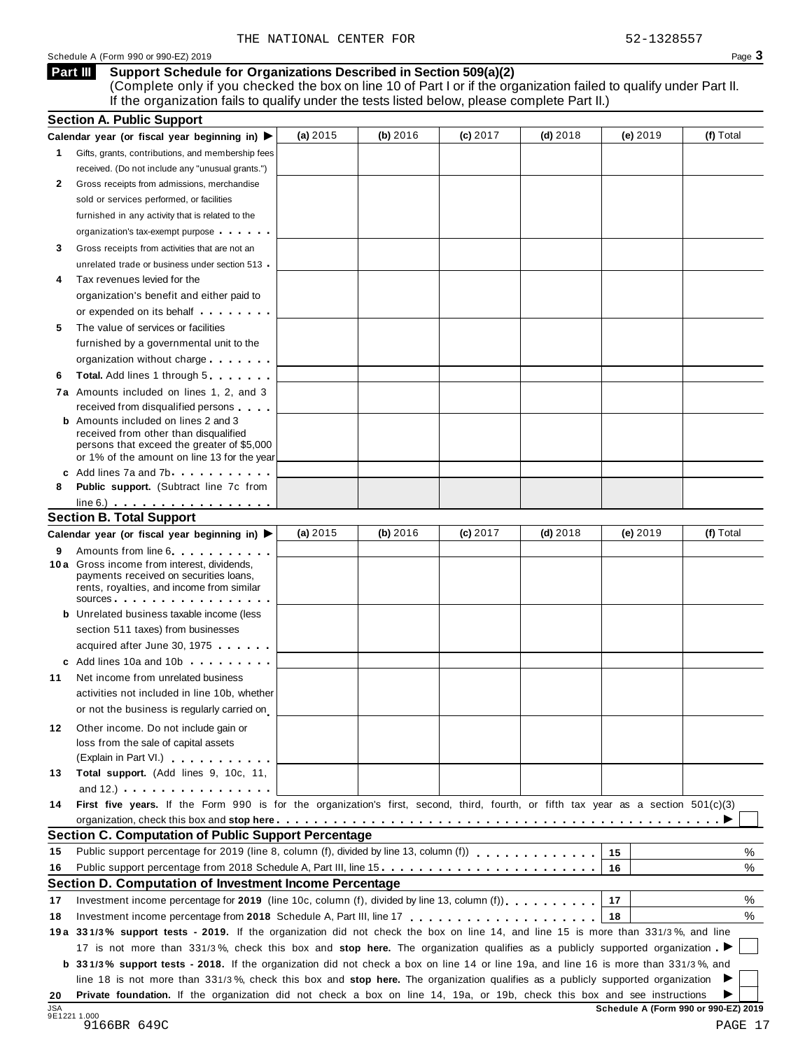THE NATIONAL CENTER FOR 52-1328557

Schedule A (Form 990 or 990-EZ) 2019

## Part III Support Schedule for Organizations Described in Section 509(a)(2)

(Complete only if you checked the box on line 10 of Part I or if the organization failed to qualify under Part II. If the organization fails to qualify under the tests listed below, please complete Part II.)

### Section A. Public Support

| Calendar year (or fiscal year beginning in) ▶ | (a) 2015 | (b) 2016 | (c) 2017 | (d) 2018 | (e) 2019 | (f) Total |
|---|---|---|---|---|---|---|
| **1** Gifts, grants, contributions, and membership fees received. (Do not include any "unusual grants.") | | | | | | |
| **2** Gross receipts from admissions, merchandise sold or services performed, or facilities furnished in any activity that is related to the organization's tax-exempt purpose | | | | | | |
| **3** Gross receipts from activities that are not an unrelated trade or business under section 513 | | | | | | |
| **4** Tax revenues levied for the organization's benefit and either paid to or expended on its behalf | | | | | | |
| **5** The value of services or facilities furnished by a governmental unit to the organization without charge | | | | | | |
| **6** **Total.** Add lines 1 through 5 | | | | | | |
| **7a** Amounts included on lines 1, 2, and 3 received from disqualified persons | | | | | | |
| **b** Amounts included on lines 2 and 3 received from other than disqualified persons that exceed the greater of $5,000 or 1% of the amount on line 13 for the year | | | | | | |
| **c** Add lines 7a and 7b | | | | | | |
| **8** **Public support.** (Subtract line 7c from line 6.) | | | | | | |

### Section B. Total Support

| Calendar year (or fiscal year beginning in) ▶ | (a) 2015 | (b) 2016 | (c) 2017 | (d) 2018 | (e) 2019 | (f) Total |
|---|---|---|---|---|---|---|
| **9** Amounts from line 6 | | | | | | |
| **10a** Gross income from interest, dividends, payments received on securities loans, rents, royalties, and income from similar sources | | | | | | |
| **b** Unrelated business taxable income (less section 511 taxes) from businesses acquired after June 30, 1975 | | | | | | |
| **c** Add lines 10a and 10b | | | | | | |
| **11** Net income from unrelated business activities not included in line 10b, whether or not the business is regularly carried on | | | | | | |
| **12** Other income. Do not include gain or loss from the sale of capital assets (Explain in Part VI.) | | | | | | |
| **13** **Total support.** (Add lines 9, 10c, 11, and 12.) | | | | | | |

**14** **First five years.** If the Form 990 is for the organization's first, second, third, fourth, or fifth tax year as a section 501(c)(3) organization, check this box and **stop here** ▶ ☐

### Section C. Computation of Public Support Percentage

| | | | |
|---|---|---|---|
| **15** | Public support percentage for 2019 (line 8, column (f), divided by line 13, column (f)) | 15 | % |
| **16** | Public support percentage from 2018 Schedule A, Part III, line 15 | 16 | % |

### Section D. Computation of Investment Income Percentage

| | | | |
|---|---|---|---|
| **17** | Investment income percentage for **2019** (line 10c, column (f), divided by line 13, column (f)) | 17 | % |
| **18** | Investment income percentage from **2018** Schedule A, Part III, line 17 | 18 | % |

**19a** **33 1/3% support tests - 2019.** If the organization did not check the box on line 14, and line 15 is more than 33 1/3%, and line 17 is not more than 33 1/3%, check this box and **stop here.** The organization qualifies as a publicly supported organization ▶ ☐

**b** **33 1/3% support tests - 2018.** If the organization did not check a box on line 14 or line 19a, and line 16 is more than 33 1/3%, and line 18 is not more than 33 1/3%, check this box and **stop here.** The organization qualifies as a publicly supported organization ▶ ☐

**20** **Private foundation.** If the organization did not check a box on line 14, 19a, or 19b, check this box and see instructions ▶ ☐

JSA 9E1221 1.000

9166BR 649C

**Schedule A (Form 990 or 990-EZ) 2019**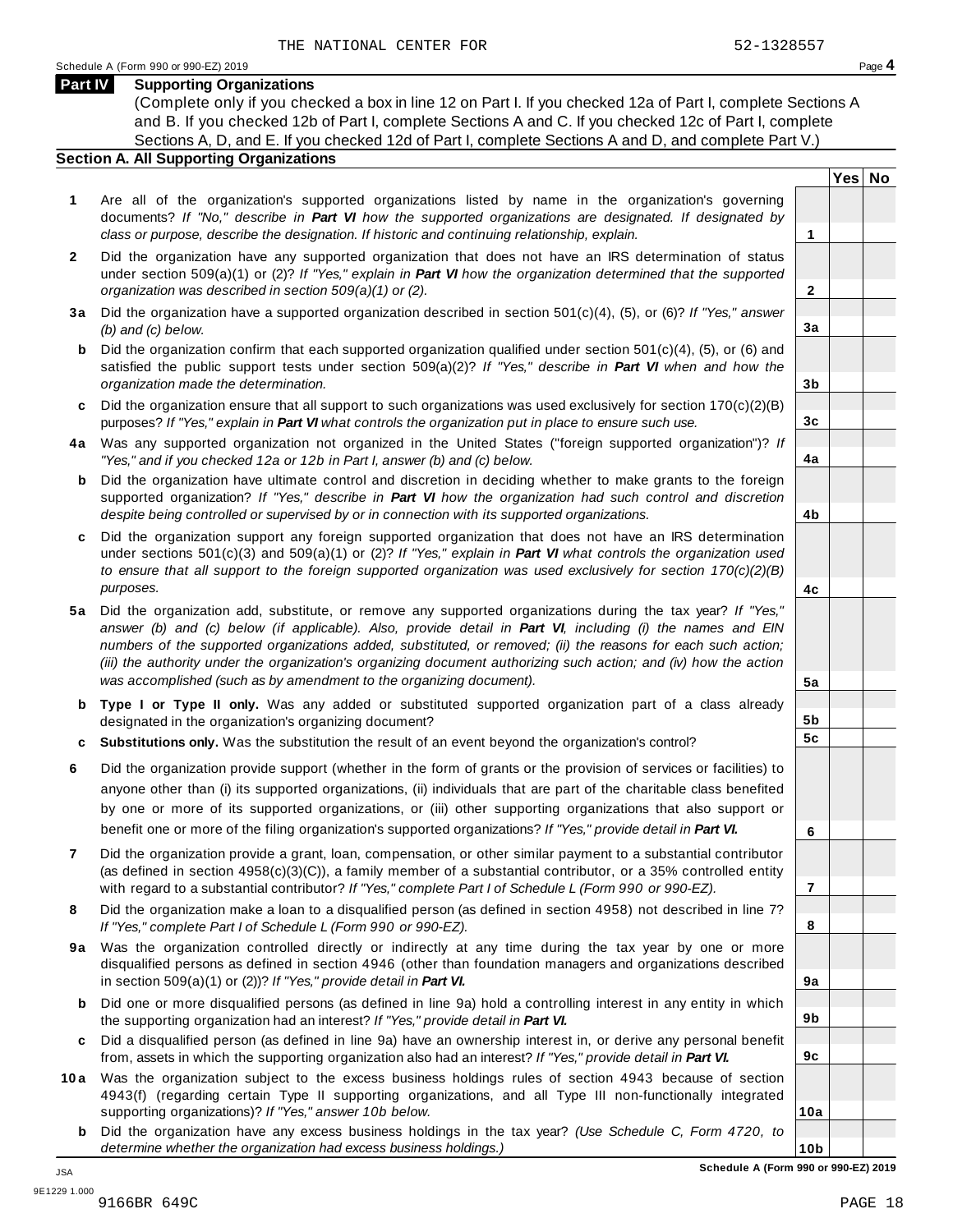THE NATIONAL CENTER FOR 52-1328557

Schedule A (Form 990 or 990-EZ) 2019

## Part IV Supporting Organizations

(Complete only if you checked a box in line 12 on Part I. If you checked 12a of Part I, complete Sections A and B. If you checked 12b of Part I, complete Sections A and C. If you checked 12c of Part I, complete Sections A, D, and E. If you checked 12d of Part I, complete Sections A and D, and complete Part V.)

### Section A. All Supporting Organizations

| | | | Yes | No |
|---|---|---|---|---|
| **1** | Are all of the organization's supported organizations listed by name in the organization's governing documents? *If "No," describe in* ***Part VI*** *how the supported organizations are designated. If designated by class or purpose, describe the designation. If historic and continuing relationship, explain.* | **1** | | |
| **2** | Did the organization have any supported organization that does not have an IRS determination of status under section 509(a)(1) or (2)? *If "Yes," explain in* ***Part VI*** *how the organization determined that the supported organization was described in section 509(a)(1) or (2).* | **2** | | |
| **3a** | Did the organization have a supported organization described in section 501(c)(4), (5), or (6)? *If "Yes," answer (b) and (c) below.* | **3a** | | |
| **b** | Did the organization confirm that each supported organization qualified under section 501(c)(4), (5), or (6) and satisfied the public support tests under section 509(a)(2)? *If "Yes," describe in* ***Part VI*** *when and how the organization made the determination.* | **3b** | | |
| **c** | Did the organization ensure that all support to such organizations was used exclusively for section 170(c)(2)(B) purposes? *If "Yes," explain in* ***Part VI*** *what controls the organization put in place to ensure such use.* | **3c** | | |
| **4a** | Was any supported organization not organized in the United States ("foreign supported organization")? *If "Yes," and if you checked 12a or 12b in Part I, answer (b) and (c) below.* | **4a** | | |
| **b** | Did the organization have ultimate control and discretion in deciding whether to make grants to the foreign supported organization? *If "Yes," describe in* ***Part VI*** *how the organization had such control and discretion despite being controlled or supervised by or in connection with its supported organizations.* | **4b** | | |
| **c** | Did the organization support any foreign supported organization that does not have an IRS determination under sections 501(c)(3) and 509(a)(1) or (2)? *If "Yes," explain in* ***Part VI*** *what controls the organization used to ensure that all support to the foreign supported organization was used exclusively for section 170(c)(2)(B) purposes.* | **4c** | | |
| **5a** | Did the organization add, substitute, or remove any supported organizations during the tax year? *If "Yes," answer (b) and (c) below (if applicable). Also, provide detail in* ***Part VI****, including (i) the names and EIN numbers of the supported organizations added, substituted, or removed; (ii) the reasons for each such action; (iii) the authority under the organization's organizing document authorizing such action; and (iv) how the action was accomplished (such as by amendment to the organizing document).* | **5a** | | |
| **b** | **Type I or Type II only.** Was any added or substituted supported organization part of a class already designated in the organization's organizing document? | **5b** | | |
| **c** | **Substitutions only.** Was the substitution the result of an event beyond the organization's control? | **5c** | | |
| **6** | Did the organization provide support (whether in the form of grants or the provision of services or facilities) to anyone other than (i) its supported organizations, (ii) individuals that are part of the charitable class benefited by one or more of its supported organizations, or (iii) other supporting organizations that also support or benefit one or more of the filing organization's supported organizations? *If "Yes," provide detail in* ***Part VI.*** | **6** | | |
| **7** | Did the organization provide a grant, loan, compensation, or other similar payment to a substantial contributor (as defined in section 4958(c)(3)(C)), a family member of a substantial contributor, or a 35% controlled entity with regard to a substantial contributor? *If "Yes," complete Part I of Schedule L (Form 990 or 990-EZ).* | **7** | | |
| **8** | Did the organization make a loan to a disqualified person (as defined in section 4958) not described in line 7? *If "Yes," complete Part I of Schedule L (Form 990 or 990-EZ).* | **8** | | |
| **9a** | Was the organization controlled directly or indirectly at any time during the tax year by one or more disqualified persons as defined in section 4946 (other than foundation managers and organizations described in section 509(a)(1) or (2))? *If "Yes," provide detail in* ***Part VI.*** | **9a** | | |
| **b** | Did one or more disqualified persons (as defined in line 9a) hold a controlling interest in any entity in which the supporting organization had an interest? *If "Yes," provide detail in* ***Part VI.*** | **9b** | | |
| **c** | Did a disqualified person (as defined in line 9a) have an ownership interest in, or derive any personal benefit from, assets in which the supporting organization also had an interest? *If "Yes," provide detail in* ***Part VI.*** | **9c** | | |
| **10a** | Was the organization subject to the excess business holdings rules of section 4943 because of section 4943(f) (regarding certain Type II supporting organizations, and all Type III non-functionally integrated supporting organizations)? *If "Yes," answer 10b below.* | **10a** | | |
| **b** | Did the organization have any excess business holdings in the tax year? *(Use Schedule C, Form 4720, to determine whether the organization had excess business holdings.)* | **10b** | | |

JSA 9E1229 1.000 9166BR 649C

Schedule A (Form 990 or 990-EZ) 2019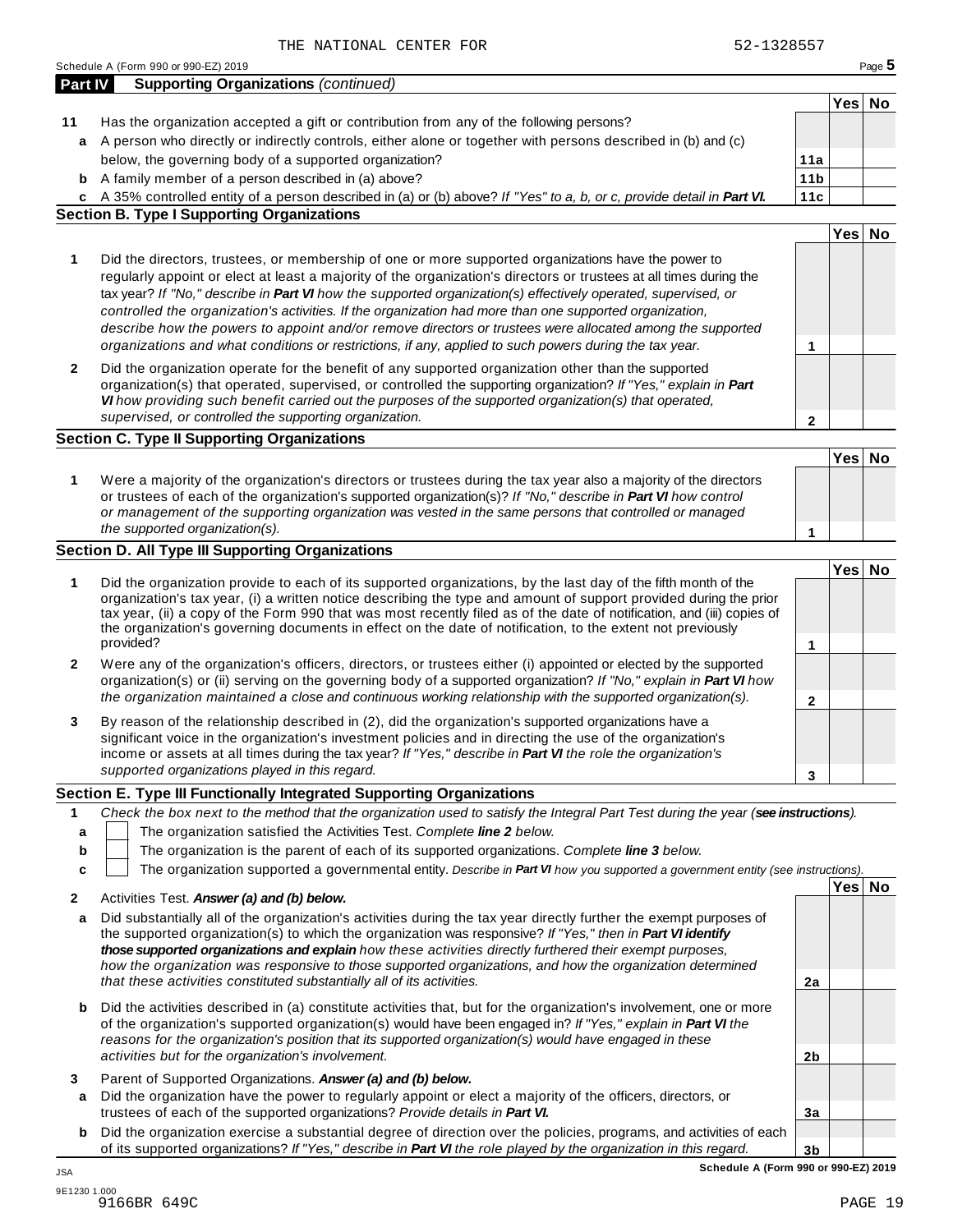THE NATIONAL CENTER FOR 52-1328557

Schedule A (Form 990 or 990-EZ) 2019

## Part IV Supporting Organizations *(continued)*

| | | | Yes | No |
|---|---|---|---|---|
| **11** | Has the organization accepted a gift or contribution from any of the following persons? | | | |
| **a** | A person who directly or indirectly controls, either alone or together with persons described in (b) and (c) below, the governing body of a supported organization? | **11a** | | |
| **b** | A family member of a person described in (a) above? | **11b** | | |
| **c** | A 35% controlled entity of a person described in (a) or (b) above? *If "Yes" to a, b, or c, provide detail in **Part VI.*** | **11c** | | |

### Section B. Type I Supporting Organizations

| | | | Yes | No |
|---|---|---|---|---|
| **1** | Did the directors, trustees, or membership of one or more supported organizations have the power to regularly appoint or elect at least a majority of the organization's directors or trustees at all times during the tax year? *If "No," describe in **Part VI** how the supported organization(s) effectively operated, supervised, or controlled the organization's activities. If the organization had more than one supported organization, describe how the powers to appoint and/or remove directors or trustees were allocated among the supported organizations and what conditions or restrictions, if any, applied to such powers during the tax year.* | **1** | | |
| **2** | Did the organization operate for the benefit of any supported organization other than the supported organization(s) that operated, supervised, or controlled the supporting organization? *If "Yes," explain in **Part VI** how providing such benefit carried out the purposes of the supported organization(s) that operated, supervised, or controlled the supporting organization.* | **2** | | |

### Section C. Type II Supporting Organizations

| | | | Yes | No |
|---|---|---|---|---|
| **1** | Were a majority of the organization's directors or trustees during the tax year also a majority of the directors or trustees of each of the organization's supported organization(s)? *If "No," describe in **Part VI** how control or management of the supporting organization was vested in the same persons that controlled or managed the supported organization(s).* | **1** | | |

### Section D. All Type III Supporting Organizations

| | | | Yes | No |
|---|---|---|---|---|
| **1** | Did the organization provide to each of its supported organizations, by the last day of the fifth month of the organization's tax year, (i) a written notice describing the type and amount of support provided during the prior tax year, (ii) a copy of the Form 990 that was most recently filed as of the date of notification, and (iii) copies of the organization's governing documents in effect on the date of notification, to the extent not previously provided? | **1** | | |
| **2** | Were any of the organization's officers, directors, or trustees either (i) appointed or elected by the supported organization(s) or (ii) serving on the governing body of a supported organization? *If "No," explain in **Part VI** how the organization maintained a close and continuous working relationship with the supported organization(s).* | **2** | | |
| **3** | By reason of the relationship described in (2), did the organization's supported organizations have a significant voice in the organization's investment policies and in directing the use of the organization's income or assets at all times during the tax year? *If "Yes," describe in **Part VI** the role the organization's supported organizations played in this regard.* | **3** | | |

### Section E. Type III Functionally Integrated Supporting Organizations

**1** *Check the box next to the method that the organization used to satisfy the Integral Part Test during the year (**see instructions**).*

- **a** ☐ The organization satisfied the Activities Test. *Complete **line 2** below.*
- **b** ☐ The organization is the parent of each of its supported organizations. *Complete **line 3** below.*
- **c** ☐ The organization supported a governmental entity. *Describe in **Part VI** how you supported a government entity (see instructions).*

| | | | Yes | No |
|---|---|---|---|---|
| **2** | Activities Test. ***Answer (a) and (b) below.*** | | | |
| **a** | Did substantially all of the organization's activities during the tax year directly further the exempt purposes of the supported organization(s) to which the organization was responsive? *If "Yes," then in **Part VI identify those supported organizations and explain** how these activities directly furthered their exempt purposes, how the organization was responsive to those supported organizations, and how the organization determined that these activities constituted substantially all of its activities.* | **2a** | | |
| **b** | Did the activities described in (a) constitute activities that, but for the organization's involvement, one or more of the organization's supported organization(s) would have been engaged in? *If "Yes," explain in **Part VI** the reasons for the organization's position that its supported organization(s) would have engaged in these activities but for the organization's involvement.* | **2b** | | |
| **3** | Parent of Supported Organizations. ***Answer (a) and (b) below.*** | | | |
| **a** | Did the organization have the power to regularly appoint or elect a majority of the officers, directors, or trustees of each of the supported organizations? *Provide details in **Part VI.*** | **3a** | | |
| **b** | Did the organization exercise a substantial degree of direction over the policies, programs, and activities of each of its supported organizations? *If "Yes," describe in **Part VI** the role played by the organization in this regard.* | **3b** | | |

**Schedule A (Form 990 or 990-EZ) 2019**

JSA
9E1230 1.000
9166BR 649C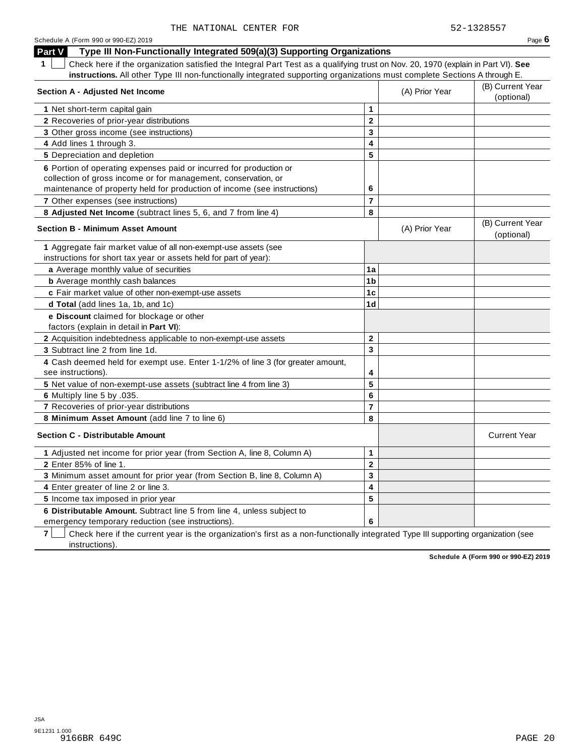THE NATIONAL CENTER FOR 52-1328557

Schedule A (Form 990 or 990-EZ) 2019

## Part V Type III Non-Functionally Integrated 509(a)(3) Supporting Organizations

**1** ☐ Check here if the organization satisfied the Integral Part Test as a qualifying trust on Nov. 20, 1970 (explain in Part VI). **See instructions.** All other Type III non-functionally integrated supporting organizations must complete Sections A through E.

| **Section A - Adjusted Net Income** | | (A) Prior Year | (B) Current Year (optional) |
|---|---|---|---|
| **1** Net short-term capital gain | **1** | | |
| **2** Recoveries of prior-year distributions | **2** | | |
| **3** Other gross income (see instructions) | **3** | | |
| **4** Add lines 1 through 3. | **4** | | |
| **5** Depreciation and depletion | **5** | | |
| **6** Portion of operating expenses paid or incurred for production or collection of gross income or for management, conservation, or maintenance of property held for production of income (see instructions) | **6** | | |
| **7** Other expenses (see instructions) | **7** | | |
| **8 Adjusted Net Income** (subtract lines 5, 6, and 7 from line 4) | **8** | | |

| **Section B - Minimum Asset Amount** | | (A) Prior Year | (B) Current Year (optional) |
|---|---|---|---|
| **1** Aggregate fair market value of all non-exempt-use assets (see instructions for short tax year or assets held for part of year): | | | |
| **a** Average monthly value of securities | **1a** | | |
| **b** Average monthly cash balances | **1b** | | |
| **c** Fair market value of other non-exempt-use assets | **1c** | | |
| **d Total** (add lines 1a, 1b, and 1c) | **1d** | | |
| **e Discount** claimed for blockage or other factors (explain in detail in **Part VI**): | | | |
| **2** Acquisition indebtedness applicable to non-exempt-use assets | **2** | | |
| **3** Subtract line 2 from line 1d. | **3** | | |
| **4** Cash deemed held for exempt use. Enter 1-1/2% of line 3 (for greater amount, see instructions). | **4** | | |
| **5** Net value of non-exempt-use assets (subtract line 4 from line 3) | **5** | | |
| **6** Multiply line 5 by .035. | **6** | | |
| **7** Recoveries of prior-year distributions | **7** | | |
| **8 Minimum Asset Amount** (add line 7 to line 6) | **8** | | |

| **Section C - Distributable Amount** | | | Current Year |
|---|---|---|---|
| **1** Adjusted net income for prior year (from Section A, line 8, Column A) | **1** | | |
| **2** Enter 85% of line 1. | **2** | | |
| **3** Minimum asset amount for prior year (from Section B, line 8, Column A) | **3** | | |
| **4** Enter greater of line 2 or line 3. | **4** | | |
| **5** Income tax imposed in prior year | **5** | | |
| **6 Distributable Amount.** Subtract line 5 from line 4, unless subject to emergency temporary reduction (see instructions). | **6** | | |

**7** ☐ Check here if the current year is the organization's first as a non-functionally integrated Type III supporting organization (see instructions).

**Schedule A (Form 990 or 990-EZ) 2019**

JSA
9E1231 1.000
9166BR 649C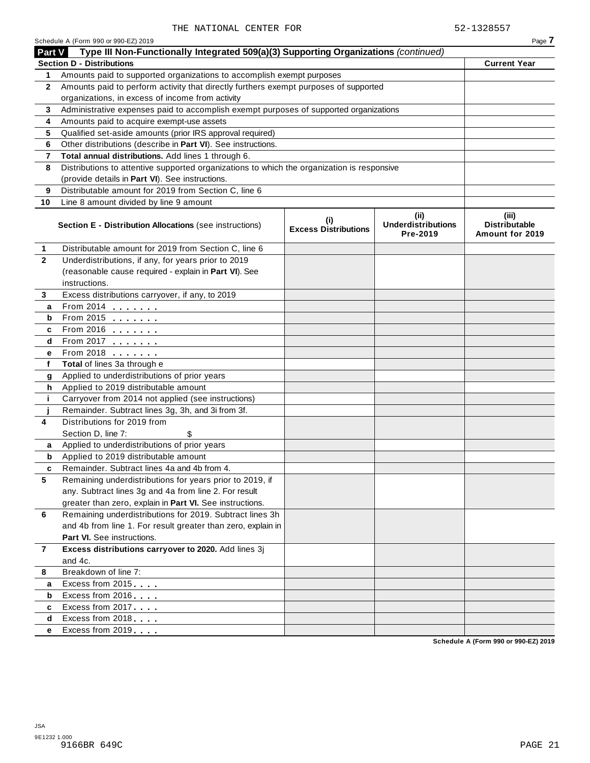THE NATIONAL CENTER FOR 52-1328557

Schedule A (Form 990 or 990-EZ) 2019

## Part V Type III Non-Functionally Integrated 509(a)(3) Supporting Organizations *(continued)*

| Section D - Distributions | | Current Year |
|---|---|---|
| 1 | Amounts paid to supported organizations to accomplish exempt purposes | |
| 2 | Amounts paid to perform activity that directly furthers exempt purposes of supported organizations, in excess of income from activity | |
| 3 | Administrative expenses paid to accomplish exempt purposes of supported organizations | |
| 4 | Amounts paid to acquire exempt-use assets | |
| 5 | Qualified set-aside amounts (prior IRS approval required) | |
| 6 | Other distributions (describe in **Part VI**). See instructions. | |
| 7 | **Total annual distributions.** Add lines 1 through 6. | |
| 8 | Distributions to attentive supported organizations to which the organization is responsive (provide details in **Part VI**). See instructions. | |
| 9 | Distributable amount for 2019 from Section C, line 6 | |
| 10 | Line 8 amount divided by line 9 amount | |

| | **Section E - Distribution Allocations** (see instructions) | (i) Excess Distributions | (ii) Underdistributions Pre-2019 | (iii) Distributable Amount for 2019 |
|---|---|---|---|---|
| 1 | Distributable amount for 2019 from Section C, line 6 | | | |
| 2 | Underdistributions, if any, for years prior to 2019 (reasonable cause required - explain in **Part VI**). See instructions. | | | |
| 3 | Excess distributions carryover, if any, to 2019 | | | |
| a | From 2014 | | | |
| b | From 2015 | | | |
| c | From 2016 | | | |
| d | From 2017 | | | |
| e | From 2018 | | | |
| f | **Total** of lines 3a through e | | | |
| g | Applied to underdistributions of prior years | | | |
| h | Applied to 2019 distributable amount | | | |
| i | Carryover from 2014 not applied (see instructions) | | | |
| j | Remainder. Subtract lines 3g, 3h, and 3i from 3f. | | | |
| 4 | Distributions for 2019 from Section D, line 7: $ | | | |
| a | Applied to underdistributions of prior years | | | |
| b | Applied to 2019 distributable amount | | | |
| c | Remainder. Subtract lines 4a and 4b from 4. | | | |
| 5 | Remaining underdistributions for years prior to 2019, if any. Subtract lines 3g and 4a from line 2. For result greater than zero, explain in **Part VI.** See instructions. | | | |
| 6 | Remaining underdistributions for 2019. Subtract lines 3h and 4b from line 1. For result greater than zero, explain in **Part VI.** See instructions. | | | |
| 7 | **Excess distributions carryover to 2020.** Add lines 3j and 4c. | | | |
| 8 | Breakdown of line 7: | | | |
| a | Excess from 2015 | | | |
| b | Excess from 2016 | | | |
| c | Excess from 2017 | | | |
| d | Excess from 2018 | | | |
| e | Excess from 2019 | | | |

Schedule A (Form 990 or 990-EZ) 2019

JSA
9E1232 1.000
9166BR 649C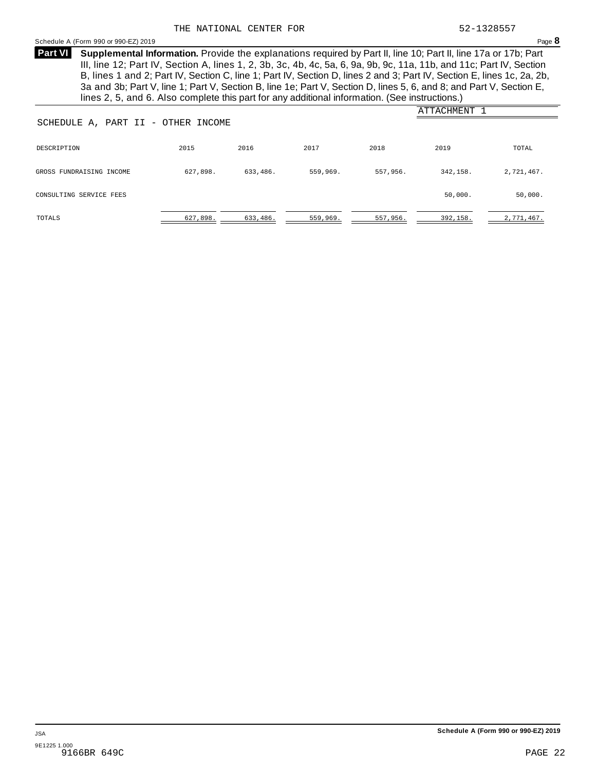**Part VI** **Supplemental Information.** Provide the explanations required by Part II, line 10; Part II, line 17a or 17b; Part III, line 12; Part IV, Section A, lines 1, 2, 3b, 3c, 4b, 4c, 5a, 6, 9a, 9b, 9c, 11a, 11b, and 11c; Part IV, Section B, lines 1 and 2; Part IV, Section C, line 1; Part IV, Section D, lines 2 and 3; Part IV, Section E, lines 1c, 2a, 2b, 3a and 3b; Part V, line 1; Part V, Section B, line 1e; Part V, Section D, lines 5, 6, and 8; and Part V, Section E, lines 2, 5, and 6. Also complete this part for any additional information. (See instructions.)

ATTACHMENT 1

SCHEDULE A, PART II - OTHER INCOME

| DESCRIPTION | 2015 | 2016 | 2017 | 2018 | 2019 | TOTAL |
|---|---|---|---|---|---|---|
| GROSS FUNDRAISING INCOME | 627,898. | 633,486. | 559,969. | 557,956. | 342,158. | 2,721,467. |
| CONSULTING SERVICE FEES | | | | | 50,000. | 50,000. |
| TOTALS | 627,898. | 633,486. | 559,969. | 557,956. | 392,158. | 2,771,467. |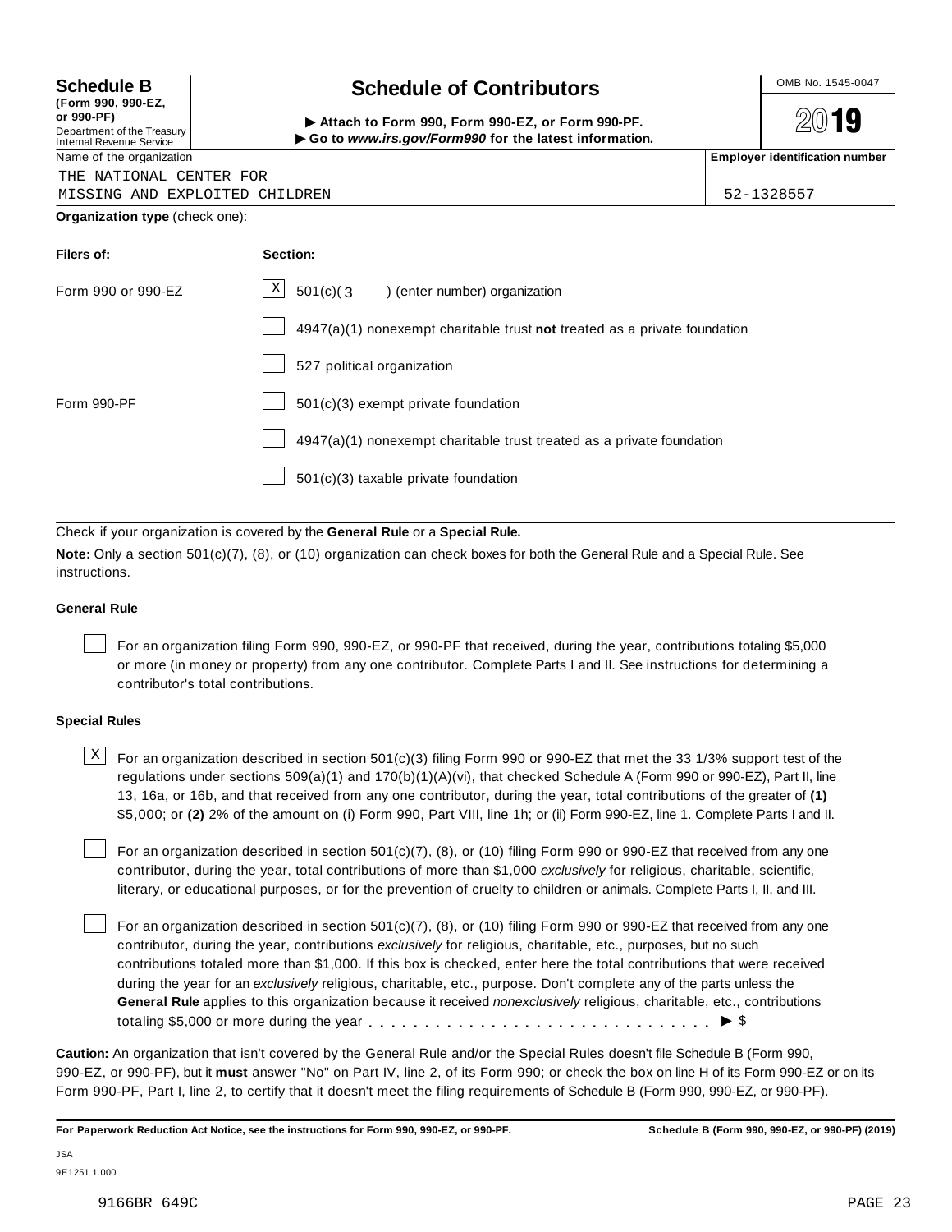**Schedule B**
**(Form 990, 990-EZ, or 990-PF)**
Department of the Treasury
Internal Revenue Service

# Schedule of Contributors

▶ **Attach to Form 990, Form 990-EZ, or Form 990-PF.**
▶ **Go to *www.irs.gov/Form990* for the latest information.**

OMB No. 1545-0047

**2019**

| Name of the organization | Employer identification number |
|---|---|
| THE NATIONAL CENTER FOR MISSING AND EXPLOITED CHILDREN | 52-1328557 |

**Organization type** (check one):

| Filers of: | Section: |
|---|---|
| Form 990 or 990-EZ | [X] 501(c)( 3 ) (enter number) organization |
| | [ ] 4947(a)(1) nonexempt charitable trust **not** treated as a private foundation |
| | [ ] 527 political organization |
| Form 990-PF | [ ] 501(c)(3) exempt private foundation |
| | [ ] 4947(a)(1) nonexempt charitable trust treated as a private foundation |
| | [ ] 501(c)(3) taxable private foundation |

Check if your organization is covered by the **General Rule** or a **Special Rule.**

**Note:** Only a section 501(c)(7), (8), or (10) organization can check boxes for both the General Rule and a Special Rule. See instructions.

### General Rule

[ ] For an organization filing Form 990, 990-EZ, or 990-PF that received, during the year, contributions totaling $5,000 or more (in money or property) from any one contributor. Complete Parts I and II. See instructions for determining a contributor's total contributions.

### Special Rules

[X] For an organization described in section 501(c)(3) filing Form 990 or 990-EZ that met the 33 1/3% support test of the regulations under sections 509(a)(1) and 170(b)(1)(A)(vi), that checked Schedule A (Form 990 or 990-EZ), Part II, line 13, 16a, or 16b, and that received from any one contributor, during the year, total contributions of the greater of **(1)** $5,000; or **(2)** 2% of the amount on (i) Form 990, Part VIII, line 1h; or (ii) Form 990-EZ, line 1. Complete Parts I and II.

[ ] For an organization described in section 501(c)(7), (8), or (10) filing Form 990 or 990-EZ that received from any one contributor, during the year, total contributions of more than $1,000 *exclusively* for religious, charitable, scientific, literary, or educational purposes, or for the prevention of cruelty to children or animals. Complete Parts I, II, and III.

[ ] For an organization described in section 501(c)(7), (8), or (10) filing Form 990 or 990-EZ that received from any one contributor, during the year, contributions *exclusively* for religious, charitable, etc., purposes, but no such contributions totaled more than $1,000. If this box is checked, enter here the total contributions that were received during the year for an *exclusively* religious, charitable, etc., purpose. Don't complete any of the parts unless the **General Rule** applies to this organization because it received *nonexclusively* religious, charitable, etc., contributions totaling $5,000 or more during the year . . . . . . . . . . . . . . . . . . . . . . . . . . . . . ▶ $ ____________

**Caution:** An organization that isn't covered by the General Rule and/or the Special Rules doesn't file Schedule B (Form 990, 990-EZ, or 990-PF), but it **must** answer "No" on Part IV, line 2, of its Form 990; or check the box on line H of its Form 990-EZ or on its Form 990-PF, Part I, line 2, to certify that it doesn't meet the filing requirements of Schedule B (Form 990, 990-EZ, or 990-PF).

**For Paperwork Reduction Act Notice, see the instructions for Form 990, 990-EZ, or 990-PF.** **Schedule B (Form 990, 990-EZ, or 990-PF) (2019)**

JSA
9E1251 1.000

9166BR 649C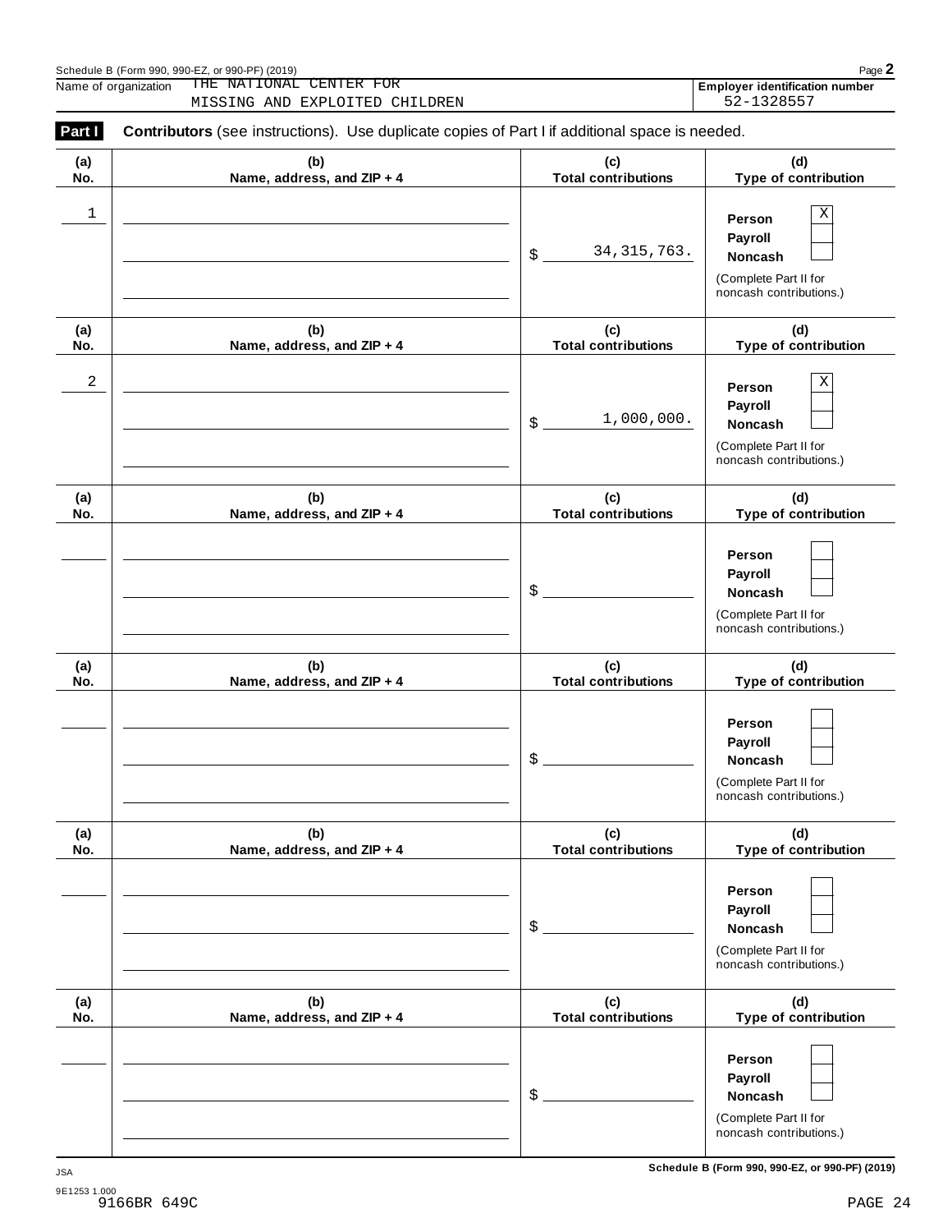Schedule B (Form 990, 990-EZ, or 990-PF) (2019)

| Name of organization | Employer identification number |
| --- | --- |
| THE NATIONAL CENTER FOR MISSING AND EXPLOITED CHILDREN | 52-1328557 |

**Part I** **Contributors** (see instructions). Use duplicate copies of Part I if additional space is needed.

| (a) No. | (b) Name, address, and ZIP + 4 | (c) Total contributions | (d) Type of contribution |
| --- | --- | --- | --- |
| 1 | | $ 34,315,763. | Person X<br>Payroll<br>Noncash<br>(Complete Part II for noncash contributions.) |
| 2 | | $ 1,000,000. | Person X<br>Payroll<br>Noncash<br>(Complete Part II for noncash contributions.) |
| | | $ | Person<br>Payroll<br>Noncash<br>(Complete Part II for noncash contributions.) |
| | | $ | Person<br>Payroll<br>Noncash<br>(Complete Part II for noncash contributions.) |
| | | $ | Person<br>Payroll<br>Noncash<br>(Complete Part II for noncash contributions.) |
| | | $ | Person<br>Payroll<br>Noncash<br>(Complete Part II for noncash contributions.) |

JSA
9E1253 1.000
9166BR 649C

Schedule B (Form 990, 990-EZ, or 990-PF) (2019)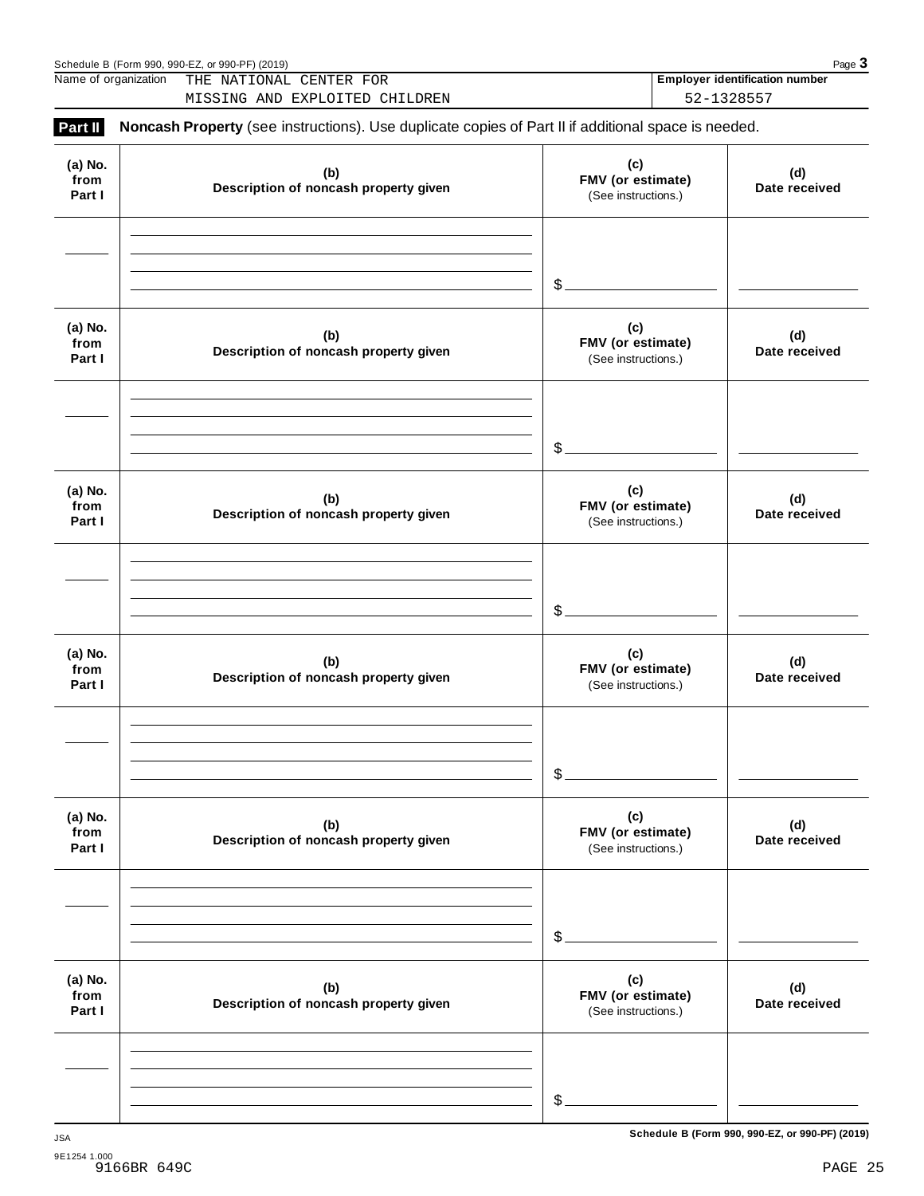Name of organization THE NATIONAL CENTER FOR MISSING AND EXPLOITED CHILDREN

**Employer identification number** 52-1328557

**Part II** **Noncash Property** (see instructions). Use duplicate copies of Part II if additional space is needed.

| (a) No. from Part I | (b) Description of noncash property given | (c) FMV (or estimate) (See instructions.) | (d) Date received |
|---|---|---|---|
| | | $ | |

| (a) No. from Part I | (b) Description of noncash property given | (c) FMV (or estimate) (See instructions.) | (d) Date received |
|---|---|---|---|
| | | $ | |

| (a) No. from Part I | (b) Description of noncash property given | (c) FMV (or estimate) (See instructions.) | (d) Date received |
|---|---|---|---|
| | | $ | |

| (a) No. from Part I | (b) Description of noncash property given | (c) FMV (or estimate) (See instructions.) | (d) Date received |
|---|---|---|---|
| | | $ | |

| (a) No. from Part I | (b) Description of noncash property given | (c) FMV (or estimate) (See instructions.) | (d) Date received |
|---|---|---|---|
| | | $ | |

| (a) No. from Part I | (b) Description of noncash property given | (c) FMV (or estimate) (See instructions.) | (d) Date received |
|---|---|---|---|
| | | $ | |

JSA

9E1254 1.000
9166BR 649C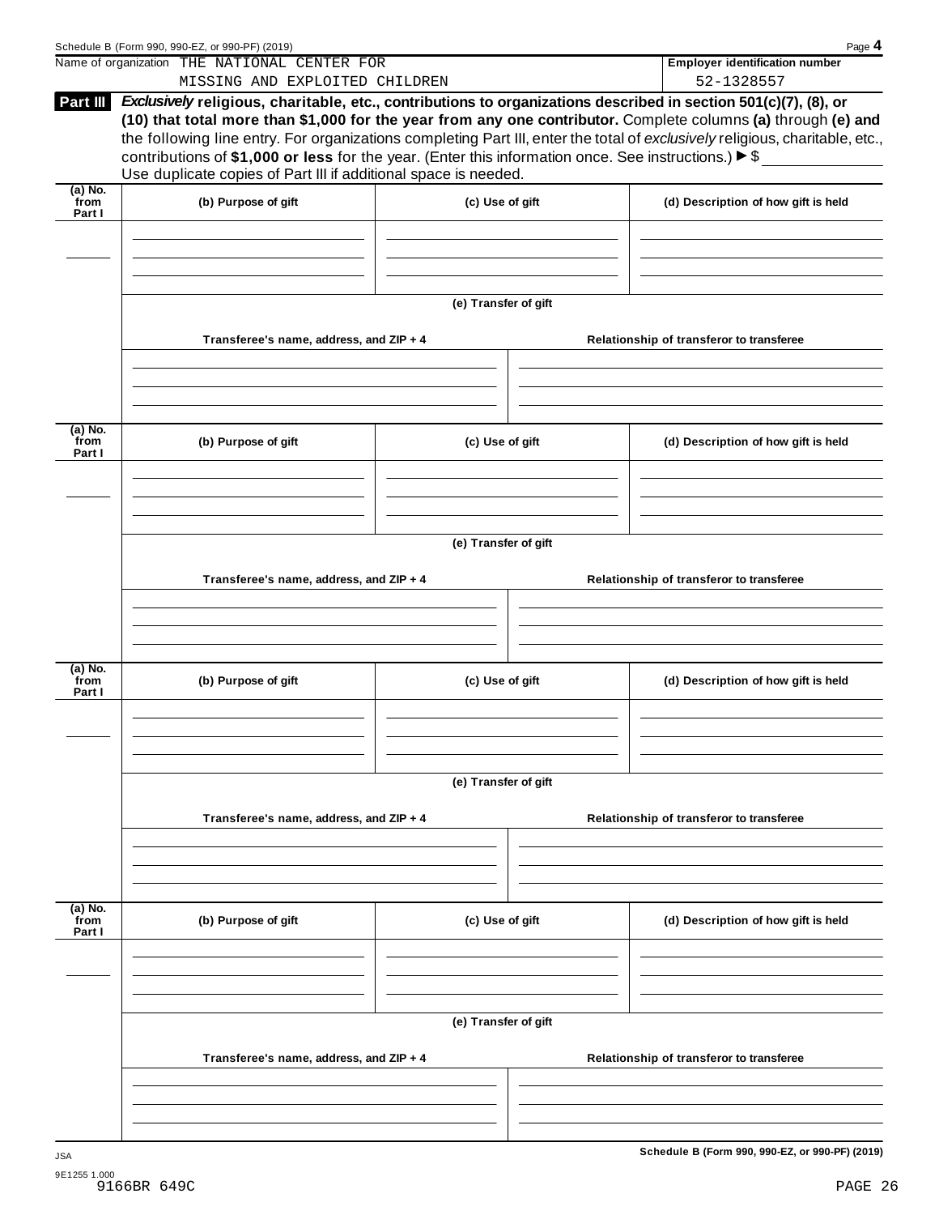Name of organization THE NATIONAL CENTER FOR MISSING AND EXPLOITED CHILDREN

**Employer identification number** 52-1328557

**Part III** ***Exclusively*** **religious, charitable, etc., contributions to organizations described in section 501(c)(7), (8), or (10) that total more than $1,000 for the year from any one contributor.** Complete columns **(a)** through **(e) and** the following line entry. For organizations completing Part III, enter the total of *exclusively* religious, charitable, etc., contributions of **$1,000 or less** for the year. (Enter this information once. See instructions.) ▶ $

Use duplicate copies of Part III if additional space is needed.

| (a) No. from Part I | (b) Purpose of gift | (c) Use of gift | (d) Description of how gift is held |
|---|---|---|---|
| | | | |

(e) Transfer of gift

| Transferee's name, address, and ZIP + 4 | Relationship of transferor to transferee |
|---|---|
| | |

| (a) No. from Part I | (b) Purpose of gift | (c) Use of gift | (d) Description of how gift is held |
|---|---|---|---|
| | | | |

(e) Transfer of gift

| Transferee's name, address, and ZIP + 4 | Relationship of transferor to transferee |
|---|---|
| | |

| (a) No. from Part I | (b) Purpose of gift | (c) Use of gift | (d) Description of how gift is held |
|---|---|---|---|
| | | | |

(e) Transfer of gift

| Transferee's name, address, and ZIP + 4 | Relationship of transferor to transferee |
|---|---|
| | |

| (a) No. from Part I | (b) Purpose of gift | (c) Use of gift | (d) Description of how gift is held |
|---|---|---|---|
| | | | |

(e) Transfer of gift

| Transferee's name, address, and ZIP + 4 | Relationship of transferor to transferee |
|---|---|
| | |

**Schedule B (Form 990, 990-EZ, or 990-PF) (2019)**

JSA
9E1255 1.000
9166BR 649C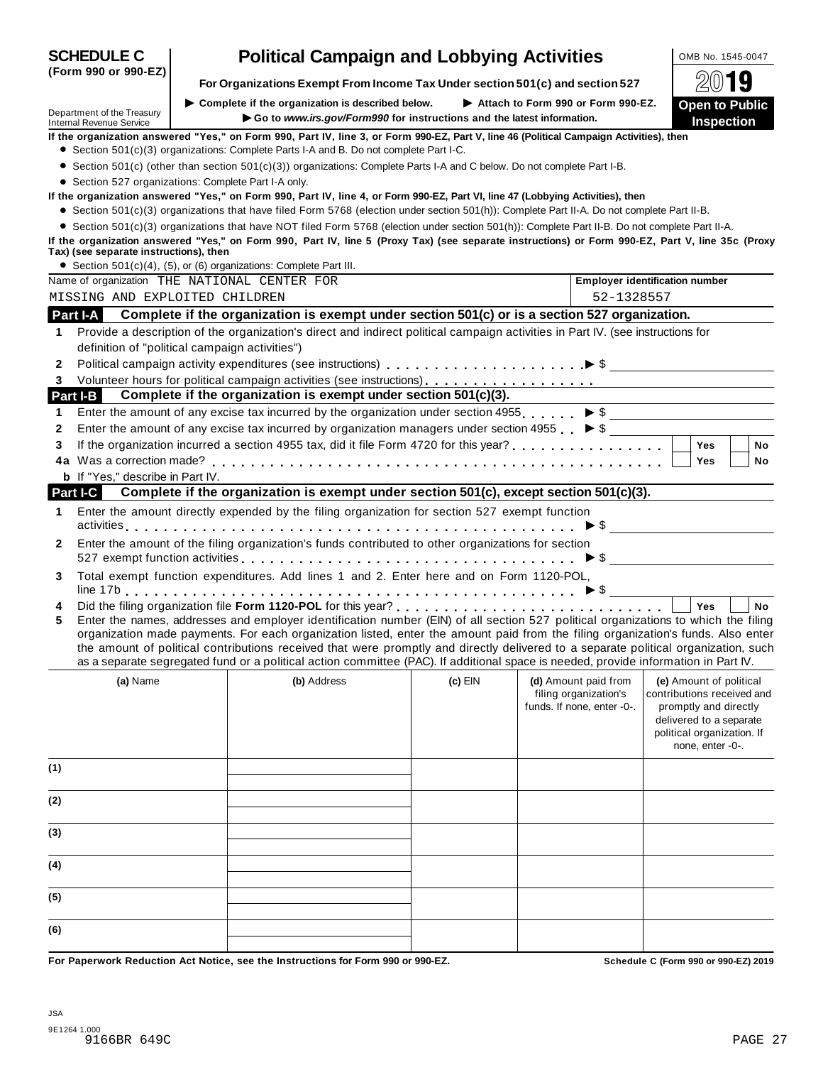# SCHEDULE C (Form 990 or 990-EZ)

# Political Campaign and Lobbying Activities

**For Organizations Exempt From Income Tax Under section 501(c) and section 527**

OMB No. 1545-0047

**2019**

**Open to Public Inspection**

Department of the Treasury
Internal Revenue Service

▶ Complete if the organization is described below. ▶ Attach to Form 990 or Form 990-EZ.

▶ Go to *www.irs.gov/Form990* for instructions and the latest information.

**If the organization answered "Yes," on Form 990, Part IV, line 3, or Form 990-EZ, Part V, line 46 (Political Campaign Activities), then**

- Section 501(c)(3) organizations: Complete Parts I-A and B. Do not complete Part I-C.
- Section 501(c) (other than section 501(c)(3)) organizations: Complete Parts I-A and C below. Do not complete Part I-B.
- Section 527 organizations: Complete Part I-A only.

**If the organization answered "Yes," on Form 990, Part IV, line 4, or Form 990-EZ, Part VI, line 47 (Lobbying Activities), then**

- Section 501(c)(3) organizations that have filed Form 5768 (election under section 501(h)): Complete Part II-A. Do not complete Part II-B.
- Section 501(c)(3) organizations that have NOT filed Form 5768 (election under section 501(h)): Complete Part II-B. Do not complete Part II-A.

**If the organization answered "Yes," on Form 990, Part IV, line 5 (Proxy Tax) (see separate instructions) or Form 990-EZ, Part V, line 35c (Proxy Tax) (see separate instructions), then**

- Section 501(c)(4), (5), or (6) organizations: Complete Part III.

Name of organization THE NATIONAL CENTER FOR MISSING AND EXPLOITED CHILDREN

**Employer identification number** 52-1328557

## Part I-A Complete if the organization is exempt under section 501(c) or is a section 527 organization.

1 Provide a description of the organization's direct and indirect political campaign activities in Part IV. (see instructions for definition of "political campaign activities")

2 Political campaign activity expenditures (see instructions) ▶ $

3 Volunteer hours for political campaign activities (see instructions)

## Part I-B Complete if the organization is exempt under section 501(c)(3).

1 Enter the amount of any excise tax incurred by the organization under section 4955 ▶ $

2 Enter the amount of any excise tax incurred by organization managers under section 4955 ▶ $

3 If the organization incurred a section 4955 tax, did it file Form 4720 for this year? ☐ Yes ☐ No

4a Was a correction made? ☐ Yes ☐ No

b If "Yes," describe in Part IV.

## Part I-C Complete if the organization is exempt under section 501(c), except section 501(c)(3).

1 Enter the amount directly expended by the filing organization for section 527 exempt function activities ▶ $

2 Enter the amount of the filing organization's funds contributed to other organizations for section 527 exempt function activities ▶ $

3 Total exempt function expenditures. Add lines 1 and 2. Enter here and on Form 1120-POL, line 17b ▶ $

4 Did the filing organization file **Form 1120-POL** for this year? ☐ Yes ☐ No

5 Enter the names, addresses and employer identification number (EIN) of all section 527 political organizations to which the filing organization made payments. For each organization listed, enter the amount paid from the filing organization's funds. Also enter the amount of political contributions received that were promptly and directly delivered to a separate political organization, such as a separate segregated fund or a political action committee (PAC). If additional space is needed, provide information in Part IV.

| | (a) Name | (b) Address | (c) EIN | (d) Amount paid from filing organization's funds. If none, enter -0-. | (e) Amount of political contributions received and promptly and directly delivered to a separate political organization. If none, enter -0-. |
|---|---|---|---|---|---|
| (1) | | | | | |
| (2) | | | | | |
| (3) | | | | | |
| (4) | | | | | |
| (5) | | | | | |
| (6) | | | | | |

**For Paperwork Reduction Act Notice, see the Instructions for Form 990 or 990-EZ.** **Schedule C (Form 990 or 990-EZ) 2019**

JSA
9E1264 1.000
9166BR 649C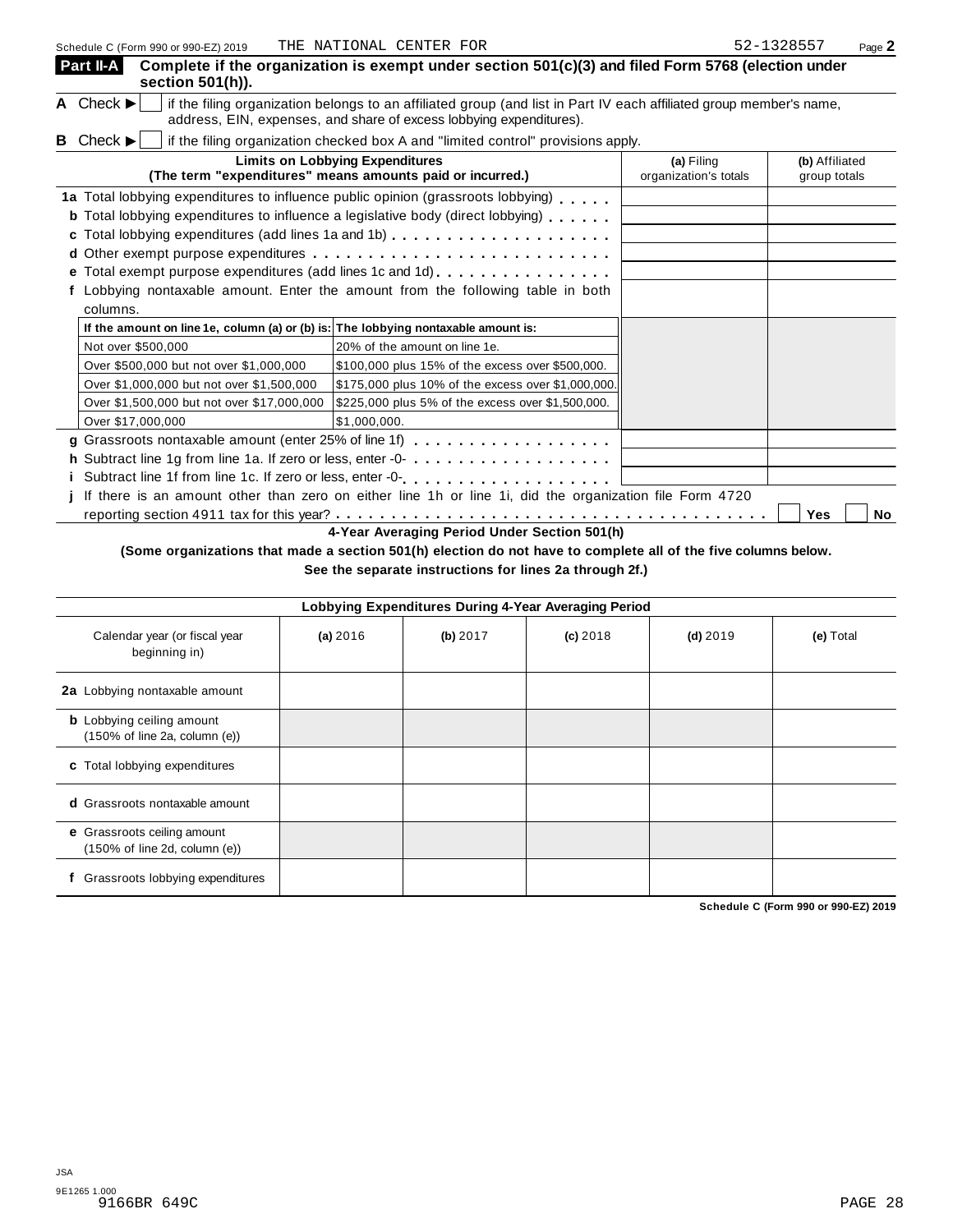Schedule C (Form 990 or 990-EZ) 2019 THE NATIONAL CENTER FOR 52-1328557

**Part II-A** **Complete if the organization is exempt under section 501(c)(3) and filed Form 5768 (election under section 501(h)).**

**A** Check ▶ ☐ if the filing organization belongs to an affiliated group (and list in Part IV each affiliated group member's name, address, EIN, expenses, and share of excess lobbying expenditures).

**B** Check ▶ ☐ if the filing organization checked box A and "limited control" provisions apply.

| **Limits on Lobbying Expenditures** (The term "expenditures" means amounts paid or incurred.) | **(a)** Filing organization's totals | **(b)** Affiliated group totals |
|---|---|---|
| **1a** Total lobbying expenditures to influence public opinion (grassroots lobbying) | | |
| **b** Total lobbying expenditures to influence a legislative body (direct lobbying) | | |
| **c** Total lobbying expenditures (add lines 1a and 1b) | | |
| **d** Other exempt purpose expenditures | | |
| **e** Total exempt purpose expenditures (add lines 1c and 1d) | | |
| **f** Lobbying nontaxable amount. Enter the amount from the following table in both columns. | | |

| If the amount on line 1e, column (a) or (b) is: | The lobbying nontaxable amount is: |
|---|---|
| Not over $500,000 | 20% of the amount on line 1e. |
| Over $500,000 but not over $1,000,000 | $100,000 plus 15% of the excess over $500,000. |
| Over $1,000,000 but not over $1,500,000 | $175,000 plus 10% of the excess over $1,000,000. |
| Over $1,500,000 but not over $17,000,000 | $225,000 plus 5% of the excess over $1,500,000. |
| Over $17,000,000 | $1,000,000. |

| | (a) | (b) |
|---|---|---|
| **g** Grassroots nontaxable amount (enter 25% of line 1f) | | |
| **h** Subtract line 1g from line 1a. If zero or less, enter -0- | | |
| **i** Subtract line 1f from line 1c. If zero or less, enter -0- | | |

**j** If there is an amount other than zero on either line 1h or line 1i, did the organization file Form 4720 reporting section 4911 tax for this year? ☐ Yes ☐ No

**4-Year Averaging Period Under Section 501(h)**

**(Some organizations that made a section 501(h) election do not have to complete all of the five columns below. See the separate instructions for lines 2a through 2f.)**

| Lobbying Expenditures During 4-Year Averaging Period | | | | | |
|---|---|---|---|---|---|
| Calendar year (or fiscal year beginning in) | **(a)** 2016 | **(b)** 2017 | **(c)** 2018 | **(d)** 2019 | **(e)** Total |
| **2a** Lobbying nontaxable amount | | | | | |
| **b** Lobbying ceiling amount (150% of line 2a, column (e)) | | | | | |
| **c** Total lobbying expenditures | | | | | |
| **d** Grassroots nontaxable amount | | | | | |
| **e** Grassroots ceiling amount (150% of line 2d, column (e)) | | | | | |
| **f** Grassroots lobbying expenditures | | | | | |

**Schedule C (Form 990 or 990-EZ) 2019**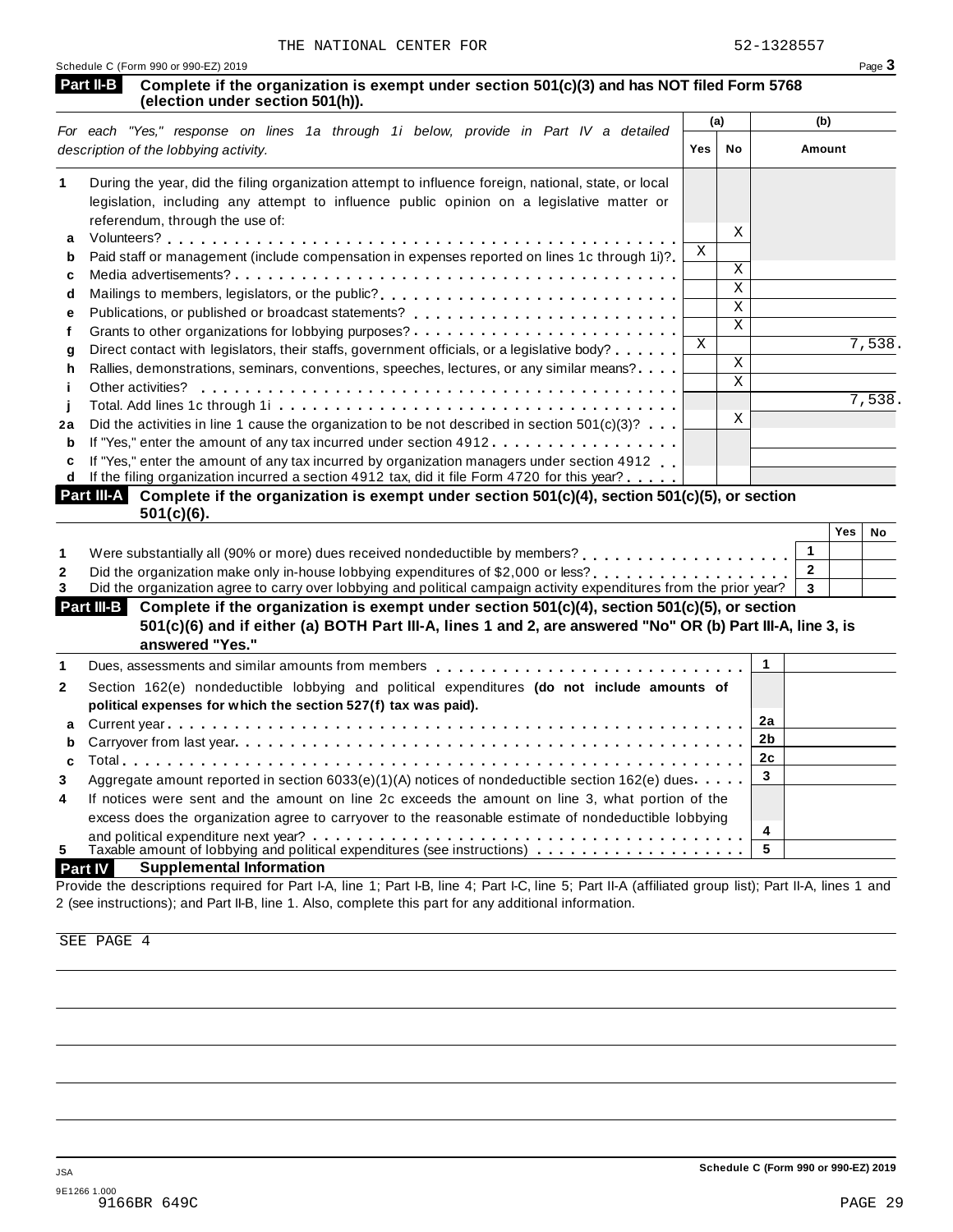THE NATIONAL CENTER FOR 52-1328557

Schedule C (Form 990 or 990-EZ) 2019 Page **3**

**Part II-B** **Complete if the organization is exempt under section 501(c)(3) and has NOT filed Form 5768 (election under section 501(h)).**

| *For each "Yes," response on lines 1a through 1i below, provide in Part IV a detailed description of the lobbying activity.* | (a) Yes | (a) No | (b) Amount |
|---|---|---|---|
| **1** During the year, did the filing organization attempt to influence foreign, national, state, or local legislation, including any attempt to influence public opinion on a legislative matter or referendum, through the use of: | | | |
| **a** Volunteers? | | X | |
| **b** Paid staff or management (include compensation in expenses reported on lines 1c through 1i)? | X | | |
| **c** Media advertisements? | | X | |
| **d** Mailings to members, legislators, or the public? | | X | |
| **e** Publications, or published or broadcast statements? | | X | |
| **f** Grants to other organizations for lobbying purposes? | | X | |
| **g** Direct contact with legislators, their staffs, government officials, or a legislative body? | X | | 7,538. |
| **h** Rallies, demonstrations, seminars, conventions, speeches, lectures, or any similar means? | | X | |
| **i** Other activities? | | X | |
| **j** Total. Add lines 1c through 1i | | | 7,538. |
| **2a** Did the activities in line 1 cause the organization to be not described in section 501(c)(3)? | | X | |
| **b** If "Yes," enter the amount of any tax incurred under section 4912 | | | |
| **c** If "Yes," enter the amount of any tax incurred by organization managers under section 4912 | | | |
| **d** If the filing organization incurred a section 4912 tax, did it file Form 4720 for this year? | | | |

**Part III-A** **Complete if the organization is exempt under section 501(c)(4), section 501(c)(5), or section 501(c)(6).**

| | | Yes | No |
|---|---|---|---|
| **1** Were substantially all (90% or more) dues received nondeductible by members? | **1** | | |
| **2** Did the organization make only in-house lobbying expenditures of $2,000 or less? | **2** | | |
| **3** Did the organization agree to carry over lobbying and political campaign activity expenditures from the prior year? | **3** | | |

**Part III-B** **Complete if the organization is exempt under section 501(c)(4), section 501(c)(5), or section 501(c)(6) and if either (a) BOTH Part III-A, lines 1 and 2, are answered "No" OR (b) Part III-A, line 3, is answered "Yes."**

| | | |
|---|---|---|
| **1** Dues, assessments and similar amounts from members | **1** | |
| **2** Section 162(e) nondeductible lobbying and political expenditures **(do not include amounts of political expenses for which the section 527(f) tax was paid).** | | |
| **a** Current year | **2a** | |
| **b** Carryover from last year | **2b** | |
| **c** Total | **2c** | |
| **3** Aggregate amount reported in section 6033(e)(1)(A) notices of nondeductible section 162(e) dues | **3** | |
| **4** If notices were sent and the amount on line 2c exceeds the amount on line 3, what portion of the excess does the organization agree to carryover to the reasonable estimate of nondeductible lobbying and political expenditure next year? | **4** | |
| **5** Taxable amount of lobbying and political expenditures (see instructions) | **5** | |

**Part IV** **Supplemental Information**

Provide the descriptions required for Part I-A, line 1; Part I-B, line 4; Part I-C, line 5; Part II-A (affiliated group list); Part II-A, lines 1 and 2 (see instructions); and Part II-B, line 1. Also, complete this part for any additional information.

SEE PAGE 4

JSA
9E1266 1.000
9166BR 649C

**Schedule C (Form 990 or 990-EZ) 2019**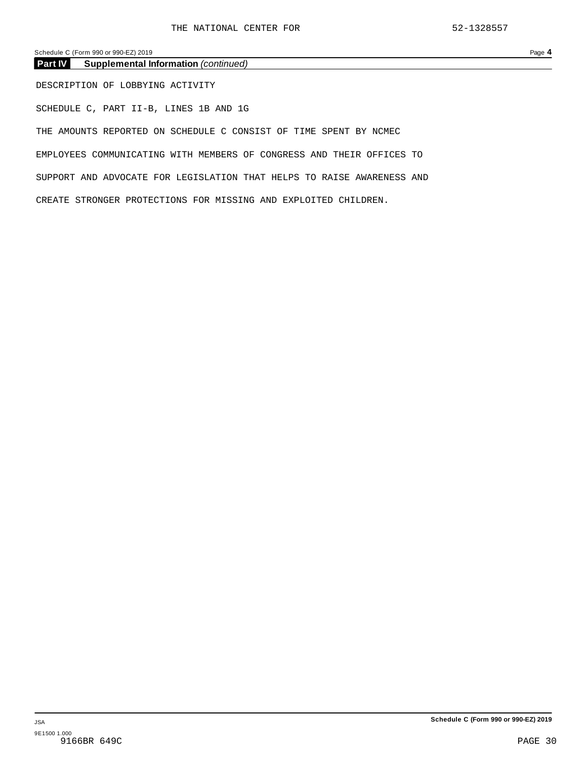## Part IV Supplemental Information *(continued)*

DESCRIPTION OF LOBBYING ACTIVITY

SCHEDULE C, PART II-B, LINES 1B AND 1G

THE AMOUNTS REPORTED ON SCHEDULE C CONSIST OF TIME SPENT BY NCMEC EMPLOYEES COMMUNICATING WITH MEMBERS OF CONGRESS AND THEIR OFFICES TO SUPPORT AND ADVOCATE FOR LEGISLATION THAT HELPS TO RAISE AWARENESS AND CREATE STRONGER PROTECTIONS FOR MISSING AND EXPLOITED CHILDREN.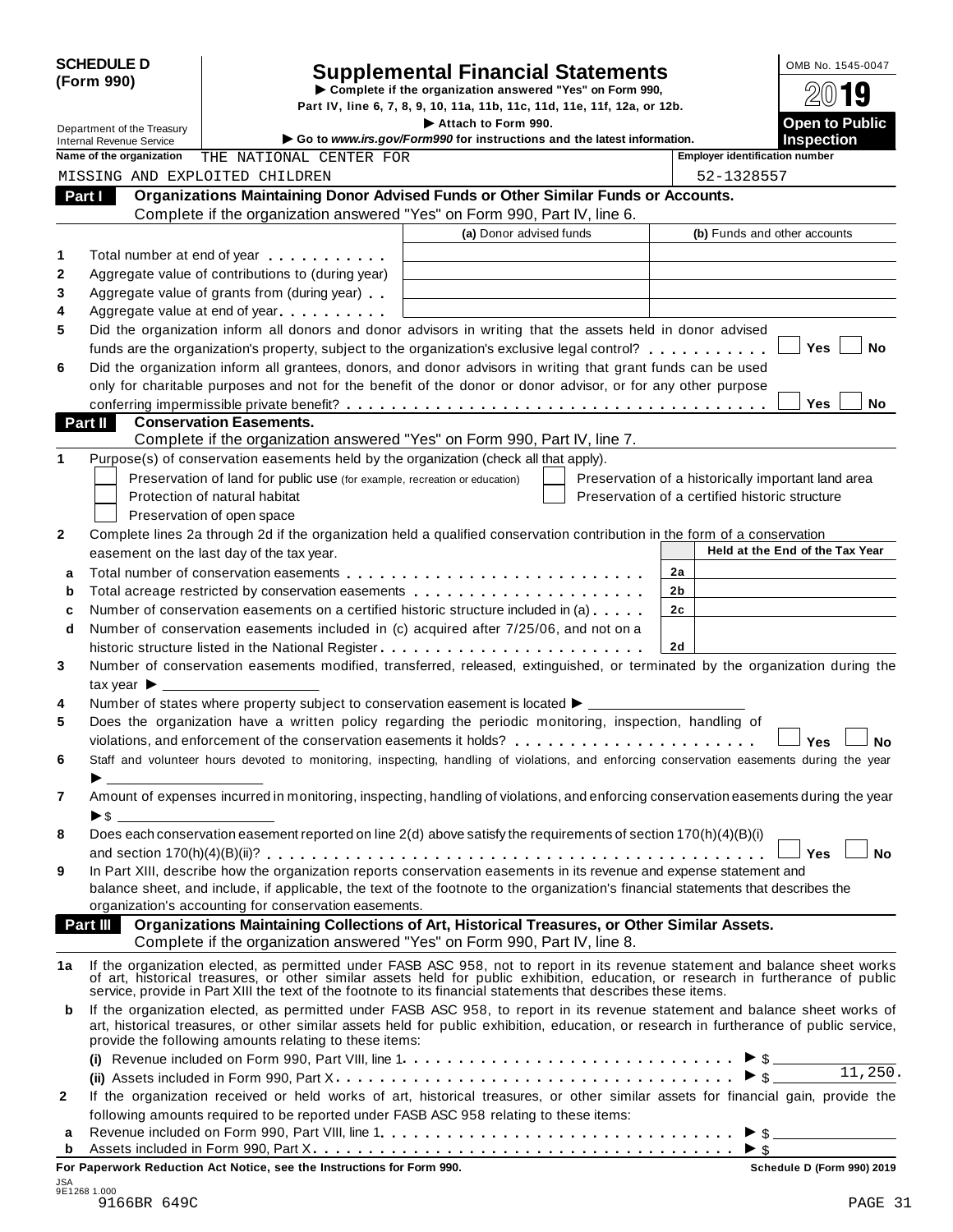**SCHEDULE D (Form 990)**

Department of the Treasury
Internal Revenue Service

# Supplemental Financial Statements

▶ Complete if the organization answered "Yes" on Form 990, Part IV, line 6, 7, 8, 9, 10, 11a, 11b, 11c, 11d, 11e, 11f, 12a, or 12b.
▶ Attach to Form 990.
▶ Go to *www.irs.gov/Form990* for instructions and the latest information.

OMB No. 1545-0047
2019
**Open to Public Inspection**

Name of the organization: THE NATIONAL CENTER FOR MISSING AND EXPLOITED CHILDREN

Employer identification number: 52-1328557

## Part I — Organizations Maintaining Donor Advised Funds or Other Similar Funds or Accounts.

Complete if the organization answered "Yes" on Form 990, Part IV, line 6.

| | | (a) Donor advised funds | (b) Funds and other accounts |
|---|---|---|---|
| 1 | Total number at end of year | | |
| 2 | Aggregate value of contributions to (during year) | | |
| 3 | Aggregate value of grants from (during year) | | |
| 4 | Aggregate value at end of year | | |

5 Did the organization inform all donors and donor advisors in writing that the assets held in donor advised funds are the organization's property, subject to the organization's exclusive legal control? ☐ Yes ☐ No

6 Did the organization inform all grantees, donors, and donor advisors in writing that grant funds can be used only for charitable purposes and not for the benefit of the donor or donor advisor, or for any other purpose conferring impermissible private benefit? ☐ Yes ☐ No

## Part II — Conservation Easements.

Complete if the organization answered "Yes" on Form 990, Part IV, line 7.

1 Purpose(s) of conservation easements held by the organization (check all that apply).

- ☐ Preservation of land for public use (for example, recreation or education)
- ☐ Protection of natural habitat
- ☐ Preservation of open space
- ☐ Preservation of a historically important land area
- ☐ Preservation of a certified historic structure

2 Complete lines 2a through 2d if the organization held a qualified conservation contribution in the form of a conservation easement on the last day of the tax year.

| | | | Held at the End of the Tax Year |
|---|---|---|---|
| a | Total number of conservation easements | 2a | |
| b | Total acreage restricted by conservation easements | 2b | |
| c | Number of conservation easements on a certified historic structure included in (a) | 2c | |
| d | Number of conservation easements included in (c) acquired after 7/25/06, and not on a historic structure listed in the National Register | 2d | |

3 Number of conservation easements modified, transferred, released, extinguished, or terminated by the organization during the tax year ▶ \_\_\_\_\_\_

4 Number of states where property subject to conservation easement is located ▶ \_\_\_\_\_\_

5 Does the organization have a written policy regarding the periodic monitoring, inspection, handling of violations, and enforcement of the conservation easements it holds? ☐ Yes ☐ No

6 Staff and volunteer hours devoted to monitoring, inspecting, handling of violations, and enforcing conservation easements during the year ▶ \_\_\_\_\_\_

7 Amount of expenses incurred in monitoring, inspecting, handling of violations, and enforcing conservation easements during the year ▶ $ \_\_\_\_\_\_

8 Does each conservation easement reported on line 2(d) above satisfy the requirements of section 170(h)(4)(B)(i) and section 170(h)(4)(B)(ii)? ☐ Yes ☐ No

9 In Part XIII, describe how the organization reports conservation easements in its revenue and expense statement and balance sheet, and include, if applicable, the text of the footnote to the organization's financial statements that describes the organization's accounting for conservation easements.

## Part III — Organizations Maintaining Collections of Art, Historical Treasures, or Other Similar Assets.

Complete if the organization answered "Yes" on Form 990, Part IV, line 8.

1a If the organization elected, as permitted under FASB ASC 958, not to report in its revenue statement and balance sheet works of art, historical treasures, or other similar assets held for public exhibition, education, or research in furtherance of public service, provide in Part XIII the text of the footnote to its financial statements that describes these items.

b If the organization elected, as permitted under FASB ASC 958, to report in its revenue statement and balance sheet works of art, historical treasures, or other similar assets held for public exhibition, education, or research in furtherance of public service, provide the following amounts relating to these items:

(i) Revenue included on Form 990, Part VIII, line 1 ▶ $ \_\_\_\_\_\_

(ii) Assets included in Form 990, Part X ▶ $ 11,250.

2 If the organization received or held works of art, historical treasures, or other similar assets for financial gain, provide the following amounts required to be reported under FASB ASC 958 relating to these items:

a Revenue included on Form 990, Part VIII, line 1 ▶ $ \_\_\_\_\_\_

b Assets included in Form 990, Part X ▶ $ \_\_\_\_\_\_

**For Paperwork Reduction Act Notice, see the Instructions for Form 990.** Schedule D (Form 990) 2019

JSA 9E1268 1.000
9166BR 649C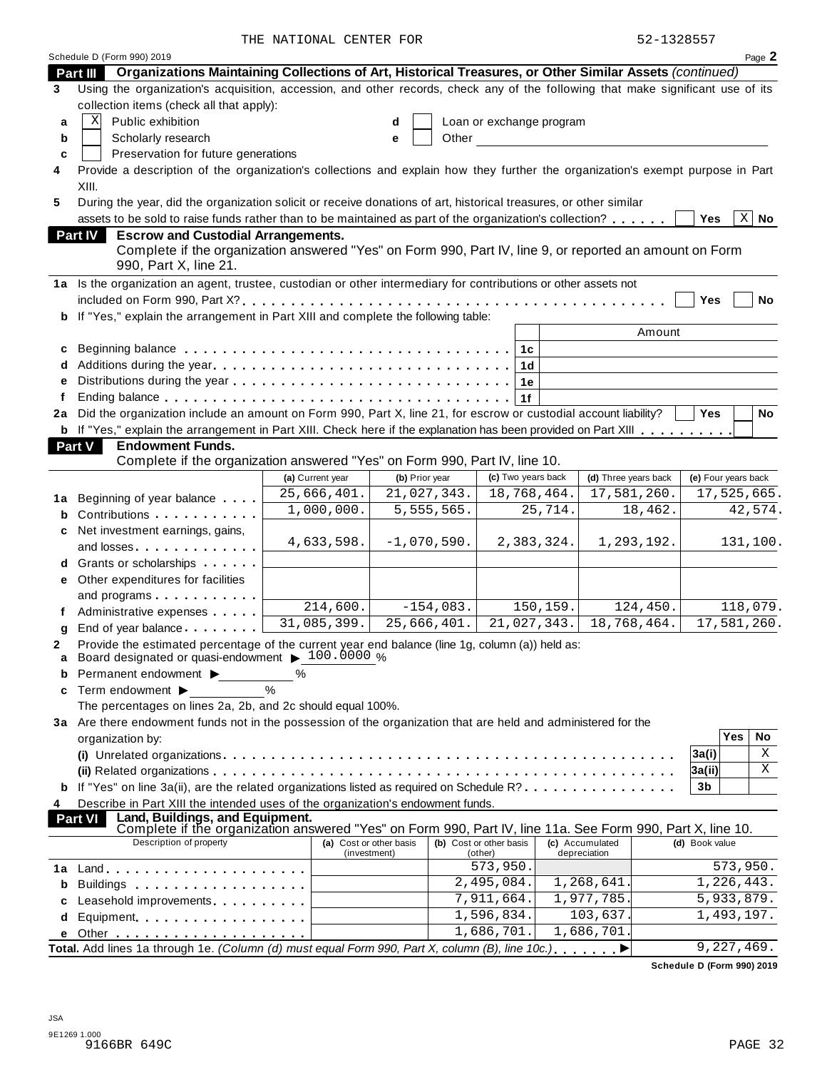THE NATIONAL CENTER FOR 52-1328557

Schedule D (Form 990) 2019 Page **2**

**Part III — Organizations Maintaining Collections of Art, Historical Treasures, or Other Similar Assets** *(continued)*

**3** Using the organization's acquisition, accession, and other records, check any of the following that make significant use of its collection items (check all that apply):

- **a** [X] Public exhibition
- **b** [ ] Scholarly research
- **c** [ ] Preservation for future generations
- **d** [ ] Loan or exchange program
- **e** [ ] Other

**4** Provide a description of the organization's collections and explain how they further the organization's exempt purpose in Part XIII.

**5** During the year, did the organization solicit or receive donations of art, historical treasures, or other similar assets to be sold to raise funds rather than to be maintained as part of the organization's collection? [ ] Yes [X] No

**Part IV — Escrow and Custodial Arrangements.**
Complete if the organization answered "Yes" on Form 990, Part IV, line 9, or reported an amount on Form 990, Part X, line 21.

**1a** Is the organization an agent, trustee, custodian or other intermediary for contributions or other assets not included on Form 990, Part X? [ ] Yes [ ] No

**b** If "Yes," explain the arrangement in Part XIII and complete the following table:

| | | | Amount |
|---|---|---|---|
| **c** | Beginning balance | 1c | |
| **d** | Additions during the year | 1d | |
| **e** | Distributions during the year | 1e | |
| **f** | Ending balance | 1f | |

**2a** Did the organization include an amount on Form 990, Part X, line 21, for escrow or custodial account liability? [ ] Yes [ ] No

**b** If "Yes," explain the arrangement in Part XIII. Check here if the explanation has been provided on Part XIII [ ]

**Part V — Endowment Funds.**
Complete if the organization answered "Yes" on Form 990, Part IV, line 10.

| | | (a) Current year | (b) Prior year | (c) Two years back | (d) Three years back | (e) Four years back |
|---|---|---|---|---|---|---|
| **1a** | Beginning of year balance | 25,666,401. | 21,027,343. | 18,768,464. | 17,581,260. | 17,525,665. |
| **b** | Contributions | 1,000,000. | 5,555,565. | 25,714. | 18,462. | 42,574. |
| **c** | Net investment earnings, gains, and losses | 4,633,598. | -1,070,590. | 2,383,324. | 1,293,192. | 131,100. |
| **d** | Grants or scholarships | | | | | |
| **e** | Other expenditures for facilities and programs | | | | | |
| **f** | Administrative expenses | 214,600. | -154,083. | 150,159. | 124,450. | 118,079. |
| **g** | End of year balance | 31,085,399. | 25,666,401. | 21,027,343. | 18,768,464. | 17,581,260. |

**2** Provide the estimated percentage of the current year end balance (line 1g, column (a)) held as:

- **a** Board designated or quasi-endowment ▶ 100.0000 %
- **b** Permanent endowment ▶ %
- **c** Term endowment ▶ %

The percentages on lines 2a, 2b, and 2c should equal 100%.

**3a** Are there endowment funds not in the possession of the organization that are held and administered for the organization by:

| | | | Yes | No |
|---|---|---|---|---|
| **(i)** | Unrelated organizations | 3a(i) | | X |
| **(ii)** | Related organizations | 3a(ii) | | X |
| **b** | If "Yes" on line 3a(ii), are the related organizations listed as required on Schedule R? | 3b | | |

**4** Describe in Part XIII the intended uses of the organization's endowment funds.

**Part VI — Land, Buildings, and Equipment.**
Complete if the organization answered "Yes" on Form 990, Part IV, line 11a. See Form 990, Part X, line 10.

| | Description of property | (a) Cost or other basis (investment) | (b) Cost or other basis (other) | (c) Accumulated depreciation | (d) Book value |
|---|---|---|---|---|---|
| **1a** | Land | | 573,950. | | 573,950. |
| **b** | Buildings | | 2,495,084. | 1,268,641. | 1,226,443. |
| **c** | Leasehold improvements | | 7,911,664. | 1,977,785. | 5,933,879. |
| **d** | Equipment | | 1,596,834. | 103,637. | 1,493,197. |
| **e** | Other | | 1,686,701. | 1,686,701. | |
| | **Total.** Add lines 1a through 1e. *(Column (d) must equal Form 990, Part X, column (B), line 10c.)* ▶ | | | | 9,227,469. |

**Schedule D (Form 990) 2019**

JSA
9E1269 1.000
9166BR 649C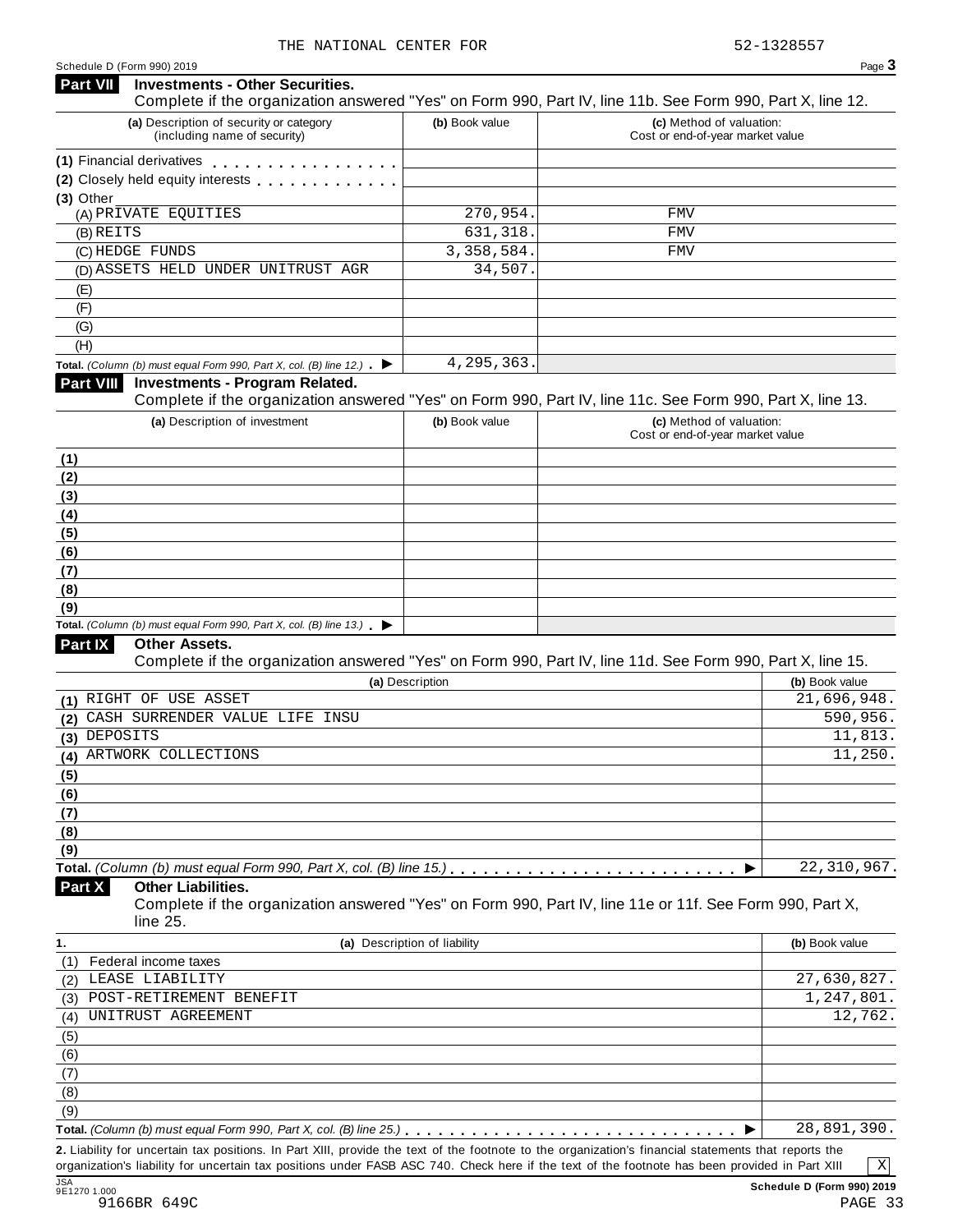## Part VII Investments - Other Securities.

Complete if the organization answered "Yes" on Form 990, Part IV, line 11b. See Form 990, Part X, line 12.

| (a) Description of security or category (including name of security) | (b) Book value | (c) Method of valuation: Cost or end-of-year market value |
|---|---|---|
| (1) Financial derivatives | | |
| (2) Closely held equity interests | | |
| (3) Other | | |
| (A) PRIVATE EQUITIES | 270,954. | FMV |
| (B) REITS | 631,318. | FMV |
| (C) HEDGE FUNDS | 3,358,584. | FMV |
| (D) ASSETS HELD UNDER UNITRUST AGR | 34,507. | |
| (E) | | |
| (F) | | |
| (G) | | |
| (H) | | |
| **Total.** *(Column (b) must equal Form 990, Part X, col. (B) line 12.)* ▶ | 4,295,363. | |

## Part VIII Investments - Program Related.

Complete if the organization answered "Yes" on Form 990, Part IV, line 11c. See Form 990, Part X, line 13.

| (a) Description of investment | (b) Book value | (c) Method of valuation: Cost or end-of-year market value |
|---|---|---|
| (1) | | |
| (2) | | |
| (3) | | |
| (4) | | |
| (5) | | |
| (6) | | |
| (7) | | |
| (8) | | |
| (9) | | |
| **Total.** *(Column (b) must equal Form 990, Part X, col. (B) line 13.)* ▶ | | |

## Part IX Other Assets.

Complete if the organization answered "Yes" on Form 990, Part IV, line 11d. See Form 990, Part X, line 15.

| (a) Description | (b) Book value |
|---|---|
| (1) RIGHT OF USE ASSET | 21,696,948. |
| (2) CASH SURRENDER VALUE LIFE INSU | 590,956. |
| (3) DEPOSITS | 11,813. |
| (4) ARTWORK COLLECTIONS | 11,250. |
| (5) | |
| (6) | |
| (7) | |
| (8) | |
| (9) | |
| **Total.** *(Column (b) must equal Form 990, Part X, col. (B) line 15.)* ▶ | 22,310,967. |

## Part X Other Liabilities.

Complete if the organization answered "Yes" on Form 990, Part IV, line 11e or 11f. See Form 990, Part X, line 25.

| 1. (a) Description of liability | (b) Book value |
|---|---|
| (1) Federal income taxes | |
| (2) LEASE LIABILITY | 27,630,827. |
| (3) POST-RETIREMENT BENEFIT | 1,247,801. |
| (4) UNITRUST AGREEMENT | 12,762. |
| (5) | |
| (6) | |
| (7) | |
| (8) | |
| (9) | |
| **Total.** *(Column (b) must equal Form 990, Part X, col. (B) line 25.)* ▶ | 28,891,390. |

**2.** Liability for uncertain tax positions. In Part XIII, provide the text of the footnote to the organization's financial statements that reports the organization's liability for uncertain tax positions under FASB ASC 740. Check here if the text of the footnote has been provided in Part XIII [X]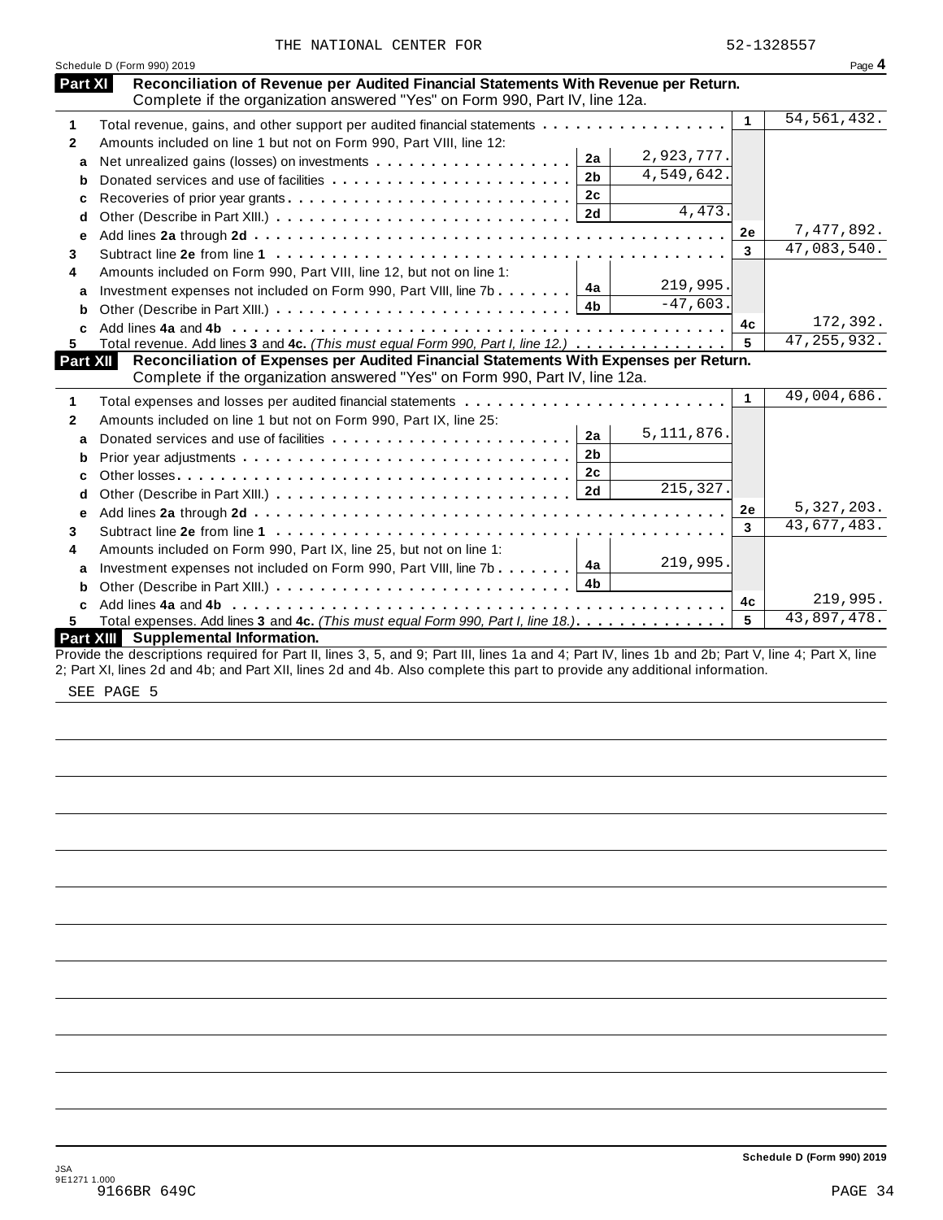THE NATIONAL CENTER FOR 52-1328557

Schedule D (Form 990) 2019 Page **4**

## Part XI Reconciliation of Revenue per Audited Financial Statements With Revenue per Return.

Complete if the organization answered "Yes" on Form 990, Part IV, line 12a.

| | | | | | |
|---|---|---|---|---|---|
| **1** | Total revenue, gains, and other support per audited financial statements | | | 1 | 54,561,432. |
| **2** | Amounts included on line 1 but not on Form 990, Part VIII, line 12: | | | | |
| **a** | Net unrealized gains (losses) on investments | 2a | 2,923,777. | | |
| **b** | Donated services and use of facilities | 2b | 4,549,642. | | |
| **c** | Recoveries of prior year grants | 2c | | | |
| **d** | Other (Describe in Part XIII.) | 2d | 4,473. | | |
| **e** | Add lines **2a** through **2d** | | | 2e | 7,477,892. |
| **3** | Subtract line **2e** from line **1** | | | 3 | 47,083,540. |
| **4** | Amounts included on Form 990, Part VIII, line 12, but not on line 1: | | | | |
| **a** | Investment expenses not included on Form 990, Part VIII, line 7b | 4a | 219,995. | | |
| **b** | Other (Describe in Part XIII.) | 4b | -47,603. | | |
| **c** | Add lines **4a** and **4b** | | | 4c | 172,392. |
| **5** | Total revenue. Add lines **3** and **4c.** *(This must equal Form 990, Part I, line 12.)* | | | 5 | 47,255,932. |

## Part XII Reconciliation of Expenses per Audited Financial Statements With Expenses per Return.

Complete if the organization answered "Yes" on Form 990, Part IV, line 12a.

| | | | | | |
|---|---|---|---|---|---|
| **1** | Total expenses and losses per audited financial statements | | | 1 | 49,004,686. |
| **2** | Amounts included on line 1 but not on Form 990, Part IX, line 25: | | | | |
| **a** | Donated services and use of facilities | 2a | 5,111,876. | | |
| **b** | Prior year adjustments | 2b | | | |
| **c** | Other losses | 2c | | | |
| **d** | Other (Describe in Part XIII.) | 2d | 215,327. | | |
| **e** | Add lines **2a** through **2d** | | | 2e | 5,327,203. |
| **3** | Subtract line **2e** from line **1** | | | 3 | 43,677,483. |
| **4** | Amounts included on Form 990, Part IX, line 25, but not on line 1: | | | | |
| **a** | Investment expenses not included on Form 990, Part VIII, line 7b | 4a | 219,995. | | |
| **b** | Other (Describe in Part XIII.) | 4b | | | |
| **c** | Add lines **4a** and **4b** | | | 4c | 219,995. |
| **5** | Total expenses. Add lines **3** and **4c.** *(This must equal Form 990, Part I, line 18.)* | | | 5 | 43,897,478. |

## Part XIII Supplemental Information.

Provide the descriptions required for Part II, lines 3, 5, and 9; Part III, lines 1a and 4; Part IV, lines 1b and 2b; Part V, line 4; Part X, line 2; Part XI, lines 2d and 4b; and Part XII, lines 2d and 4b. Also complete this part to provide any additional information.

SEE PAGE 5

**Schedule D (Form 990) 2019**

JSA
9E1271 1.000
9166BR 649C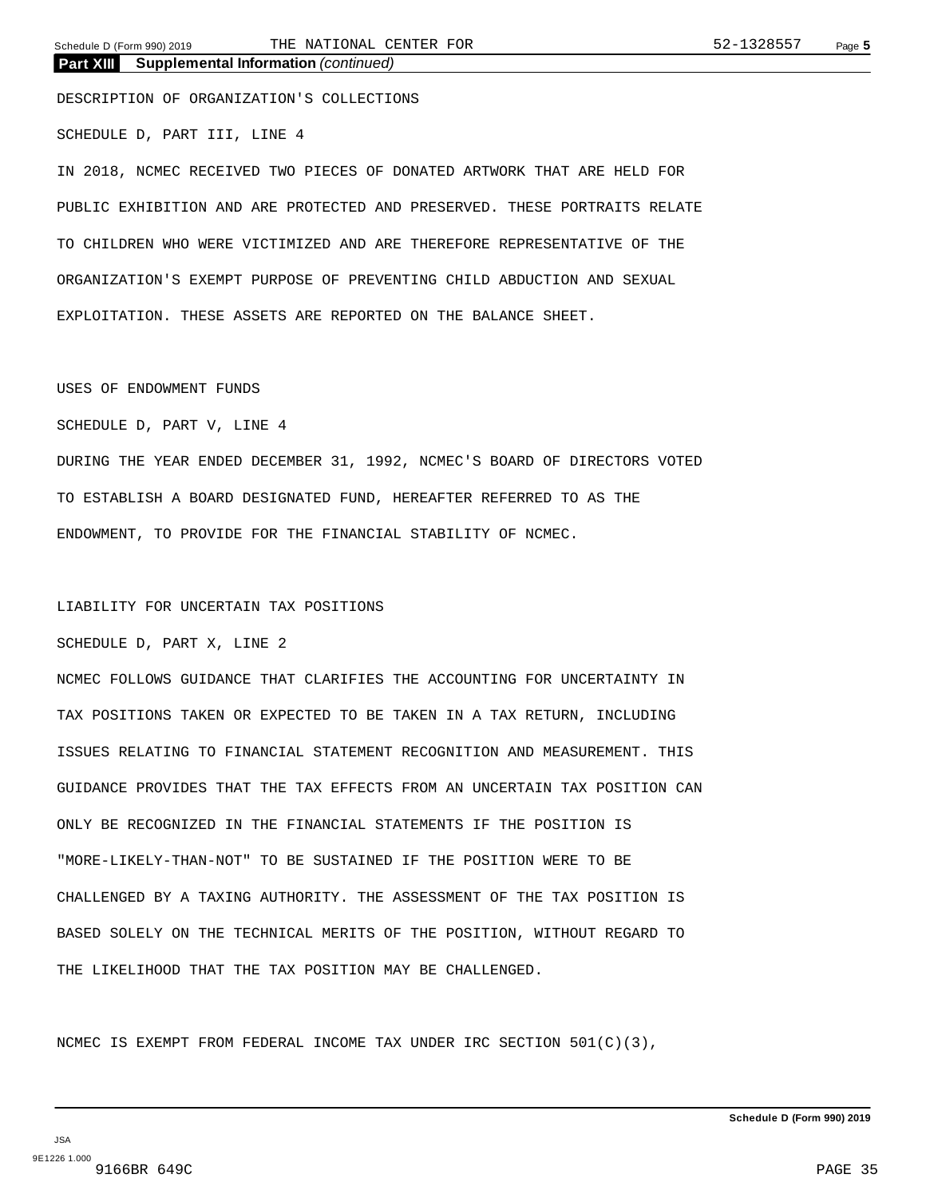## Part XIII Supplemental Information *(continued)*

DESCRIPTION OF ORGANIZATION'S COLLECTIONS

SCHEDULE D, PART III, LINE 4

IN 2018, NCMEC RECEIVED TWO PIECES OF DONATED ARTWORK THAT ARE HELD FOR PUBLIC EXHIBITION AND ARE PROTECTED AND PRESERVED. THESE PORTRAITS RELATE TO CHILDREN WHO WERE VICTIMIZED AND ARE THEREFORE REPRESENTATIVE OF THE ORGANIZATION'S EXEMPT PURPOSE OF PREVENTING CHILD ABDUCTION AND SEXUAL EXPLOITATION. THESE ASSETS ARE REPORTED ON THE BALANCE SHEET.

USES OF ENDOWMENT FUNDS

SCHEDULE D, PART V, LINE 4

DURING THE YEAR ENDED DECEMBER 31, 1992, NCMEC'S BOARD OF DIRECTORS VOTED TO ESTABLISH A BOARD DESIGNATED FUND, HEREAFTER REFERRED TO AS THE ENDOWMENT, TO PROVIDE FOR THE FINANCIAL STABILITY OF NCMEC.

LIABILITY FOR UNCERTAIN TAX POSITIONS

SCHEDULE D, PART X, LINE 2

NCMEC FOLLOWS GUIDANCE THAT CLARIFIES THE ACCOUNTING FOR UNCERTAINTY IN TAX POSITIONS TAKEN OR EXPECTED TO BE TAKEN IN A TAX RETURN, INCLUDING ISSUES RELATING TO FINANCIAL STATEMENT RECOGNITION AND MEASUREMENT. THIS GUIDANCE PROVIDES THAT THE TAX EFFECTS FROM AN UNCERTAIN TAX POSITION CAN ONLY BE RECOGNIZED IN THE FINANCIAL STATEMENTS IF THE POSITION IS "MORE-LIKELY-THAN-NOT" TO BE SUSTAINED IF THE POSITION WERE TO BE CHALLENGED BY A TAXING AUTHORITY. THE ASSESSMENT OF THE TAX POSITION IS BASED SOLELY ON THE TECHNICAL MERITS OF THE POSITION, WITHOUT REGARD TO THE LIKELIHOOD THAT THE TAX POSITION MAY BE CHALLENGED.

NCMEC IS EXEMPT FROM FEDERAL INCOME TAX UNDER IRC SECTION 501(C)(3),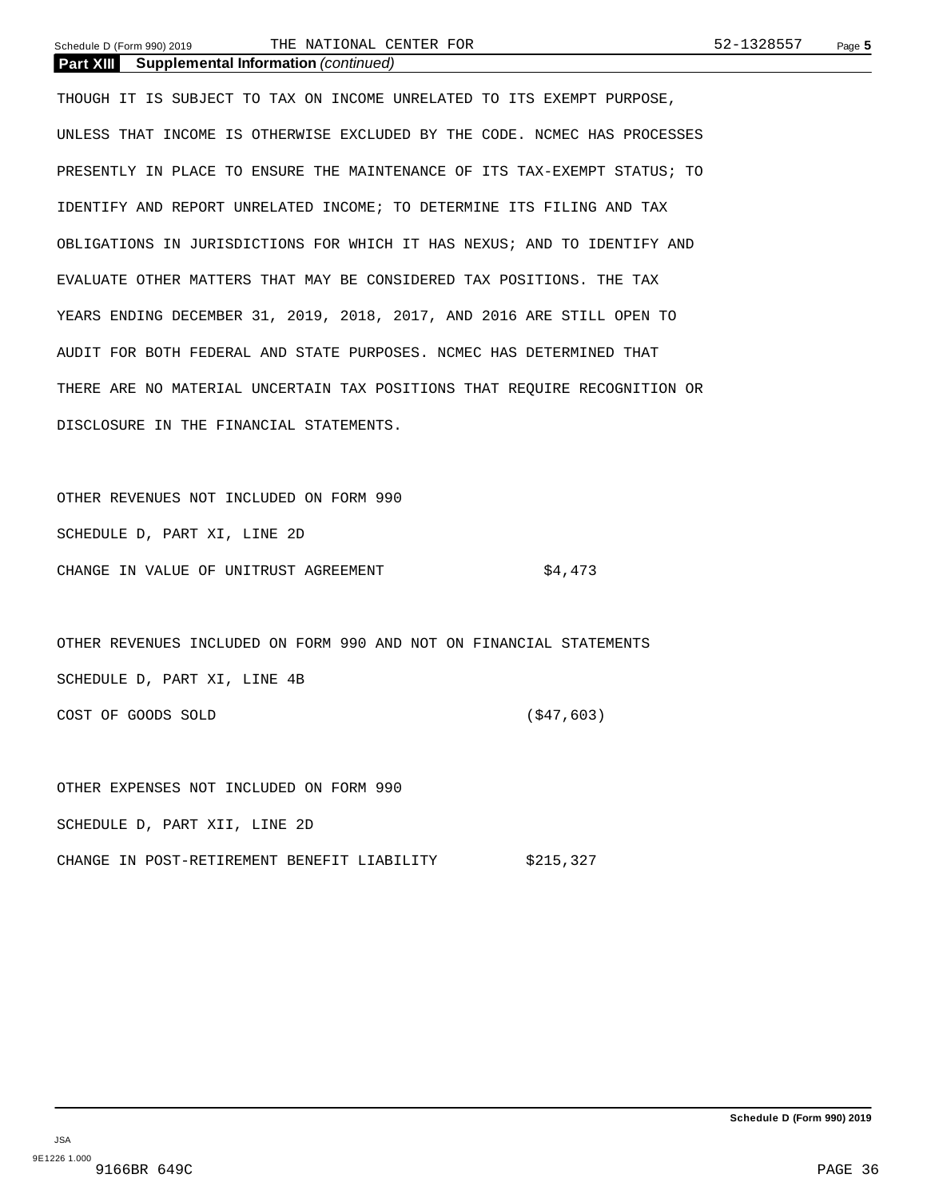**Part XIII Supplemental Information** *(continued)*

THOUGH IT IS SUBJECT TO TAX ON INCOME UNRELATED TO ITS EXEMPT PURPOSE, UNLESS THAT INCOME IS OTHERWISE EXCLUDED BY THE CODE. NCMEC HAS PROCESSES PRESENTLY IN PLACE TO ENSURE THE MAINTENANCE OF ITS TAX-EXEMPT STATUS; TO IDENTIFY AND REPORT UNRELATED INCOME; TO DETERMINE ITS FILING AND TAX OBLIGATIONS IN JURISDICTIONS FOR WHICH IT HAS NEXUS; AND TO IDENTIFY AND EVALUATE OTHER MATTERS THAT MAY BE CONSIDERED TAX POSITIONS. THE TAX YEARS ENDING DECEMBER 31, 2019, 2018, 2017, AND 2016 ARE STILL OPEN TO AUDIT FOR BOTH FEDERAL AND STATE PURPOSES. NCMEC HAS DETERMINED THAT THERE ARE NO MATERIAL UNCERTAIN TAX POSITIONS THAT REQUIRE RECOGNITION OR DISCLOSURE IN THE FINANCIAL STATEMENTS.

OTHER REVENUES NOT INCLUDED ON FORM 990

SCHEDULE D, PART XI, LINE 2D

CHANGE IN VALUE OF UNITRUST AGREEMENT $4,473

OTHER REVENUES INCLUDED ON FORM 990 AND NOT ON FINANCIAL STATEMENTS

SCHEDULE D, PART XI, LINE 4B

COST OF GOODS SOLD ($47,603)

OTHER EXPENSES NOT INCLUDED ON FORM 990

SCHEDULE D, PART XII, LINE 2D

CHANGE IN POST-RETIREMENT BENEFIT LIABILITY $215,327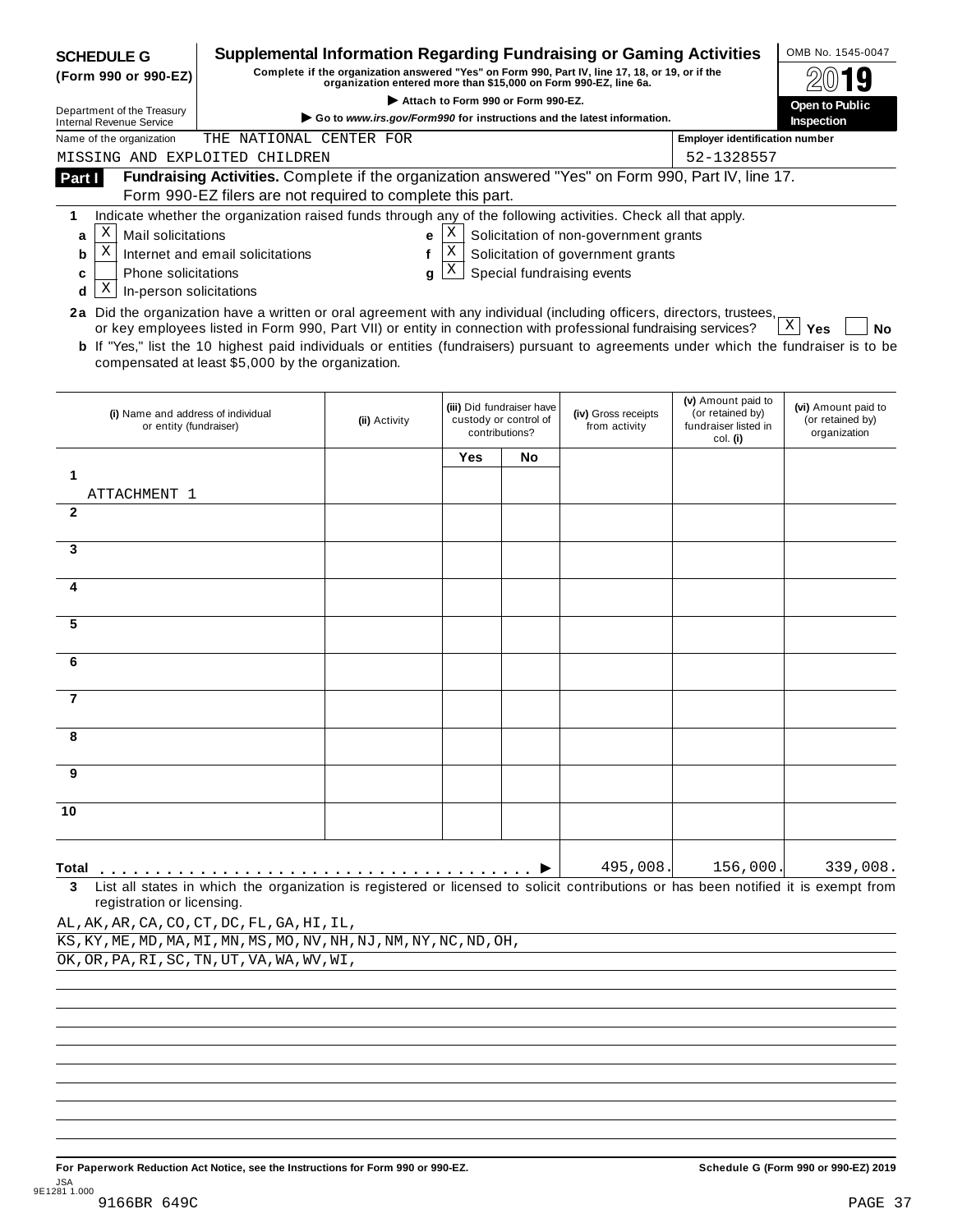**SCHEDULE G (Form 990 or 990-EZ)**

Department of the Treasury
Internal Revenue Service

# Supplemental Information Regarding Fundraising or Gaming Activities

**Complete if the organization answered "Yes" on Form 990, Part IV, line 17, 18, or 19, or if the organization entered more than $15,000 on Form 990-EZ, line 6a.**

▶ Attach to Form 990 or Form 990-EZ.

▶ Go to *www.irs.gov/Form990* for instructions and the latest information.

OMB No. 1545-0047

2019

**Open to Public Inspection**

Name of the organization: THE NATIONAL CENTER FOR MISSING AND EXPLOITED CHILDREN

Employer identification number: 52-1328557

**Part I** **Fundraising Activities.** Complete if the organization answered "Yes" on Form 990, Part IV, line 17. Form 990-EZ filers are not required to complete this part.

**1** Indicate whether the organization raised funds through any of the following activities. Check all that apply.

- **a** [X] Mail solicitations
- **b** [X] Internet and email solicitations
- **c** [ ] Phone solicitations
- **d** [X] In-person solicitations
- **e** [X] Solicitation of non-government grants
- **f** [X] Solicitation of government grants
- **g** [X] Special fundraising events

**2a** Did the organization have a written or oral agreement with any individual (including officers, directors, trustees, or key employees listed in Form 990, Part VII) or entity in connection with professional fundraising services? [X] **Yes** [ ] **No**

**b** If "Yes," list the 10 highest paid individuals or entities (fundraisers) pursuant to agreements under which the fundraiser is to be compensated at least $5,000 by the organization.

| | (i) Name and address of individual or entity (fundraiser) | (ii) Activity | (iii) Did fundraiser have custody or control of contributions? Yes | No | (iv) Gross receipts from activity | (v) Amount paid to (or retained by) fundraiser listed in col. (i) | (vi) Amount paid to (or retained by) organization |
|---|---|---|---|---|---|---|---|
| 1 | ATTACHMENT 1 | | | | | | |
| 2 | | | | | | | |
| 3 | | | | | | | |
| 4 | | | | | | | |
| 5 | | | | | | | |
| 6 | | | | | | | |
| 7 | | | | | | | |
| 8 | | | | | | | |
| 9 | | | | | | | |
| 10 | | | | | | | |
| **Total** ▶ | | | | | 495,008. | 156,000. | 339,008. |

**3** List all states in which the organization is registered or licensed to solicit contributions or has been notified it is exempt from registration or licensing.

AL,AK,AR,CA,CO,CT,DC,FL,GA,HI,IL,
KS,KY,ME,MD,MA,MI,MN,MS,MO,NV,NH,NJ,NM,NY,NC,ND,OH,
OK,OR,PA,RI,SC,TN,UT,VA,WA,WV,WI,

**For Paperwork Reduction Act Notice, see the Instructions for Form 990 or 990-EZ.** **Schedule G (Form 990 or 990-EZ) 2019**

JSA
9E1281 1.000
9166BR 649C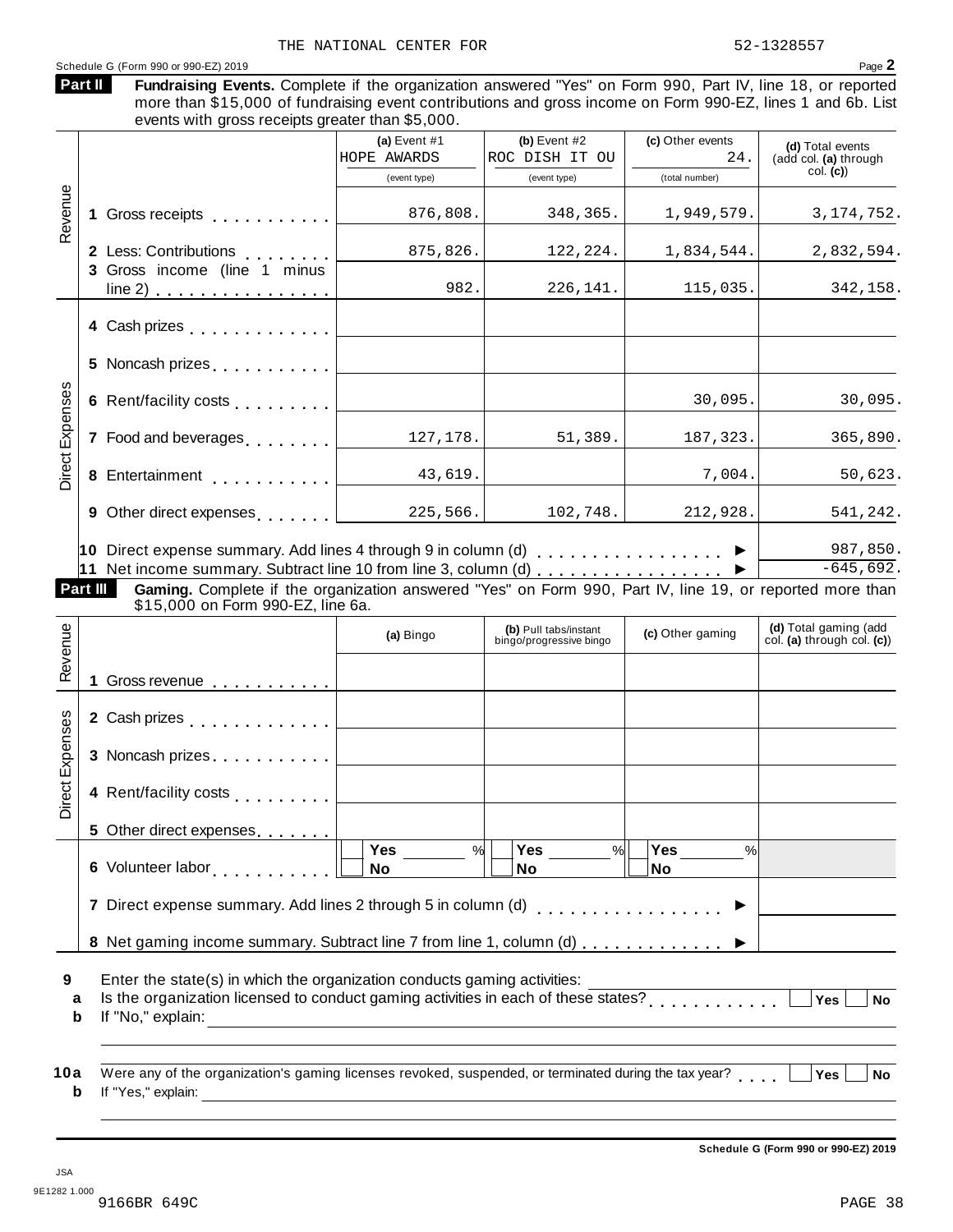THE NATIONAL CENTER FOR 52-1328557

Schedule G (Form 990 or 990-EZ) 2019

**Part II** **Fundraising Events.** Complete if the organization answered "Yes" on Form 990, Part IV, line 18, or reported more than $15,000 of fundraising event contributions and gross income on Form 990-EZ, lines 1 and 6b. List events with gross receipts greater than $5,000.

| | | (a) Event #1 HOPE AWARDS (event type) | (b) Event #2 ROC DISH IT OU (event type) | (c) Other events 24. (total number) | (d) Total events (add col. (a) through col. (c)) |
|---|---|---|---|---|---|
| Revenue | 1 Gross receipts | 876,808. | 348,365. | 1,949,579. | 3,174,752. |
| | 2 Less: Contributions | 875,826. | 122,224. | 1,834,544. | 2,832,594. |
| | 3 Gross income (line 1 minus line 2) | 982. | 226,141. | 115,035. | 342,158. |
| Direct Expenses | 4 Cash prizes | | | | |
| | 5 Noncash prizes | | | | |
| | 6 Rent/facility costs | | | 30,095. | 30,095. |
| | 7 Food and beverages | 127,178. | 51,389. | 187,323. | 365,890. |
| | 8 Entertainment | 43,619. | | 7,004. | 50,623. |
| | 9 Other direct expenses | 225,566. | 102,748. | 212,928. | 541,242. |

10 Direct expense summary. Add lines 4 through 9 in column (d) ▶ 987,850.

11 Net income summary. Subtract line 10 from line 3, column (d) ▶ -645,692.

**Part III** **Gaming.** Complete if the organization answered "Yes" on Form 990, Part IV, line 19, or reported more than $15,000 on Form 990-EZ, line 6a.

| | | (a) Bingo | (b) Pull tabs/instant bingo/progressive bingo | (c) Other gaming | (d) Total gaming (add col. (a) through col. (c)) |
|---|---|---|---|---|---|
| Revenue | 1 Gross revenue | | | | |
| Direct Expenses | 2 Cash prizes | | | | |
| | 3 Noncash prizes | | | | |
| | 4 Rent/facility costs | | | | |
| | 5 Other direct expenses | | | | |
| | 6 Volunteer labor | ☐ Yes ____ % ☐ No | ☐ Yes ____ % ☐ No | ☐ Yes ____ % ☐ No | |

7 Direct expense summary. Add lines 2 through 5 in column (d) ▶

8 Net gaming income summary. Subtract line 7 from line 1, column (d) ▶

**9** Enter the state(s) in which the organization conducts gaming activities: ____________

**a** Is the organization licensed to conduct gaming activities in each of these states? ☐ Yes ☐ No

**b** If "No," explain: ____________

**10a** Were any of the organization's gaming licenses revoked, suspended, or terminated during the tax year? ☐ Yes ☐ No

**b** If "Yes," explain: ____________

**Schedule G (Form 990 or 990-EZ) 2019**

JSA
9E1282 1.000
9166BR 649C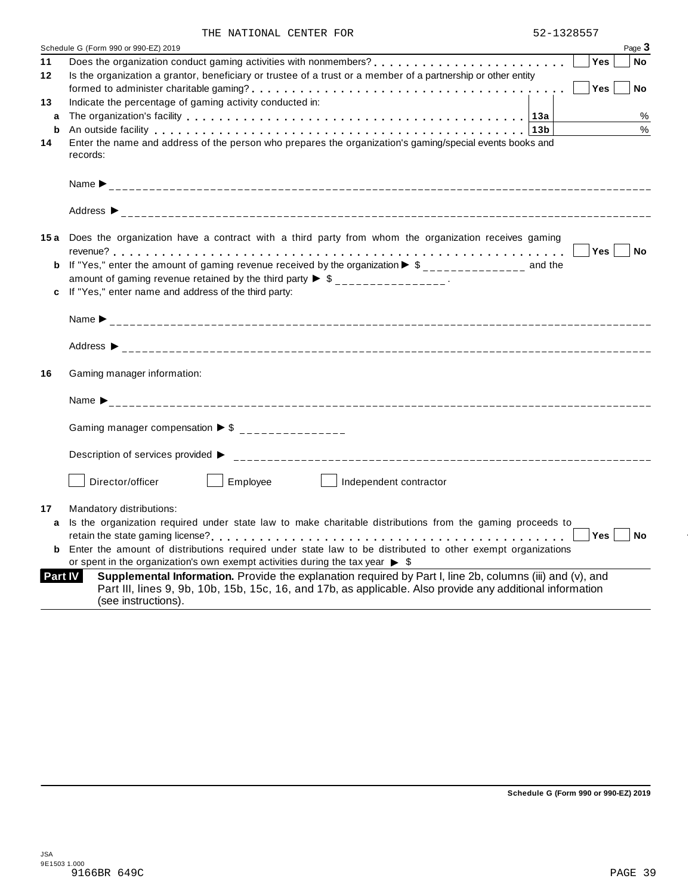THE NATIONAL CENTER FOR 52-1328557

Schedule G (Form 990 or 990-EZ) 2019 Page **3**

**11** Does the organization conduct gaming activities with nonmembers? . . . . . . . . . . . . . . . . . . . . . . . . Yes No

**12** Is the organization a grantor, beneficiary or trustee of a trust or a member of a partnership or other entity formed to administer charitable gaming? . . . . . . . . . . . . . . . . . . . . . . . . . . . . . . . . . . . . . Yes No

**13** Indicate the percentage of gaming activity conducted in:

**a** The organization's facility . . . . . . . . . . . . . . . . . . . . . . . . . . . . . . . . . . . . . . . . **13a** %

**b** An outside facility . . . . . . . . . . . . . . . . . . . . . . . . . . . . . . . . . . . . . . . . . . . . **13b** %

**14** Enter the name and address of the person who prepares the organization's gaming/special events books and records:

Name ▶ ____________________________________________________________

Address ▶ ____________________________________________________________

**15 a** Does the organization have a contract with a third party from whom the organization receives gaming revenue? . . . . . . . . . . . . . . . . . . . . . . . . . . . . . . . . . . . . . . . . . . . . . . . . . Yes No

**b** If "Yes," enter the amount of gaming revenue received by the organization ▶ $ _______________ and the amount of gaming revenue retained by the third party ▶ $ _______________.

**c** If "Yes," enter name and address of the third party:

Name ▶ ____________________________________________________________

Address ▶ ____________________________________________________________

**16** Gaming manager information:

Name ▶ ____________________________________________________________

Gaming manager compensation ▶ $ _______________

Description of services provided ▶ ____________________________________________________________

☐ Director/officer ☐ Employee ☐ Independent contractor

**17** Mandatory distributions:

**a** Is the organization required under state law to make charitable distributions from the gaming proceeds to retain the state gaming license? . . . . . . . . . . . . . . . . . . . . . . . . . . . . . . . . . . . . . . . . Yes No

**b** Enter the amount of distributions required under state law to be distributed to other exempt organizations or spent in the organization's own exempt activities during the tax year ▶ $

**Part IV** **Supplemental Information.** Provide the explanation required by Part I, line 2b, columns (iii) and (v), and Part III, lines 9, 9b, 10b, 15b, 15c, 16, and 17b, as applicable. Also provide any additional information (see instructions).

**Schedule G (Form 990 or 990-EZ) 2019**

JSA
9E1503 1.000
9166BR 649C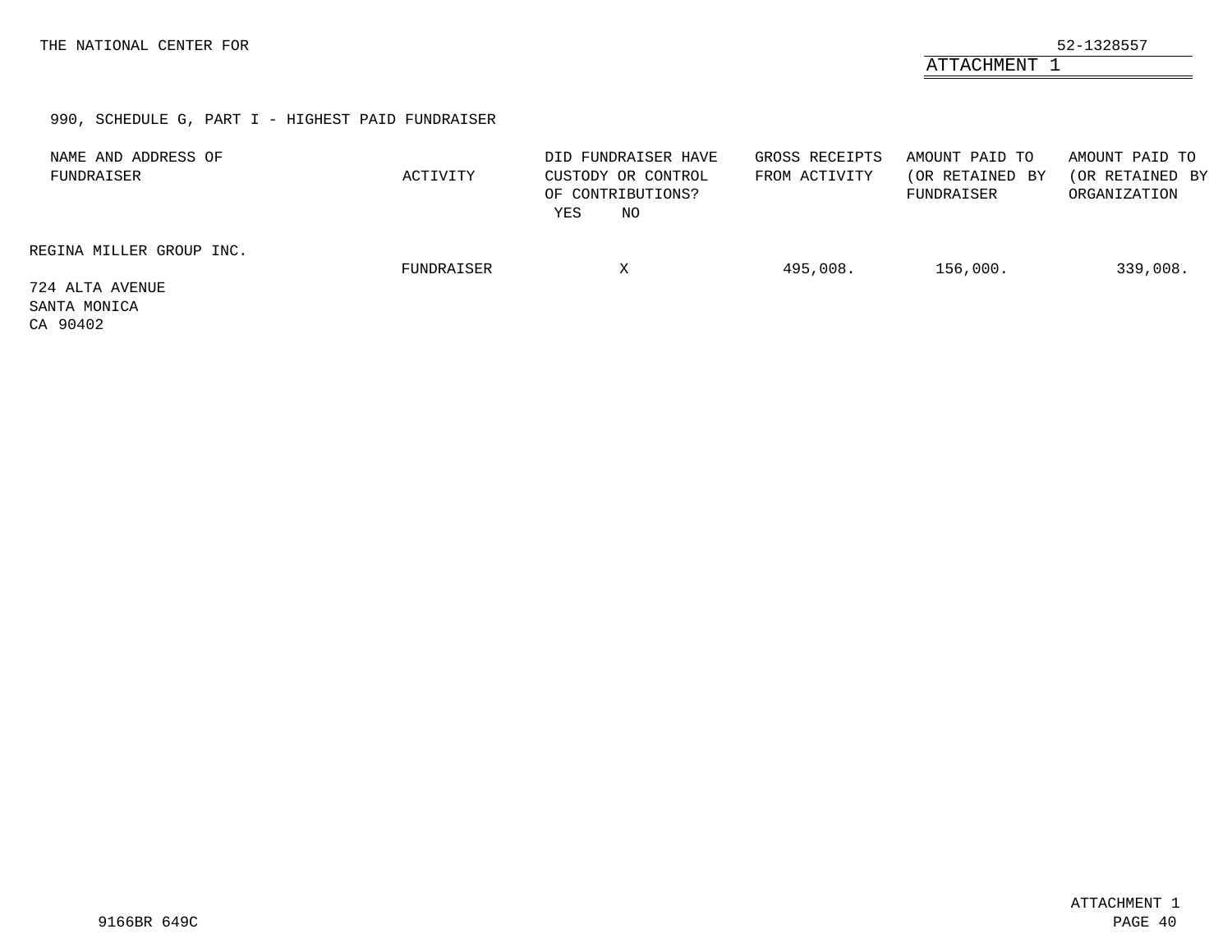THE NATIONAL CENTER FOR 52-1328557

ATTACHMENT 1

990, SCHEDULE G, PART I - HIGHEST PAID FUNDRAISER

| NAME AND ADDRESS OF FUNDRAISER | ACTIVITY | DID FUNDRAISER HAVE CUSTODY OR CONTROL OF CONTRIBUTIONS? YES | NO | GROSS RECEIPTS FROM ACTIVITY | AMOUNT PAID TO (OR RETAINED BY FUNDRAISER | AMOUNT PAID TO (OR RETAINED BY ORGANIZATION |
|---|---|---|---|---|---|---|
| REGINA MILLER GROUP INC. 724 ALTA AVENUE SANTA MONICA CA 90402 | FUNDRAISER | | X | 495,008. | 156,000. | 339,008. |

ATTACHMENT 1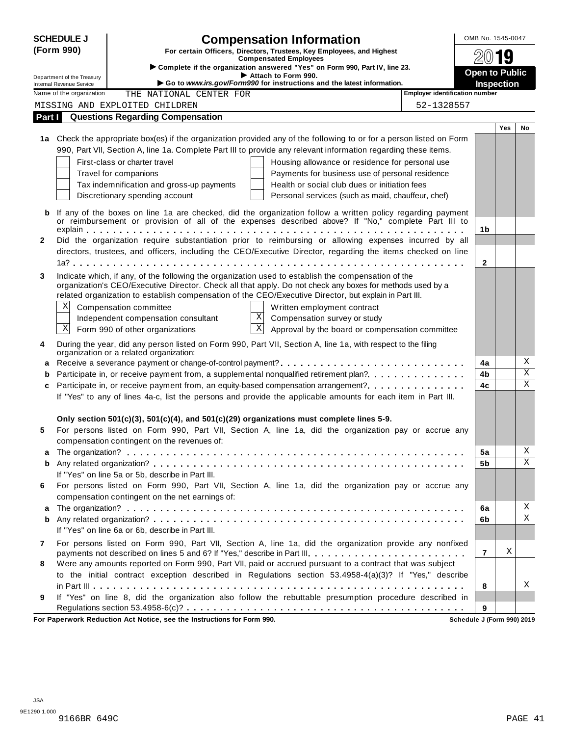**SCHEDULE J (Form 990)**

Department of the Treasury
Internal Revenue Service

# Compensation Information

**For certain Officers, Directors, Trustees, Key Employees, and Highest Compensated Employees**

▶ **Complete if the organization answered "Yes" on Form 990, Part IV, line 23.**

▶ **Attach to Form 990.**

▶ **Go to *www.irs.gov/Form990* for instructions and the latest information.**

OMB No. 1545-0047

**2019**

**Open to Public Inspection**

Name of the organization: THE NATIONAL CENTER FOR MISSING AND EXPLOITED CHILDREN

Employer identification number: 52-1328557

## Part I Questions Regarding Compensation

| | | | Yes | No |
|---|---|---|---|---|
| **1a** | Check the appropriate box(es) if the organization provided any of the following to or for a person listed on Form 990, Part VII, Section A, line 1a. Complete Part III to provide any relevant information regarding these items.<br>☐ First-class or charter travel ☐ Housing allowance or residence for personal use<br>☐ Travel for companions ☐ Payments for business use of personal residence<br>☐ Tax indemnification and gross-up payments ☐ Health or social club dues or initiation fees<br>☐ Discretionary spending account ☐ Personal services (such as maid, chauffeur, chef) | | | |
| **b** | If any of the boxes on line 1a are checked, did the organization follow a written policy regarding payment or reimbursement or provision of all of the expenses described above? If "No," complete Part III to explain | 1b | | |
| **2** | Did the organization require substantiation prior to reimbursing or allowing expenses incurred by all directors, trustees, and officers, including the CEO/Executive Director, regarding the items checked on line 1a? | 2 | | |
| **3** | Indicate which, if any, of the following the organization used to establish the compensation of the organization's CEO/Executive Director. Check all that apply. Do not check any boxes for methods used by a related organization to establish compensation of the CEO/Executive Director, but explain in Part III.<br>☒ Compensation committee ☐ Written employment contract<br>☐ Independent compensation consultant ☒ Compensation survey or study<br>☒ Form 990 of other organizations ☒ Approval by the board or compensation committee | | | |
| **4** | During the year, did any person listed on Form 990, Part VII, Section A, line 1a, with respect to the filing organization or a related organization: | | | |
| **a** | Receive a severance payment or change-of-control payment? | 4a | | X |
| **b** | Participate in, or receive payment from, a supplemental nonqualified retirement plan? | 4b | | X |
| **c** | Participate in, or receive payment from, an equity-based compensation arrangement? | 4c | | X |
| | If "Yes" to any of lines 4a-c, list the persons and provide the applicable amounts for each item in Part III. | | | |
| | **Only section 501(c)(3), 501(c)(4), and 501(c)(29) organizations must complete lines 5-9.** | | | |
| **5** | For persons listed on Form 990, Part VII, Section A, line 1a, did the organization pay or accrue any compensation contingent on the revenues of: | | | |
| **a** | The organization? | 5a | | X |
| **b** | Any related organization? | 5b | | X |
| | If "Yes" on line 5a or 5b, describe in Part III. | | | |
| **6** | For persons listed on Form 990, Part VII, Section A, line 1a, did the organization pay or accrue any compensation contingent on the net earnings of: | | | |
| **a** | The organization? | 6a | | X |
| **b** | Any related organization? | 6b | | X |
| | If "Yes" on line 6a or 6b, describe in Part III. | | | |
| **7** | For persons listed on Form 990, Part VII, Section A, line 1a, did the organization provide any nonfixed payments not described on lines 5 and 6? If "Yes," describe in Part III | 7 | X | |
| **8** | Were any amounts reported on Form 990, Part VII, paid or accrued pursuant to a contract that was subject to the initial contract exception described in Regulations section 53.4958-4(a)(3)? If "Yes," describe in Part III | 8 | | X |
| **9** | If "Yes" on line 8, did the organization also follow the rebuttable presumption procedure described in Regulations section 53.4958-6(c)? | 9 | | |

**For Paperwork Reduction Act Notice, see the Instructions for Form 990.** **Schedule J (Form 990) 2019**

JSA
9E1290 1.000
9166BR 649C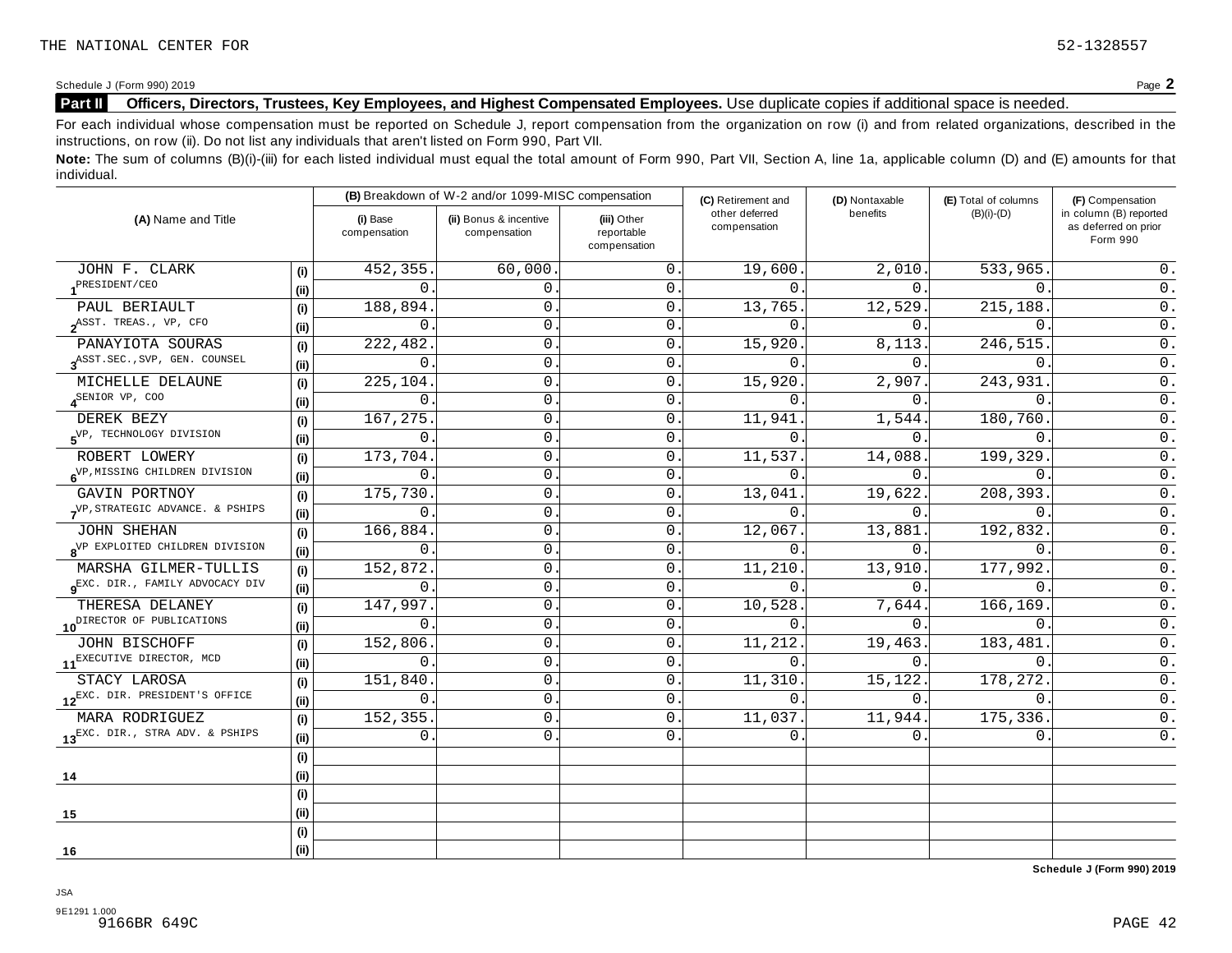Schedule J (Form 990) 2019

**Part II Officers, Directors, Trustees, Key Employees, and Highest Compensated Employees.** Use duplicate copies if additional space is needed.

For each individual whose compensation must be reported on Schedule J, report compensation from the organization on row (i) and from related organizations, described in the instructions, on row (ii). Do not list any individuals that aren't listed on Form 990, Part VII.

**Note:** The sum of columns (B)(i)-(iii) for each listed individual must equal the total amount of Form 990, Part VII, Section A, line 1a, applicable column (D) and (E) amounts for that individual.

| (A) Name and Title | | (B) Breakdown of W-2 and/or 1099-MISC compensation | | | (C) Retirement and other deferred compensation | (D) Nontaxable benefits | (E) Total of columns (B)(i)-(D) | (F) Compensation in column (B) reported as deferred on prior Form 990 |
|---|---|---|---|---|---|---|---|---|
| | | (i) Base compensation | (ii) Bonus & incentive compensation | (iii) Other reportable compensation | | | | |
| JOHN F. CLARK | (i) | 452,355. | 60,000. | 0. | 19,600. | 2,010. | 533,965. | 0. |
| 1 PRESIDENT/CEO | (ii) | 0. | 0. | 0. | 0. | 0. | 0. | 0. |
| PAUL BERIAULT | (i) | 188,894. | 0. | 0. | 13,765. | 12,529. | 215,188. | 0. |
| 2 ASST. TREAS., VP, CFO | (ii) | 0. | 0. | 0. | 0. | 0. | 0. | 0. |
| PANAYIOTA SOURAS | (i) | 222,482. | 0. | 0. | 15,920. | 8,113. | 246,515. | 0. |
| 3 ASST.SEC.,SVP, GEN. COUNSEL | (ii) | 0. | 0. | 0. | 0. | 0. | 0. | 0. |
| MICHELLE DELAUNE | (i) | 225,104. | 0. | 0. | 15,920. | 2,907. | 243,931. | 0. |
| 4 SENIOR VP, COO | (ii) | 0. | 0. | 0. | 0. | 0. | 0. | 0. |
| DEREK BEZY | (i) | 167,275. | 0. | 0. | 11,941. | 1,544. | 180,760. | 0. |
| 5 VP, TECHNOLOGY DIVISION | (ii) | 0. | 0. | 0. | 0. | 0. | 0. | 0. |
| ROBERT LOWERY | (i) | 173,704. | 0. | 0. | 11,537. | 14,088. | 199,329. | 0. |
| 6 VP,MISSING CHILDREN DIVISION | (ii) | 0. | 0. | 0. | 0. | 0. | 0. | 0. |
| GAVIN PORTNOY | (i) | 175,730. | 0. | 0. | 13,041. | 19,622. | 208,393. | 0. |
| 7 VP,STRATEGIC ADVANCE. & PSHIPS | (ii) | 0. | 0. | 0. | 0. | 0. | 0. | 0. |
| JOHN SHEHAN | (i) | 166,884. | 0. | 0. | 12,067. | 13,881. | 192,832. | 0. |
| 8 VP EXPLOITED CHILDREN DIVISION | (ii) | 0. | 0. | 0. | 0. | 0. | 0. | 0. |
| MARSHA GILMER-TULLIS | (i) | 152,872. | 0. | 0. | 11,210. | 13,910. | 177,992. | 0. |
| 9 EXC. DIR., FAMILY ADVOCACY DIV | (ii) | 0. | 0. | 0. | 0. | 0. | 0. | 0. |
| THERESA DELANEY | (i) | 147,997. | 0. | 0. | 10,528. | 7,644. | 166,169. | 0. |
| 10 DIRECTOR OF PUBLICATIONS | (ii) | 0. | 0. | 0. | 0. | 0. | 0. | 0. |
| JOHN BISCHOFF | (i) | 152,806. | 0. | 0. | 11,212. | 19,463. | 183,481. | 0. |
| 11 EXECUTIVE DIRECTOR, MCD | (ii) | 0. | 0. | 0. | 0. | 0. | 0. | 0. |
| STACY LAROSA | (i) | 151,840. | 0. | 0. | 11,310. | 15,122. | 178,272. | 0. |
| 12 EXC. DIR. PRESIDENT'S OFFICE | (ii) | 0. | 0. | 0. | 0. | 0. | 0. | 0. |
| MARA RODRIGUEZ | (i) | 152,355. | 0. | 0. | 11,037. | 11,944. | 175,336. | 0. |
| 13 EXC. DIR., STRA ADV. & PSHIPS | (ii) | 0. | 0. | 0. | 0. | 0. | 0. | 0. |
| | (i) | | | | | | | |
| 14 | (ii) | | | | | | | |
| | (i) | | | | | | | |
| 15 | (ii) | | | | | | | |
| | (i) | | | | | | | |
| 16 | (ii) | | | | | | | |

Schedule J (Form 990) 2019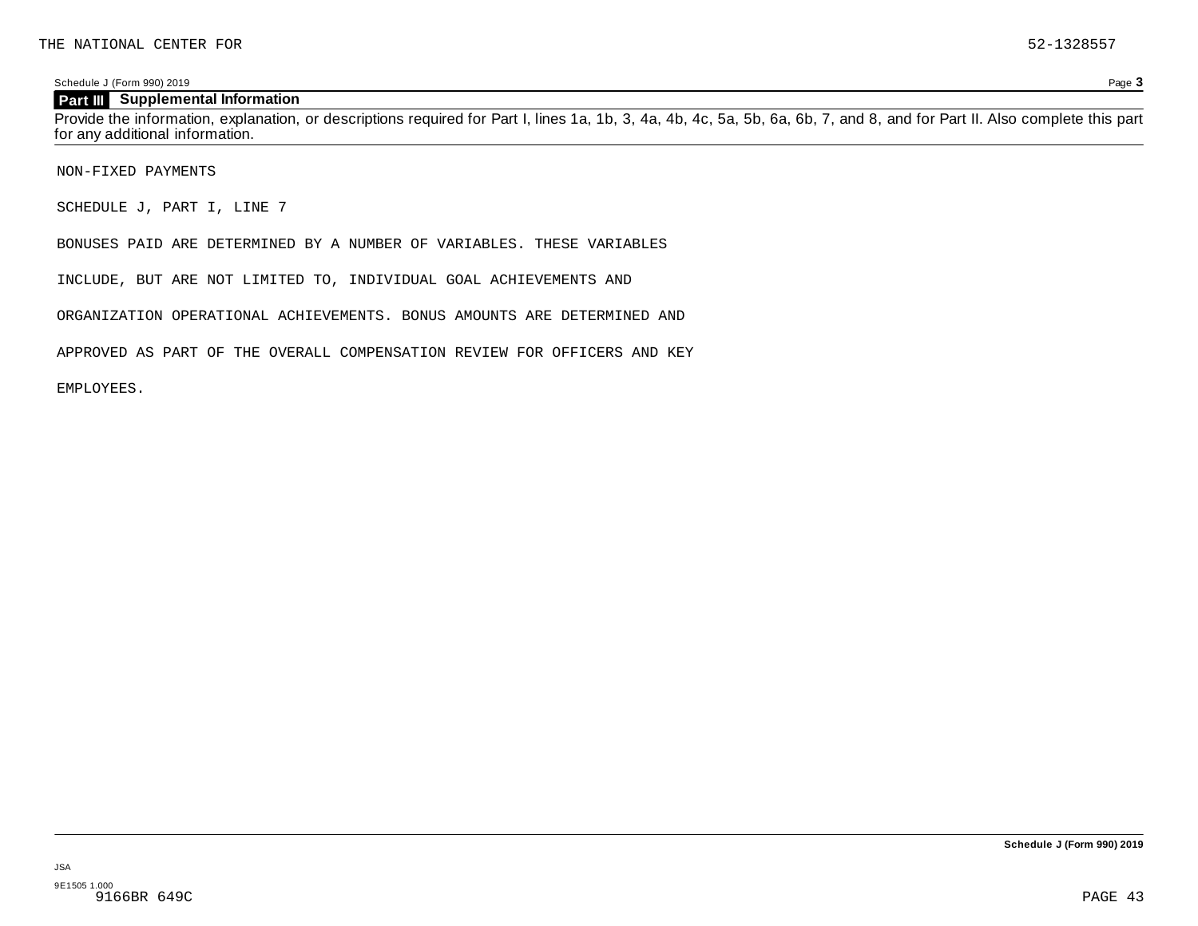## Part III Supplemental Information

Provide the information, explanation, or descriptions required for Part I, lines 1a, 1b, 3, 4a, 4b, 4c, 5a, 5b, 6a, 6b, 7, and 8, and for Part II. Also complete this part for any additional information.

NON-FIXED PAYMENTS

SCHEDULE J, PART I, LINE 7

BONUSES PAID ARE DETERMINED BY A NUMBER OF VARIABLES. THESE VARIABLES INCLUDE, BUT ARE NOT LIMITED TO, INDIVIDUAL GOAL ACHIEVEMENTS AND ORGANIZATION OPERATIONAL ACHIEVEMENTS. BONUS AMOUNTS ARE DETERMINED AND APPROVED AS PART OF THE OVERALL COMPENSATION REVIEW FOR OFFICERS AND KEY EMPLOYEES.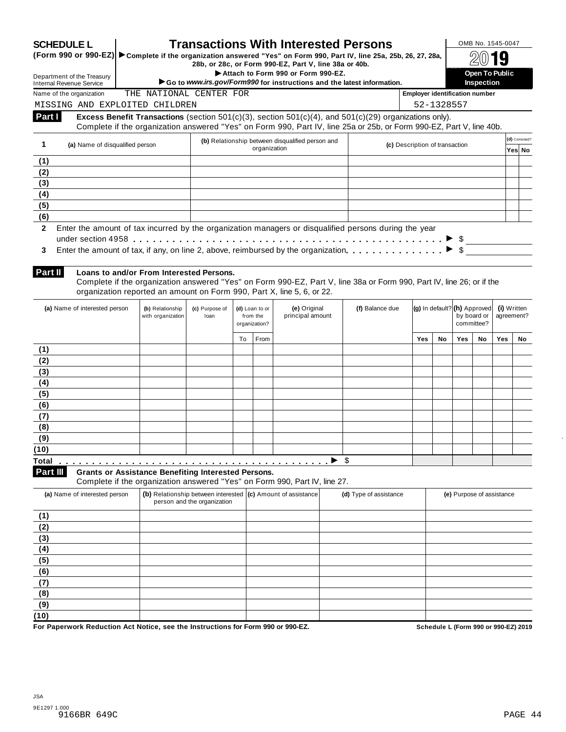# SCHEDULE L (Form 990 or 990-EZ)

# Transactions With Interested Persons

▶ Complete if the organization answered "Yes" on Form 990, Part IV, line 25a, 25b, 26, 27, 28a, 28b, or 28c, or Form 990-EZ, Part V, line 38a or 40b.

▶ Attach to Form 990 or Form 990-EZ.

▶ Go to *www.irs.gov/Form990* for instructions and the latest information.

Department of the Treasury
Internal Revenue Service

OMB No. 1545-0047

2019

**Open To Public Inspection**

Name of the organization: THE NATIONAL CENTER FOR MISSING AND EXPLOITED CHILDREN

Employer identification number: 52-1328557

## Part I Excess Benefit Transactions (section 501(c)(3), section 501(c)(4), and 501(c)(29) organizations only).

Complete if the organization answered "Yes" on Form 990, Part IV, line 25a or 25b, or Form 990-EZ, Part V, line 40b.

| 1 | (a) Name of disqualified person | (b) Relationship between disqualified person and organization | (c) Description of transaction | (d) Corrected? Yes | No |
|---|---|---|---|---|---|
| (1) | | | | | |
| (2) | | | | | |
| (3) | | | | | |
| (4) | | | | | |
| (5) | | | | | |
| (6) | | | | | |

**2** Enter the amount of tax incurred by the organization managers or disqualified persons during the year under section 4958 . . . . . ▶ $

**3** Enter the amount of tax, if any, on line 2, above, reimbursed by the organization . . . . . ▶ $

## Part II Loans to and/or From Interested Persons.

Complete if the organization answered "Yes" on Form 990-EZ, Part V, line 38a or Form 990, Part IV, line 26; or if the organization reported an amount on Form 990, Part X, line 5, 6, or 22.

| | (a) Name of interested person | (b) Relationship with organization | (c) Purpose of loan | (d) Loan to or from the organization? | | (e) Original principal amount | (f) Balance due | (g) In default? | | (h) Approved by board or committee? | | (i) Written agreement? | |
|---|---|---|---|---|---|---|---|---|---|---|---|---|---|
| | | | | To | From | | | Yes | No | Yes | No | Yes | No |
| (1) | | | | | | | | | | | | | |
| (2) | | | | | | | | | | | | | |
| (3) | | | | | | | | | | | | | |
| (4) | | | | | | | | | | | | | |
| (5) | | | | | | | | | | | | | |
| (6) | | | | | | | | | | | | | |
| (7) | | | | | | | | | | | | | |
| (8) | | | | | | | | | | | | | |
| (9) | | | | | | | | | | | | | |
| (10) | | | | | | | | | | | | | |
| Total . . . . . ▶ $ | | | | | | | | | | | | | |

## Part III Grants or Assistance Benefiting Interested Persons.

Complete if the organization answered "Yes" on Form 990, Part IV, line 27.

| | (a) Name of interested person | (b) Relationship between interested person and the organization | (c) Amount of assistance | (d) Type of assistance | (e) Purpose of assistance |
|---|---|---|---|---|---|
| (1) | | | | | |
| (2) | | | | | |
| (3) | | | | | |
| (4) | | | | | |
| (5) | | | | | |
| (6) | | | | | |
| (7) | | | | | |
| (8) | | | | | |
| (9) | | | | | |
| (10) | | | | | |

**For Paperwork Reduction Act Notice, see the Instructions for Form 990 or 990-EZ.** **Schedule L (Form 990 or 990-EZ) 2019**

JSA
9E1297 1.000
9166BR 649C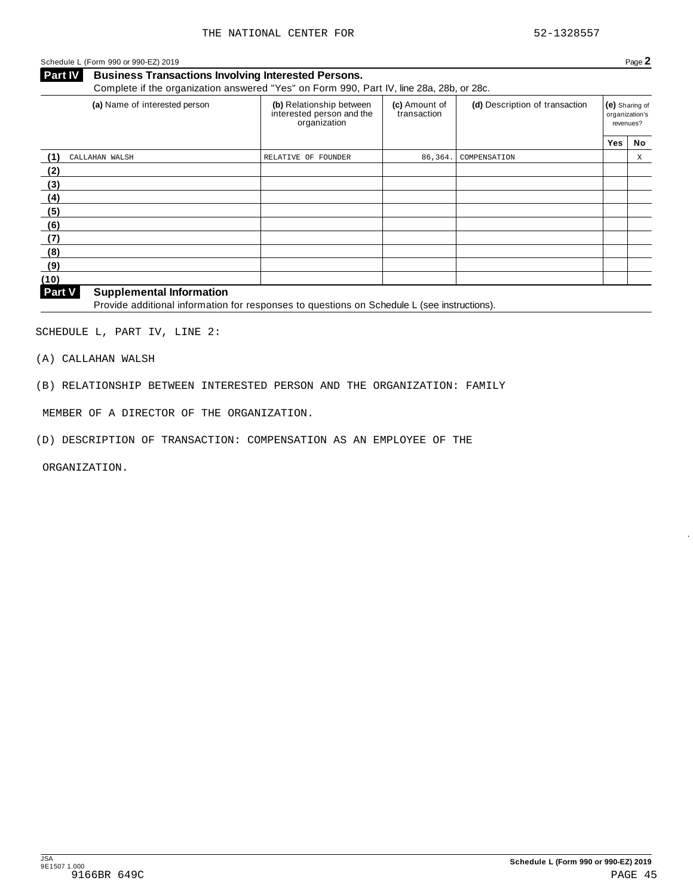Schedule L (Form 990 or 990-EZ) 2019 Page **2**

## Part IV Business Transactions Involving Interested Persons.

Complete if the organization answered "Yes" on Form 990, Part IV, line 28a, 28b, or 28c.

| | (a) Name of interested person | (b) Relationship between interested person and the organization | (c) Amount of transaction | (d) Description of transaction | (e) Sharing of organization's revenues? | |
|---|---|---|---|---|---|---|
| | | | | | Yes | No |
| (1) | CALLAHAN WALSH | RELATIVE OF FOUNDER | 86,364. | COMPENSATION | | X |
| (2) | | | | | | |
| (3) | | | | | | |
| (4) | | | | | | |
| (5) | | | | | | |
| (6) | | | | | | |
| (7) | | | | | | |
| (8) | | | | | | |
| (9) | | | | | | |
| (10) | | | | | | |

## Part V Supplemental Information

Provide additional information for responses to questions on Schedule L (see instructions).

SCHEDULE L, PART IV, LINE 2:

(A) CALLAHAN WALSH

(B) RELATIONSHIP BETWEEN INTERESTED PERSON AND THE ORGANIZATION: FAMILY MEMBER OF A DIRECTOR OF THE ORGANIZATION.

(D) DESCRIPTION OF TRANSACTION: COMPENSATION AS AN EMPLOYEE OF THE ORGANIZATION.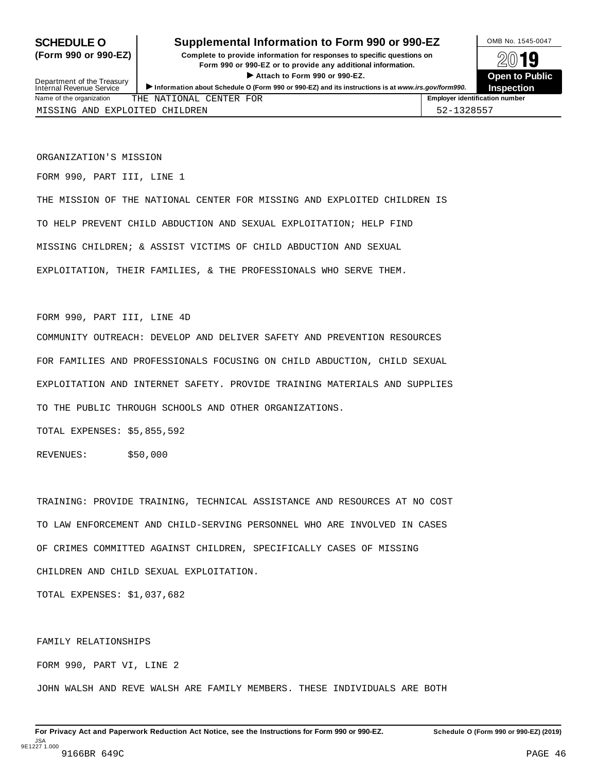# SCHEDULE O (Form 990 or 990-EZ)

## Supplemental Information to Form 990 or 990-EZ

**Complete to provide information for responses to specific questions on Form 990 or 990-EZ or to provide any additional information.**

**▶ Attach to Form 990 or 990-EZ.**

**▶ Information about Schedule O (Form 990 or 990-EZ) and its instructions is at www.irs.gov/form990.**

Department of the Treasury
Internal Revenue Service

OMB No. 1545-0047

2019

**Open to Public Inspection**

| Name of the organization | Employer identification number |
|---|---|
| THE NATIONAL CENTER FOR MISSING AND EXPLOITED CHILDREN | 52-1328557 |

ORGANIZATION'S MISSION

FORM 990, PART III, LINE 1

THE MISSION OF THE NATIONAL CENTER FOR MISSING AND EXPLOITED CHILDREN IS TO HELP PREVENT CHILD ABDUCTION AND SEXUAL EXPLOITATION; HELP FIND MISSING CHILDREN; & ASSIST VICTIMS OF CHILD ABDUCTION AND SEXUAL EXPLOITATION, THEIR FAMILIES, & THE PROFESSIONALS WHO SERVE THEM.

FORM 990, PART III, LINE 4D

COMMUNITY OUTREACH: DEVELOP AND DELIVER SAFETY AND PREVENTION RESOURCES FOR FAMILIES AND PROFESSIONALS FOCUSING ON CHILD ABDUCTION, CHILD SEXUAL EXPLOITATION AND INTERNET SAFETY. PROVIDE TRAINING MATERIALS AND SUPPLIES TO THE PUBLIC THROUGH SCHOOLS AND OTHER ORGANIZATIONS.

TOTAL EXPENSES: $5,855,592

REVENUES: $50,000

TRAINING: PROVIDE TRAINING, TECHNICAL ASSISTANCE AND RESOURCES AT NO COST TO LAW ENFORCEMENT AND CHILD-SERVING PERSONNEL WHO ARE INVOLVED IN CASES OF CRIMES COMMITTED AGAINST CHILDREN, SPECIFICALLY CASES OF MISSING CHILDREN AND CHILD SEXUAL EXPLOITATION.

TOTAL EXPENSES: $1,037,682

FAMILY RELATIONSHIPS

FORM 990, PART VI, LINE 2

JOHN WALSH AND REVE WALSH ARE FAMILY MEMBERS. THESE INDIVIDUALS ARE BOTH

**For Privacy Act and Paperwork Reduction Act Notice, see the Instructions for Form 990 or 990-EZ.** **Schedule O (Form 990 or 990-EZ) (2019)**

JSA
9E1227 1.000
9166BR 649C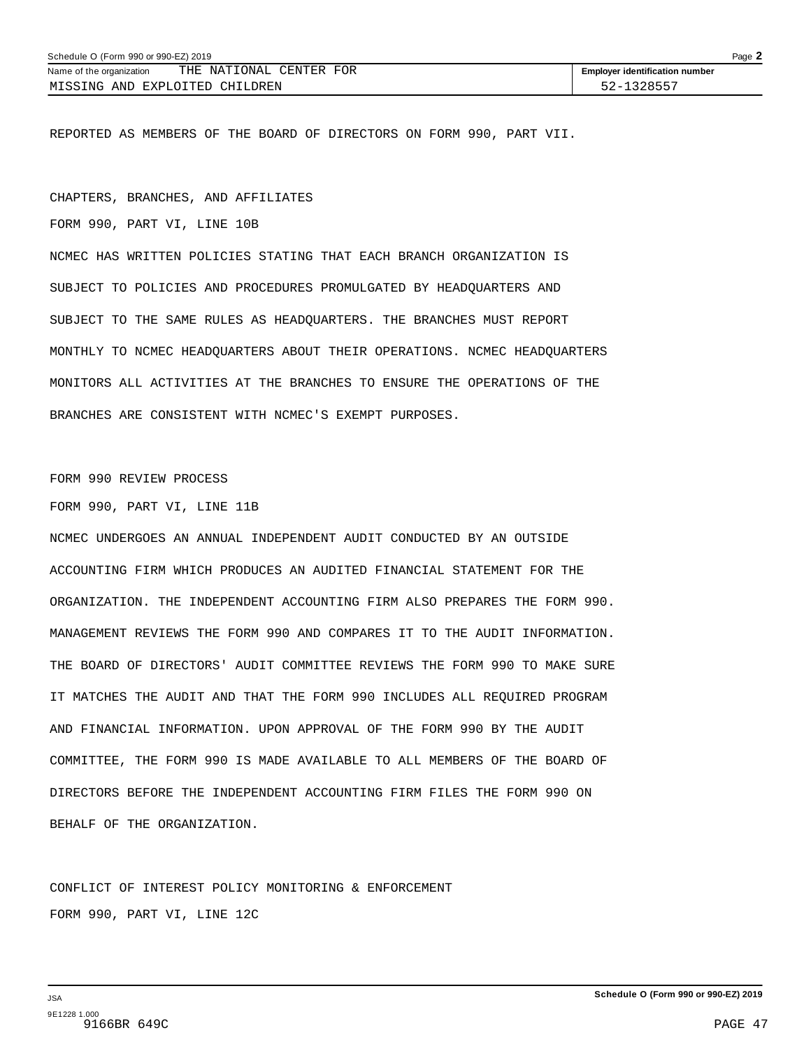REPORTED AS MEMBERS OF THE BOARD OF DIRECTORS ON FORM 990, PART VII.

CHAPTERS, BRANCHES, AND AFFILIATES

FORM 990, PART VI, LINE 10B

NCMEC HAS WRITTEN POLICIES STATING THAT EACH BRANCH ORGANIZATION IS SUBJECT TO POLICIES AND PROCEDURES PROMULGATED BY HEADQUARTERS AND SUBJECT TO THE SAME RULES AS HEADQUARTERS. THE BRANCHES MUST REPORT MONTHLY TO NCMEC HEADQUARTERS ABOUT THEIR OPERATIONS. NCMEC HEADQUARTERS MONITORS ALL ACTIVITIES AT THE BRANCHES TO ENSURE THE OPERATIONS OF THE BRANCHES ARE CONSISTENT WITH NCMEC'S EXEMPT PURPOSES.

FORM 990 REVIEW PROCESS

FORM 990, PART VI, LINE 11B

NCMEC UNDERGOES AN ANNUAL INDEPENDENT AUDIT CONDUCTED BY AN OUTSIDE ACCOUNTING FIRM WHICH PRODUCES AN AUDITED FINANCIAL STATEMENT FOR THE ORGANIZATION. THE INDEPENDENT ACCOUNTING FIRM ALSO PREPARES THE FORM 990. MANAGEMENT REVIEWS THE FORM 990 AND COMPARES IT TO THE AUDIT INFORMATION. THE BOARD OF DIRECTORS' AUDIT COMMITTEE REVIEWS THE FORM 990 TO MAKE SURE IT MATCHES THE AUDIT AND THAT THE FORM 990 INCLUDES ALL REQUIRED PROGRAM AND FINANCIAL INFORMATION. UPON APPROVAL OF THE FORM 990 BY THE AUDIT COMMITTEE, THE FORM 990 IS MADE AVAILABLE TO ALL MEMBERS OF THE BOARD OF DIRECTORS BEFORE THE INDEPENDENT ACCOUNTING FIRM FILES THE FORM 990 ON BEHALF OF THE ORGANIZATION.

CONFLICT OF INTEREST POLICY MONITORING & ENFORCEMENT

FORM 990, PART VI, LINE 12C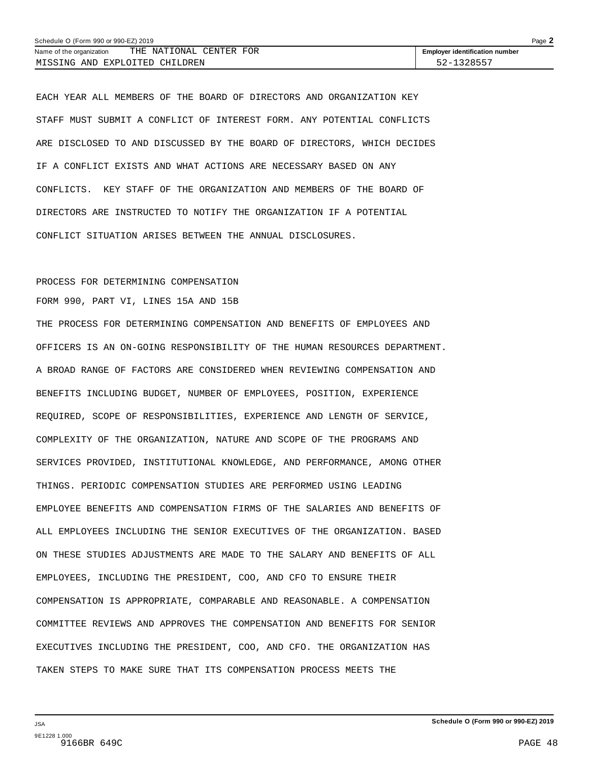Name of the organization THE NATIONAL CENTER FOR MISSING AND EXPLOITED CHILDREN

Employer identification number 52-1328557

EACH YEAR ALL MEMBERS OF THE BOARD OF DIRECTORS AND ORGANIZATION KEY STAFF MUST SUBMIT A CONFLICT OF INTEREST FORM. ANY POTENTIAL CONFLICTS ARE DISCLOSED TO AND DISCUSSED BY THE BOARD OF DIRECTORS, WHICH DECIDES IF A CONFLICT EXISTS AND WHAT ACTIONS ARE NECESSARY BASED ON ANY CONFLICTS. KEY STAFF OF THE ORGANIZATION AND MEMBERS OF THE BOARD OF DIRECTORS ARE INSTRUCTED TO NOTIFY THE ORGANIZATION IF A POTENTIAL CONFLICT SITUATION ARISES BETWEEN THE ANNUAL DISCLOSURES.

PROCESS FOR DETERMINING COMPENSATION

FORM 990, PART VI, LINES 15A AND 15B

THE PROCESS FOR DETERMINING COMPENSATION AND BENEFITS OF EMPLOYEES AND OFFICERS IS AN ON-GOING RESPONSIBILITY OF THE HUMAN RESOURCES DEPARTMENT. A BROAD RANGE OF FACTORS ARE CONSIDERED WHEN REVIEWING COMPENSATION AND BENEFITS INCLUDING BUDGET, NUMBER OF EMPLOYEES, POSITION, EXPERIENCE REQUIRED, SCOPE OF RESPONSIBILITIES, EXPERIENCE AND LENGTH OF SERVICE, COMPLEXITY OF THE ORGANIZATION, NATURE AND SCOPE OF THE PROGRAMS AND SERVICES PROVIDED, INSTITUTIONAL KNOWLEDGE, AND PERFORMANCE, AMONG OTHER THINGS. PERIODIC COMPENSATION STUDIES ARE PERFORMED USING LEADING EMPLOYEE BENEFITS AND COMPENSATION FIRMS OF THE SALARIES AND BENEFITS OF ALL EMPLOYEES INCLUDING THE SENIOR EXECUTIVES OF THE ORGANIZATION. BASED ON THESE STUDIES ADJUSTMENTS ARE MADE TO THE SALARY AND BENEFITS OF ALL EMPLOYEES, INCLUDING THE PRESIDENT, COO, AND CFO TO ENSURE THEIR COMPENSATION IS APPROPRIATE, COMPARABLE AND REASONABLE. A COMPENSATION COMMITTEE REVIEWS AND APPROVES THE COMPENSATION AND BENEFITS FOR SENIOR EXECUTIVES INCLUDING THE PRESIDENT, COO, AND CFO. THE ORGANIZATION HAS TAKEN STEPS TO MAKE SURE THAT ITS COMPENSATION PROCESS MEETS THE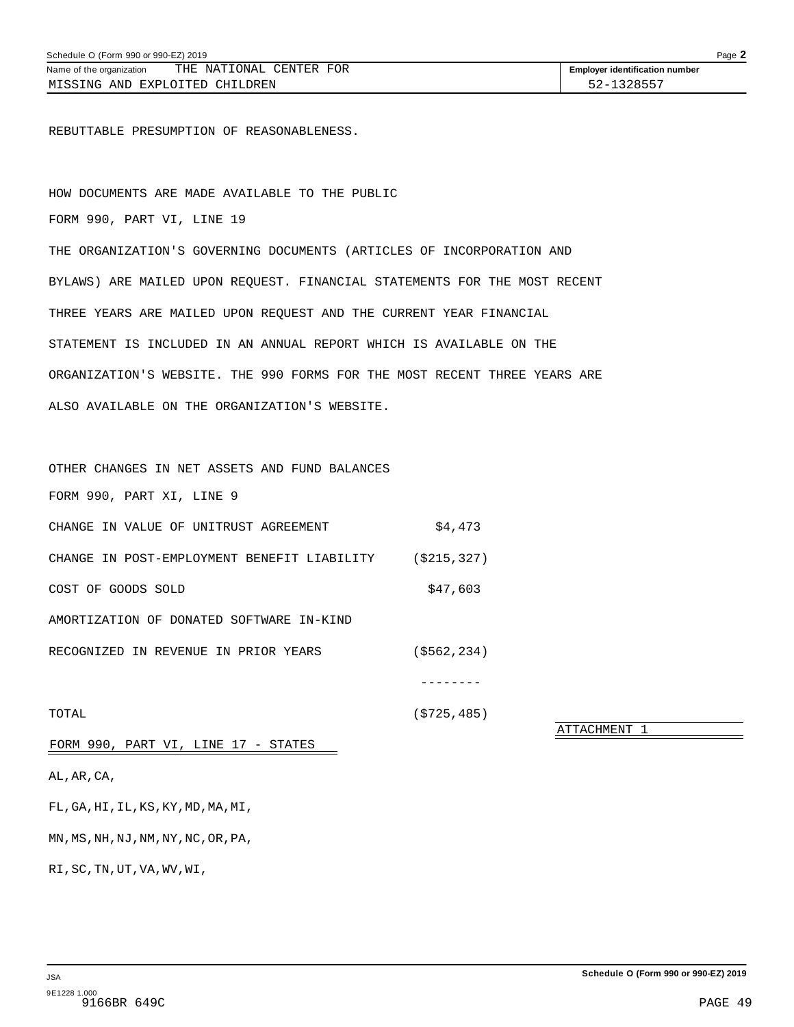REBUTTABLE PRESUMPTION OF REASONABLENESS.

HOW DOCUMENTS ARE MADE AVAILABLE TO THE PUBLIC

FORM 990, PART VI, LINE 19

THE ORGANIZATION'S GOVERNING DOCUMENTS (ARTICLES OF INCORPORATION AND BYLAWS) ARE MAILED UPON REQUEST. FINANCIAL STATEMENTS FOR THE MOST RECENT THREE YEARS ARE MAILED UPON REQUEST AND THE CURRENT YEAR FINANCIAL STATEMENT IS INCLUDED IN AN ANNUAL REPORT WHICH IS AVAILABLE ON THE ORGANIZATION'S WEBSITE. THE 990 FORMS FOR THE MOST RECENT THREE YEARS ARE ALSO AVAILABLE ON THE ORGANIZATION'S WEBSITE.

OTHER CHANGES IN NET ASSETS AND FUND BALANCES

FORM 990, PART XI, LINE 9

| | |
|---|---|
| CHANGE IN VALUE OF UNITRUST AGREEMENT | $4,473 |
| CHANGE IN POST-EMPLOYMENT BENEFIT LIABILITY | ($215,327) |
| COST OF GOODS SOLD | $47,603 |
| AMORTIZATION OF DONATED SOFTWARE IN-KIND RECOGNIZED IN REVENUE IN PRIOR YEARS | ($562,234) |
| | -------- |
| TOTAL | ($725,485) |

ATTACHMENT 1

FORM 990, PART VI, LINE 17 - STATES

AL,AR,CA,

FL,GA,HI,IL,KS,KY,MD,MA,MI,

MN,MS,NH,NJ,NM,NY,NC,OR,PA,

RI,SC,TN,UT,VA,WV,WI,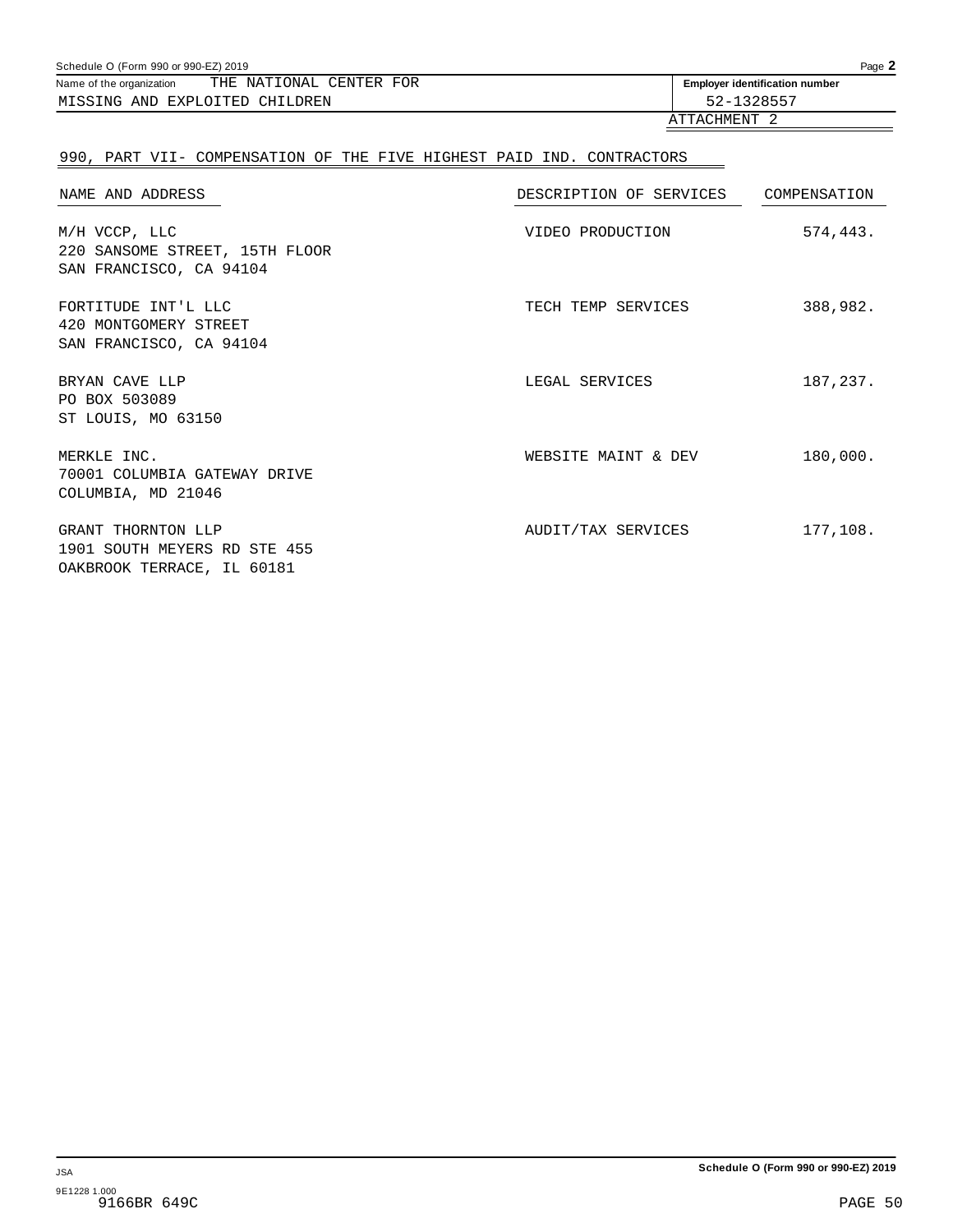Name of the organization: THE NATIONAL CENTER FOR MISSING AND EXPLOITED CHILDREN

**Employer identification number:** 52-1328557

ATTACHMENT 2

## 990, PART VII- COMPENSATION OF THE FIVE HIGHEST PAID IND. CONTRACTORS

| NAME AND ADDRESS | DESCRIPTION OF SERVICES | COMPENSATION |
|---|---|---|
| M/H VCCP, LLC<br>220 SANSOME STREET, 15TH FLOOR<br>SAN FRANCISCO, CA 94104 | VIDEO PRODUCTION | 574,443. |
| FORTITUDE INT'L LLC<br>420 MONTGOMERY STREET<br>SAN FRANCISCO, CA 94104 | TECH TEMP SERVICES | 388,982. |
| BRYAN CAVE LLP<br>PO BOX 503089<br>ST LOUIS, MO 63150 | LEGAL SERVICES | 187,237. |
| MERKLE INC.<br>70001 COLUMBIA GATEWAY DRIVE<br>COLUMBIA, MD 21046 | WEBSITE MAINT & DEV | 180,000. |
| GRANT THORNTON LLP<br>1901 SOUTH MEYERS RD STE 455<br>OAKBROOK TERRACE, IL 60181 | AUDIT/TAX SERVICES | 177,108. |